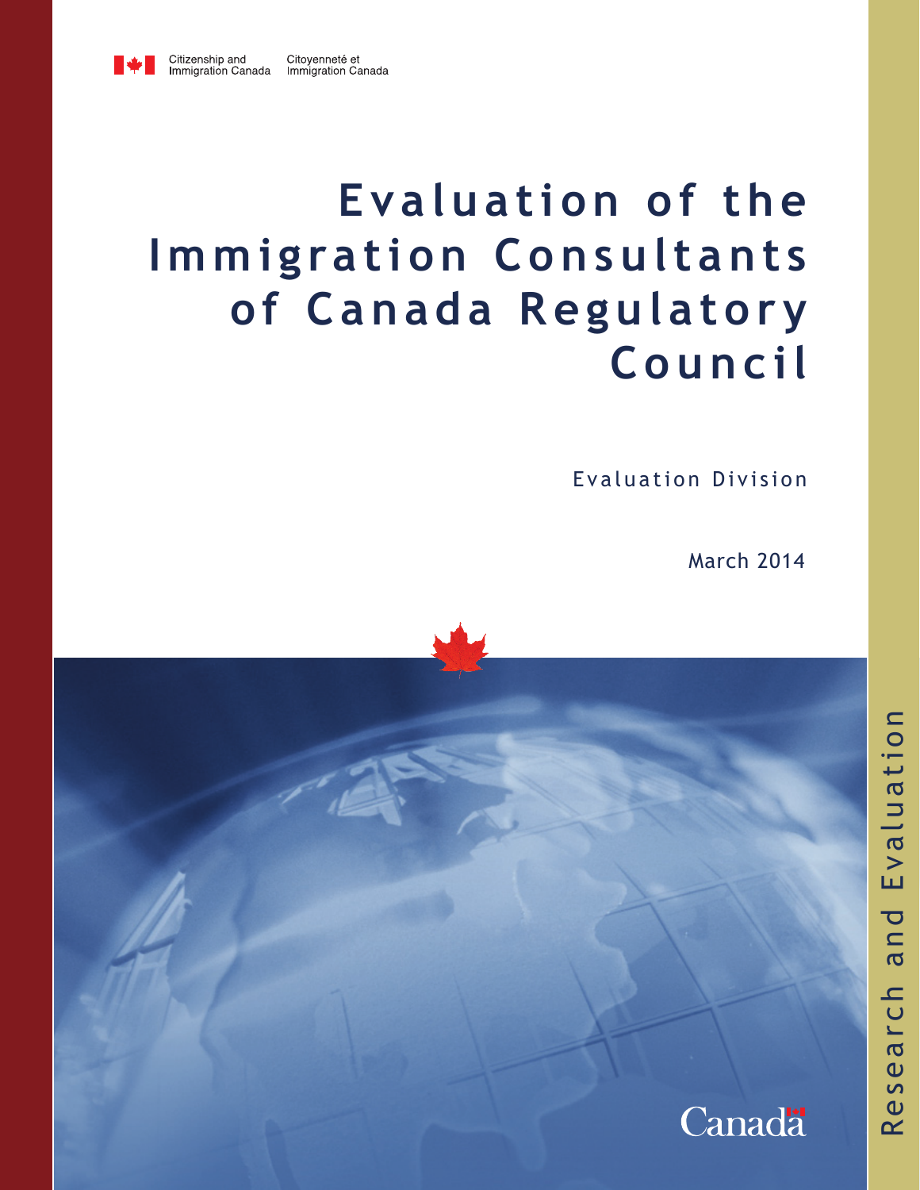Citizenship and Immigration Canada | Citoyenneté et Immigration Canada

# Evaluation of the Immigration Consultants of Canada Regulatory Council

Evaluation Division

March 2014

Research and Evaluation

Canada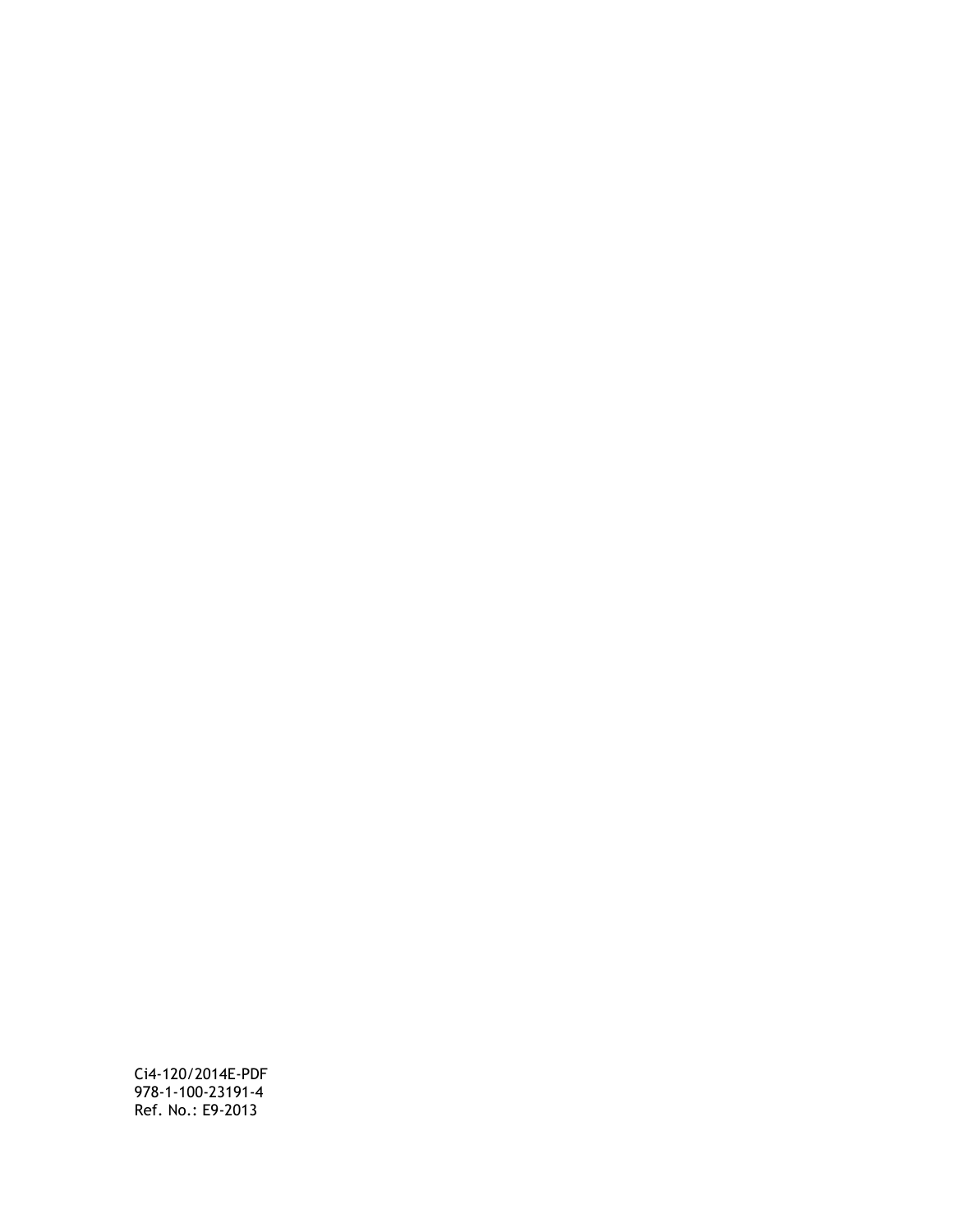Ci4-120/2014E-PDF
978-1-100-23191-4
Ref. No.: E9-2013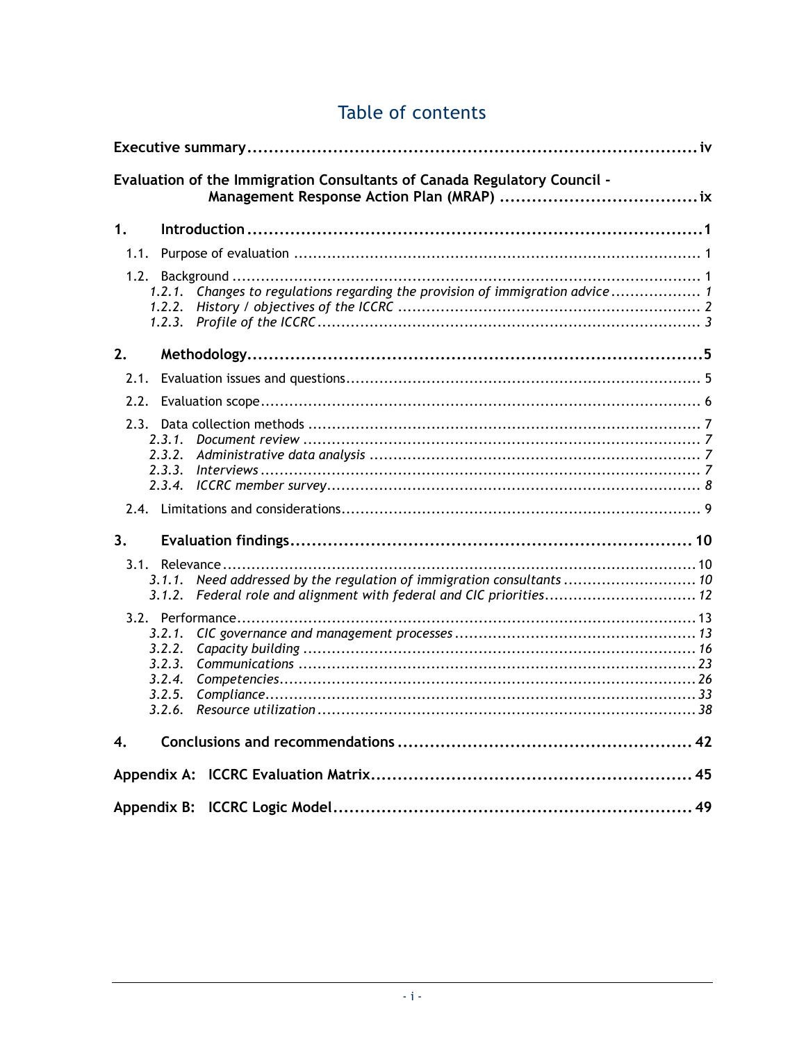# Table of contents

**Executive summary** ..... iv

**Evaluation of the Immigration Consultants of Canada Regulatory Council - Management Response Action Plan (MRAP)** ..... ix

**1. Introduction** ..... 1

- 1.1. Purpose of evaluation ..... 1
- 1.2. Background ..... 1
  - *1.2.1. Changes to regulations regarding the provision of immigration advice ..... 1*
  - *1.2.2. History / objectives of the ICCRC ..... 2*
  - *1.2.3. Profile of the ICCRC ..... 3*

**2. Methodology** ..... 5

- 2.1. Evaluation issues and questions ..... 5
- 2.2. Evaluation scope ..... 6
- 2.3. Data collection methods ..... 7
  - *2.3.1. Document review ..... 7*
  - *2.3.2. Administrative data analysis ..... 7*
  - *2.3.3. Interviews ..... 7*
  - *2.3.4. ICCRC member survey ..... 8*
- 2.4. Limitations and considerations ..... 9

**3. Evaluation findings** ..... 10

- 3.1. Relevance ..... 10
  - *3.1.1. Need addressed by the regulation of immigration consultants ..... 10*
  - *3.1.2. Federal role and alignment with federal and CIC priorities ..... 12*
- 3.2. Performance ..... 13
  - *3.2.1. CIC governance and management processes ..... 13*
  - *3.2.2. Capacity building ..... 16*
  - *3.2.3. Communications ..... 23*
  - *3.2.4. Competencies ..... 26*
  - *3.2.5. Compliance ..... 33*
  - *3.2.6. Resource utilization ..... 38*

**4. Conclusions and recommendations** ..... 42

**Appendix A: ICCRC Evaluation Matrix** ..... 45

**Appendix B: ICCRC Logic Model** ..... 49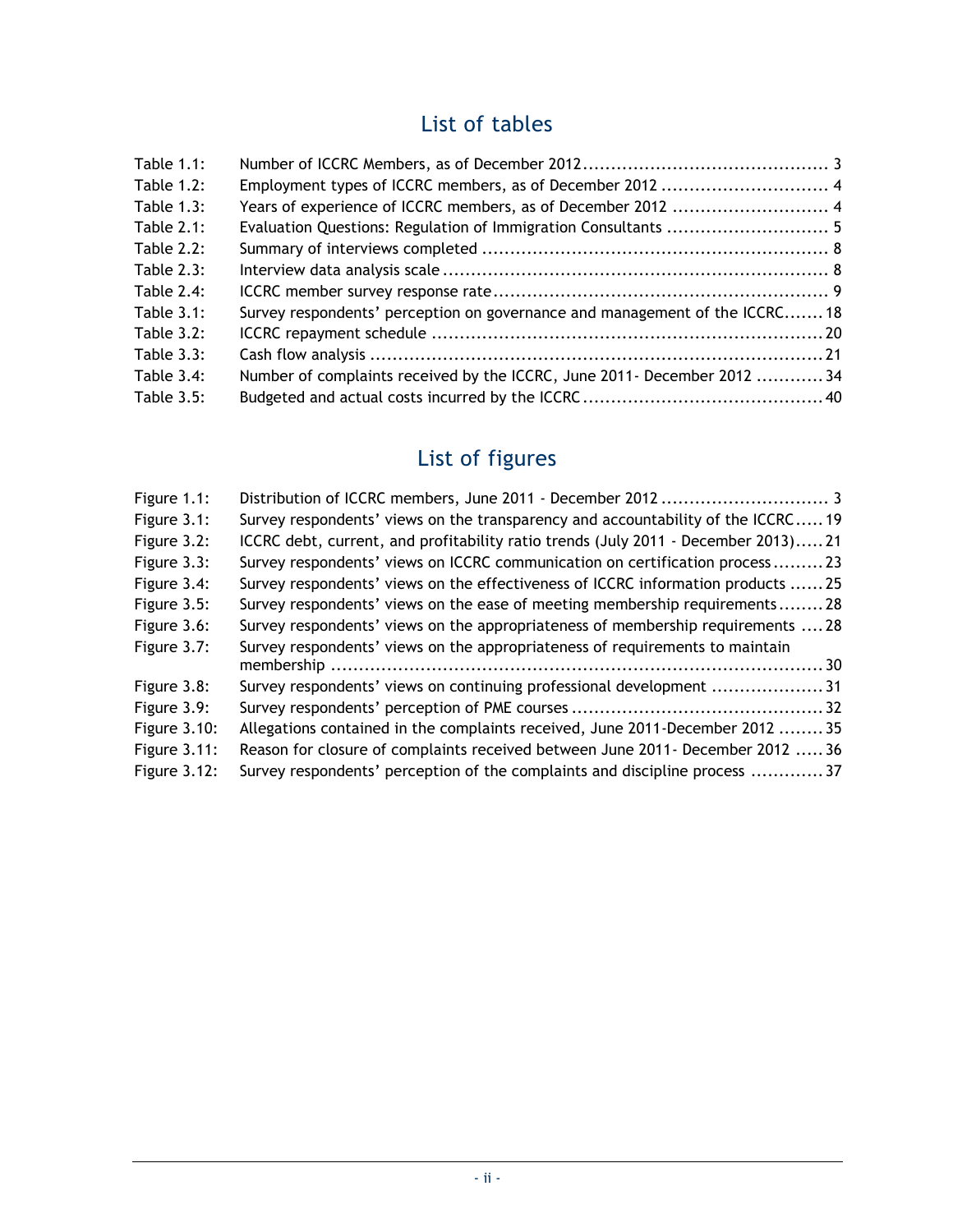## List of tables

| | | |
|---|---|---|
| Table 1.1: | Number of ICCRC Members, as of December 2012 | 3 |
| Table 1.2: | Employment types of ICCRC members, as of December 2012 | 4 |
| Table 1.3: | Years of experience of ICCRC members, as of December 2012 | 4 |
| Table 2.1: | Evaluation Questions: Regulation of Immigration Consultants | 5 |
| Table 2.2: | Summary of interviews completed | 8 |
| Table 2.3: | Interview data analysis scale | 8 |
| Table 2.4: | ICCRC member survey response rate | 9 |
| Table 3.1: | Survey respondents' perception on governance and management of the ICCRC | 18 |
| Table 3.2: | ICCRC repayment schedule | 20 |
| Table 3.3: | Cash flow analysis | 21 |
| Table 3.4: | Number of complaints received by the ICCRC, June 2011- December 2012 | 34 |
| Table 3.5: | Budgeted and actual costs incurred by the ICCRC | 40 |

## List of figures

| | | |
|---|---|---|
| Figure 1.1: | Distribution of ICCRC members, June 2011 - December 2012 | 3 |
| Figure 3.1: | Survey respondents' views on the transparency and accountability of the ICCRC | 19 |
| Figure 3.2: | ICCRC debt, current, and profitability ratio trends (July 2011 - December 2013) | 21 |
| Figure 3.3: | Survey respondents' views on ICCRC communication on certification process | 23 |
| Figure 3.4: | Survey respondents' views on the effectiveness of ICCRC information products | 25 |
| Figure 3.5: | Survey respondents' views on the ease of meeting membership requirements | 28 |
| Figure 3.6: | Survey respondents' views on the appropriateness of membership requirements | 28 |
| Figure 3.7: | Survey respondents' views on the appropriateness of requirements to maintain membership | 30 |
| Figure 3.8: | Survey respondents' views on continuing professional development | 31 |
| Figure 3.9: | Survey respondents' perception of PME courses | 32 |
| Figure 3.10: | Allegations contained in the complaints received, June 2011-December 2012 | 35 |
| Figure 3.11: | Reason for closure of complaints received between June 2011- December 2012 | 36 |
| Figure 3.12: | Survey respondents' perception of the complaints and discipline process | 37 |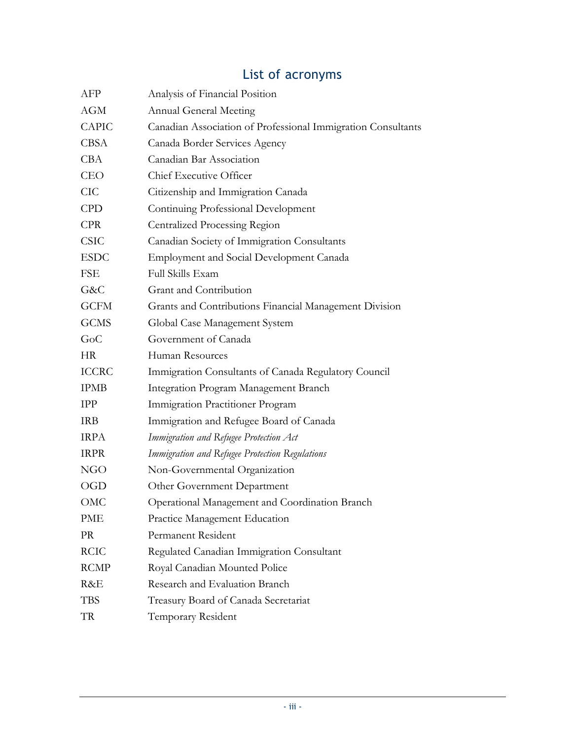# List of acronyms

| | |
|---|---|
| AFP | Analysis of Financial Position |
| AGM | Annual General Meeting |
| CAPIC | Canadian Association of Professional Immigration Consultants |
| CBSA | Canada Border Services Agency |
| CBA | Canadian Bar Association |
| CEO | Chief Executive Officer |
| CIC | Citizenship and Immigration Canada |
| CPD | Continuing Professional Development |
| CPR | Centralized Processing Region |
| CSIC | Canadian Society of Immigration Consultants |
| ESDC | Employment and Social Development Canada |
| FSE | Full Skills Exam |
| G&C | Grant and Contribution |
| GCFM | Grants and Contributions Financial Management Division |
| GCMS | Global Case Management System |
| GoC | Government of Canada |
| HR | Human Resources |
| ICCRC | Immigration Consultants of Canada Regulatory Council |
| IPMB | Integration Program Management Branch |
| IPP | Immigration Practitioner Program |
| IRB | Immigration and Refugee Board of Canada |
| IRPA | *Immigration and Refugee Protection Act* |
| IRPR | *Immigration and Refugee Protection Regulations* |
| NGO | Non-Governmental Organization |
| OGD | Other Government Department |
| OMC | Operational Management and Coordination Branch |
| PME | Practice Management Education |
| PR | Permanent Resident |
| RCIC | Regulated Canadian Immigration Consultant |
| RCMP | Royal Canadian Mounted Police |
| R&E | Research and Evaluation Branch |
| TBS | Treasury Board of Canada Secretariat |
| TR | Temporary Resident |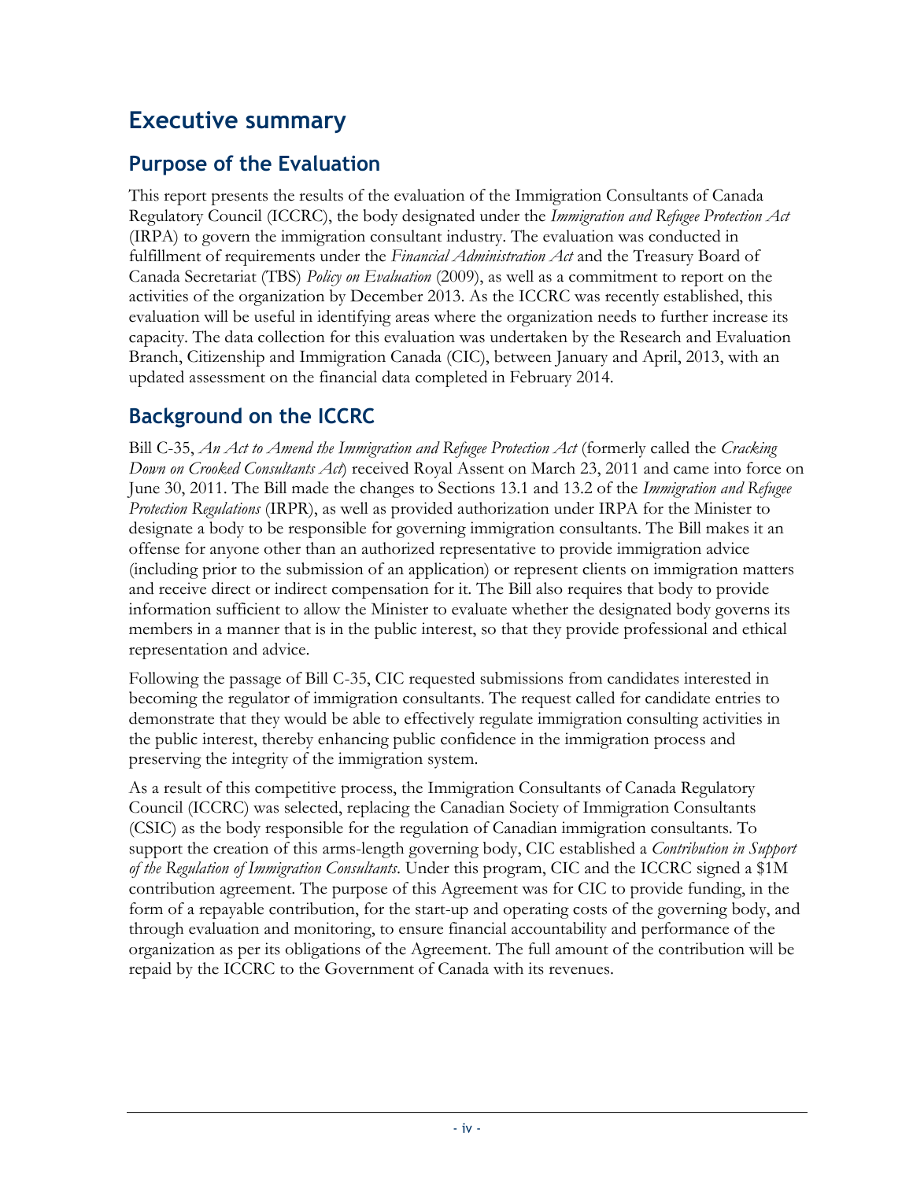# Executive summary

## Purpose of the Evaluation

This report presents the results of the evaluation of the Immigration Consultants of Canada Regulatory Council (ICCRC), the body designated under the *Immigration and Refugee Protection Act* (IRPA) to govern the immigration consultant industry. The evaluation was conducted in fulfillment of requirements under the *Financial Administration Act* and the Treasury Board of Canada Secretariat (TBS) *Policy on Evaluation* (2009), as well as a commitment to report on the activities of the organization by December 2013. As the ICCRC was recently established, this evaluation will be useful in identifying areas where the organization needs to further increase its capacity. The data collection for this evaluation was undertaken by the Research and Evaluation Branch, Citizenship and Immigration Canada (CIC), between January and April, 2013, with an updated assessment on the financial data completed in February 2014.

## Background on the ICCRC

Bill C-35, *An Act to Amend the Immigration and Refugee Protection Act* (formerly called the *Cracking Down on Crooked Consultants Act*) received Royal Assent on March 23, 2011 and came into force on June 30, 2011. The Bill made the changes to Sections 13.1 and 13.2 of the *Immigration and Refugee Protection Regulations* (IRPR), as well as provided authorization under IRPA for the Minister to designate a body to be responsible for governing immigration consultants. The Bill makes it an offense for anyone other than an authorized representative to provide immigration advice (including prior to the submission of an application) or represent clients on immigration matters and receive direct or indirect compensation for it. The Bill also requires that body to provide information sufficient to allow the Minister to evaluate whether the designated body governs its members in a manner that is in the public interest, so that they provide professional and ethical representation and advice.

Following the passage of Bill C-35, CIC requested submissions from candidates interested in becoming the regulator of immigration consultants. The request called for candidate entries to demonstrate that they would be able to effectively regulate immigration consulting activities in the public interest, thereby enhancing public confidence in the immigration process and preserving the integrity of the immigration system.

As a result of this competitive process, the Immigration Consultants of Canada Regulatory Council (ICCRC) was selected, replacing the Canadian Society of Immigration Consultants (CSIC) as the body responsible for the regulation of Canadian immigration consultants. To support the creation of this arms-length governing body, CIC established a *Contribution in Support of the Regulation of Immigration Consultants*. Under this program, CIC and the ICCRC signed a $1M contribution agreement. The purpose of this Agreement was for CIC to provide funding, in the form of a repayable contribution, for the start-up and operating costs of the governing body, and through evaluation and monitoring, to ensure financial accountability and performance of the organization as per its obligations of the Agreement. The full amount of the contribution will be repaid by the ICCRC to the Government of Canada with its revenues.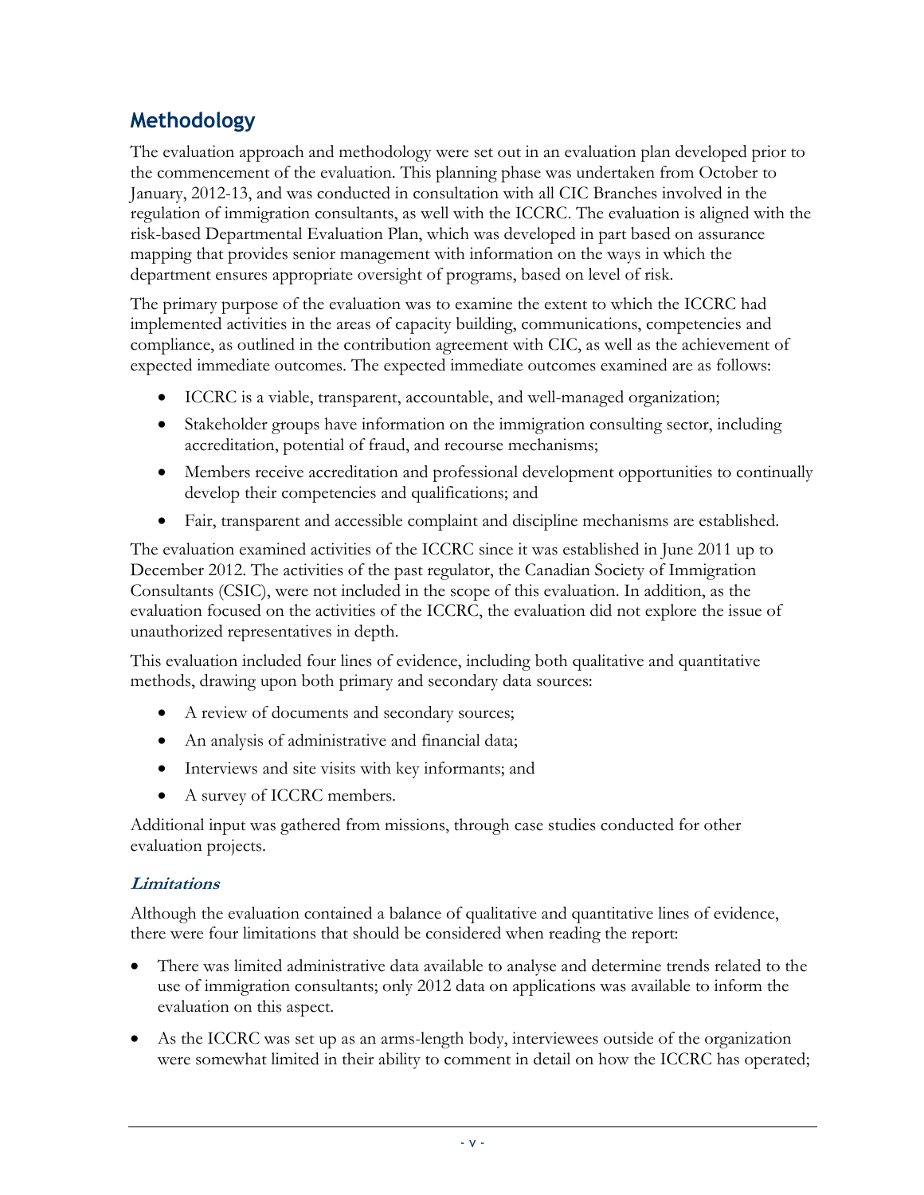## Methodology

The evaluation approach and methodology were set out in an evaluation plan developed prior to the commencement of the evaluation. This planning phase was undertaken from October to January, 2012-13, and was conducted in consultation with all CIC Branches involved in the regulation of immigration consultants, as well with the ICCRC. The evaluation is aligned with the risk-based Departmental Evaluation Plan, which was developed in part based on assurance mapping that provides senior management with information on the ways in which the department ensures appropriate oversight of programs, based on level of risk.

The primary purpose of the evaluation was to examine the extent to which the ICCRC had implemented activities in the areas of capacity building, communications, competencies and compliance, as outlined in the contribution agreement with CIC, as well as the achievement of expected immediate outcomes. The expected immediate outcomes examined are as follows:

- ICCRC is a viable, transparent, accountable, and well-managed organization;
- Stakeholder groups have information on the immigration consulting sector, including accreditation, potential of fraud, and recourse mechanisms;
- Members receive accreditation and professional development opportunities to continually develop their competencies and qualifications; and
- Fair, transparent and accessible complaint and discipline mechanisms are established.

The evaluation examined activities of the ICCRC since it was established in June 2011 up to December 2012. The activities of the past regulator, the Canadian Society of Immigration Consultants (CSIC), were not included in the scope of this evaluation. In addition, as the evaluation focused on the activities of the ICCRC, the evaluation did not explore the issue of unauthorized representatives in depth.

This evaluation included four lines of evidence, including both qualitative and quantitative methods, drawing upon both primary and secondary data sources:

- A review of documents and secondary sources;
- An analysis of administrative and financial data;
- Interviews and site visits with key informants; and
- A survey of ICCRC members.

Additional input was gathered from missions, through case studies conducted for other evaluation projects.

### *Limitations*

Although the evaluation contained a balance of qualitative and quantitative lines of evidence, there were four limitations that should be considered when reading the report:

- There was limited administrative data available to analyse and determine trends related to the use of immigration consultants; only 2012 data on applications was available to inform the evaluation on this aspect.
- As the ICCRC was set up as an arms-length body, interviewees outside of the organization were somewhat limited in their ability to comment in detail on how the ICCRC has operated;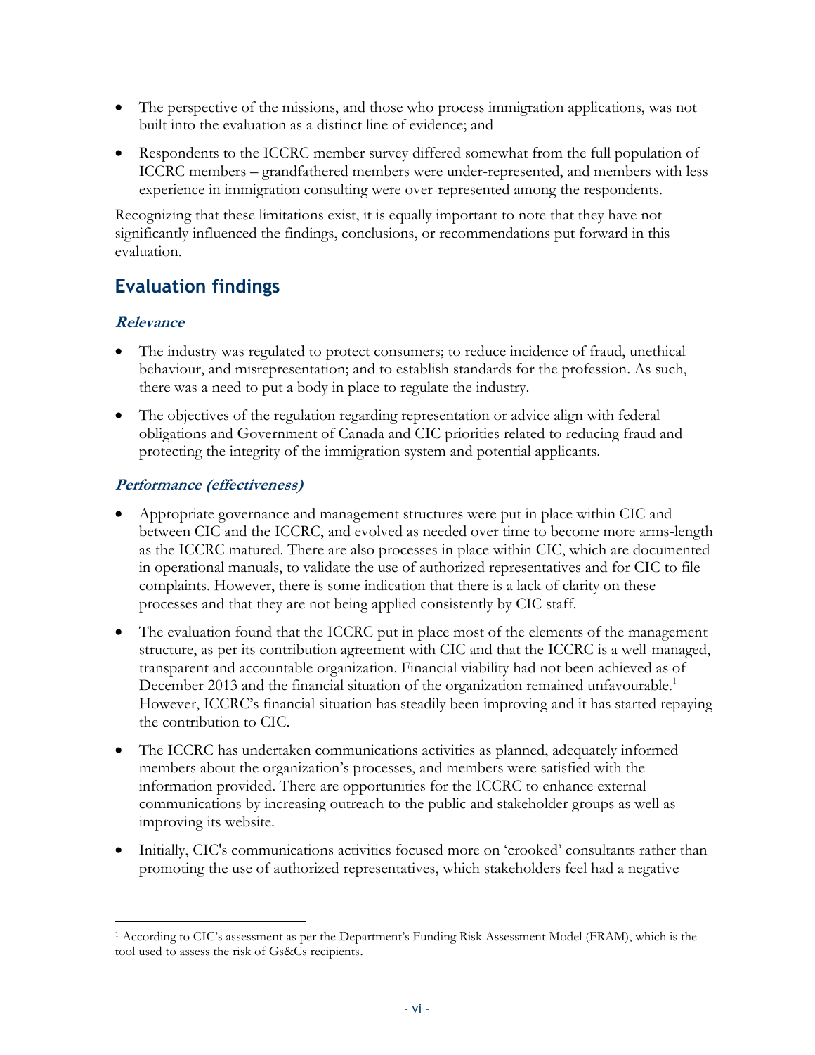- The perspective of the missions, and those who process immigration applications, was not built into the evaluation as a distinct line of evidence; and
- Respondents to the ICCRC member survey differed somewhat from the full population of ICCRC members – grandfathered members were under-represented, and members with less experience in immigration consulting were over-represented among the respondents.

Recognizing that these limitations exist, it is equally important to note that they have not significantly influenced the findings, conclusions, or recommendations put forward in this evaluation.

## Evaluation findings

### *Relevance*

- The industry was regulated to protect consumers; to reduce incidence of fraud, unethical behaviour, and misrepresentation; and to establish standards for the profession. As such, there was a need to put a body in place to regulate the industry.
- The objectives of the regulation regarding representation or advice align with federal obligations and Government of Canada and CIC priorities related to reducing fraud and protecting the integrity of the immigration system and potential applicants.

### *Performance (effectiveness)*

- Appropriate governance and management structures were put in place within CIC and between CIC and the ICCRC, and evolved as needed over time to become more arms-length as the ICCRC matured. There are also processes in place within CIC, which are documented in operational manuals, to validate the use of authorized representatives and for CIC to file complaints. However, there is some indication that there is a lack of clarity on these processes and that they are not being applied consistently by CIC staff.
- The evaluation found that the ICCRC put in place most of the elements of the management structure, as per its contribution agreement with CIC and that the ICCRC is a well-managed, transparent and accountable organization. Financial viability had not been achieved as of December 2013 and the financial situation of the organization remained unfavourable.[1] However, ICCRC's financial situation has steadily been improving and it has started repaying the contribution to CIC.
- The ICCRC has undertaken communications activities as planned, adequately informed members about the organization's processes, and members were satisfied with the information provided. There are opportunities for the ICCRC to enhance external communications by increasing outreach to the public and stakeholder groups as well as improving its website.
- Initially, CIC's communications activities focused more on 'crooked' consultants rather than promoting the use of authorized representatives, which stakeholders feel had a negative

[1] According to CIC's assessment as per the Department's Funding Risk Assessment Model (FRAM), which is the tool used to assess the risk of Gs&Cs recipients.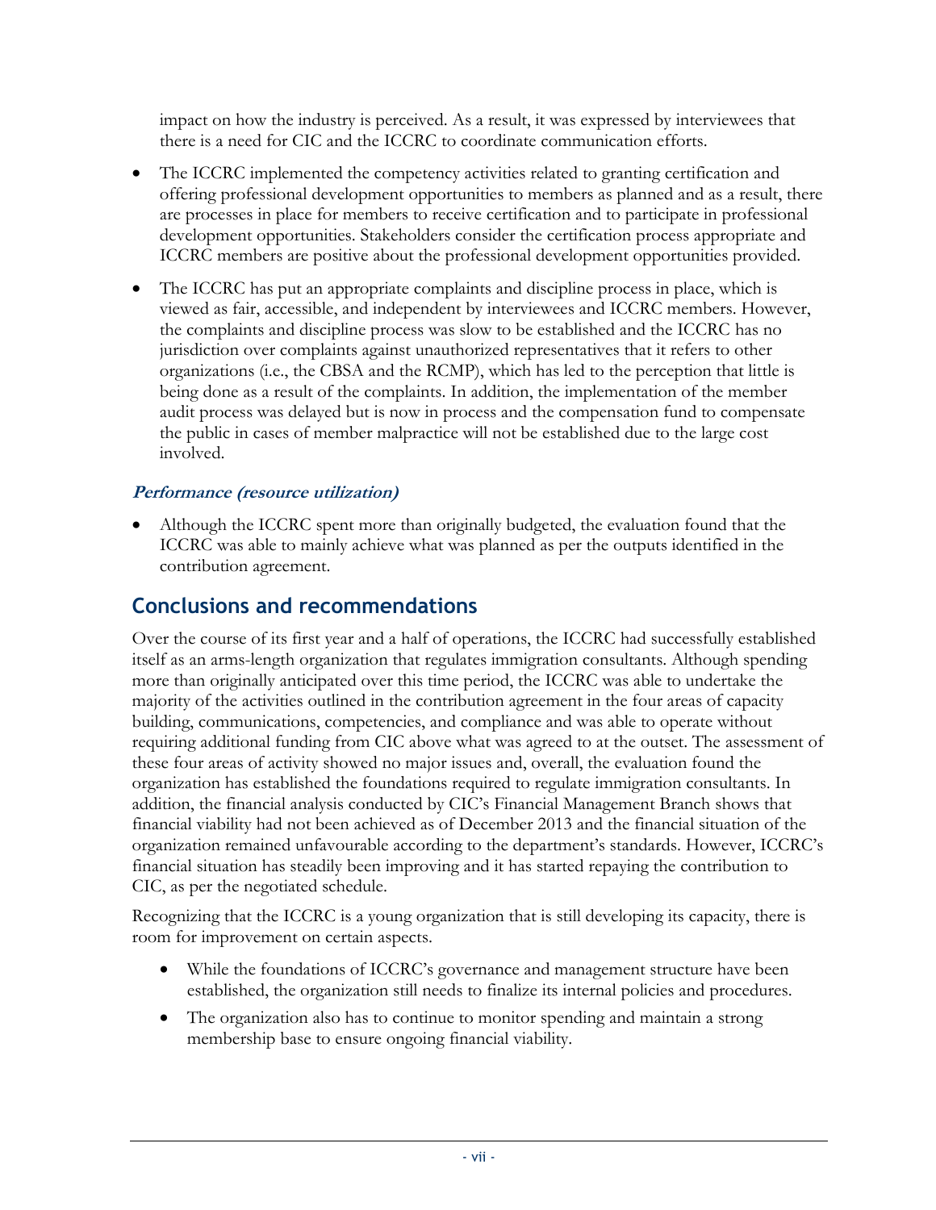impact on how the industry is perceived. As a result, it was expressed by interviewees that there is a need for CIC and the ICCRC to coordinate communication efforts.

- The ICCRC implemented the competency activities related to granting certification and offering professional development opportunities to members as planned and as a result, there are processes in place for members to receive certification and to participate in professional development opportunities. Stakeholders consider the certification process appropriate and ICCRC members are positive about the professional development opportunities provided.
- The ICCRC has put an appropriate complaints and discipline process in place, which is viewed as fair, accessible, and independent by interviewees and ICCRC members. However, the complaints and discipline process was slow to be established and the ICCRC has no jurisdiction over complaints against unauthorized representatives that it refers to other organizations (i.e., the CBSA and the RCMP), which has led to the perception that little is being done as a result of the complaints. In addition, the implementation of the member audit process was delayed but is now in process and the compensation fund to compensate the public in cases of member malpractice will not be established due to the large cost involved.

***Performance (resource utilization)***

- Although the ICCRC spent more than originally budgeted, the evaluation found that the ICCRC was able to mainly achieve what was planned as per the outputs identified in the contribution agreement.

## Conclusions and recommendations

Over the course of its first year and a half of operations, the ICCRC had successfully established itself as an arms-length organization that regulates immigration consultants. Although spending more than originally anticipated over this time period, the ICCRC was able to undertake the majority of the activities outlined in the contribution agreement in the four areas of capacity building, communications, competencies, and compliance and was able to operate without requiring additional funding from CIC above what was agreed to at the outset. The assessment of these four areas of activity showed no major issues and, overall, the evaluation found the organization has established the foundations required to regulate immigration consultants. In addition, the financial analysis conducted by CIC's Financial Management Branch shows that financial viability had not been achieved as of December 2013 and the financial situation of the organization remained unfavourable according to the department's standards. However, ICCRC's financial situation has steadily been improving and it has started repaying the contribution to CIC, as per the negotiated schedule.

Recognizing that the ICCRC is a young organization that is still developing its capacity, there is room for improvement on certain aspects.

- While the foundations of ICCRC's governance and management structure have been established, the organization still needs to finalize its internal policies and procedures.
- The organization also has to continue to monitor spending and maintain a strong membership base to ensure ongoing financial viability.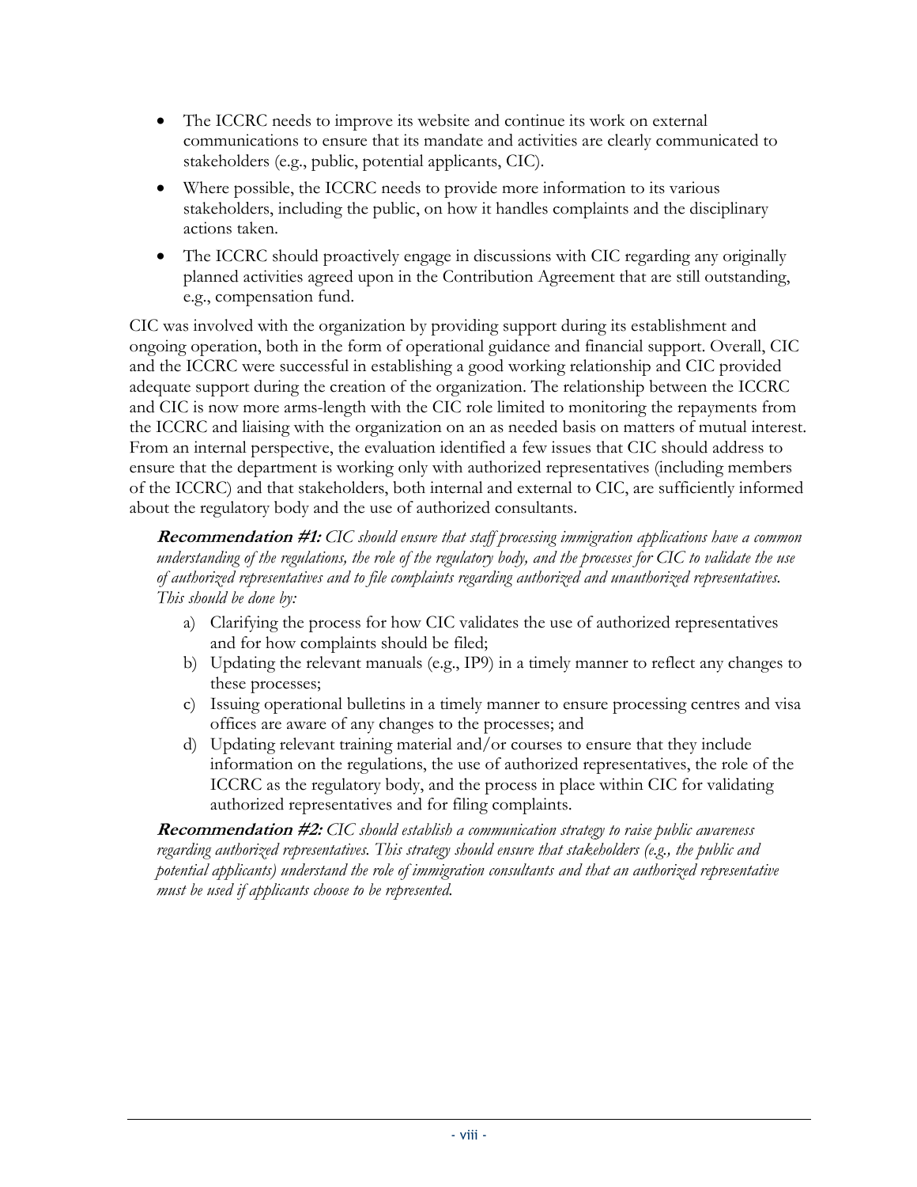- The ICCRC needs to improve its website and continue its work on external communications to ensure that its mandate and activities are clearly communicated to stakeholders (e.g., public, potential applicants, CIC).
- Where possible, the ICCRC needs to provide more information to its various stakeholders, including the public, on how it handles complaints and the disciplinary actions taken.
- The ICCRC should proactively engage in discussions with CIC regarding any originally planned activities agreed upon in the Contribution Agreement that are still outstanding, e.g., compensation fund.

CIC was involved with the organization by providing support during its establishment and ongoing operation, both in the form of operational guidance and financial support. Overall, CIC and the ICCRC were successful in establishing a good working relationship and CIC provided adequate support during the creation of the organization. The relationship between the ICCRC and CIC is now more arms-length with the CIC role limited to monitoring the repayments from the ICCRC and liaising with the organization on an as needed basis on matters of mutual interest. From an internal perspective, the evaluation identified a few issues that CIC should address to ensure that the department is working only with authorized representatives (including members of the ICCRC) and that stakeholders, both internal and external to CIC, are sufficiently informed about the regulatory body and the use of authorized consultants.

> ***Recommendation #1:*** *CIC should ensure that staff processing immigration applications have a common understanding of the regulations, the role of the regulatory body, and the processes for CIC to validate the use of authorized representatives and to file complaints regarding authorized and unauthorized representatives. This should be done by:*
>
> a) Clarifying the process for how CIC validates the use of authorized representatives and for how complaints should be filed;
> b) Updating the relevant manuals (e.g., IP9) in a timely manner to reflect any changes to these processes;
> c) Issuing operational bulletins in a timely manner to ensure processing centres and visa offices are aware of any changes to the processes; and
> d) Updating relevant training material and/or courses to ensure that they include information on the regulations, the use of authorized representatives, the role of the ICCRC as the regulatory body, and the process in place within CIC for validating authorized representatives and for filing complaints.
>
> ***Recommendation #2:*** *CIC should establish a communication strategy to raise public awareness regarding authorized representatives. This strategy should ensure that stakeholders (e.g., the public and potential applicants) understand the role of immigration consultants and that an authorized representative must be used if applicants choose to be represented.*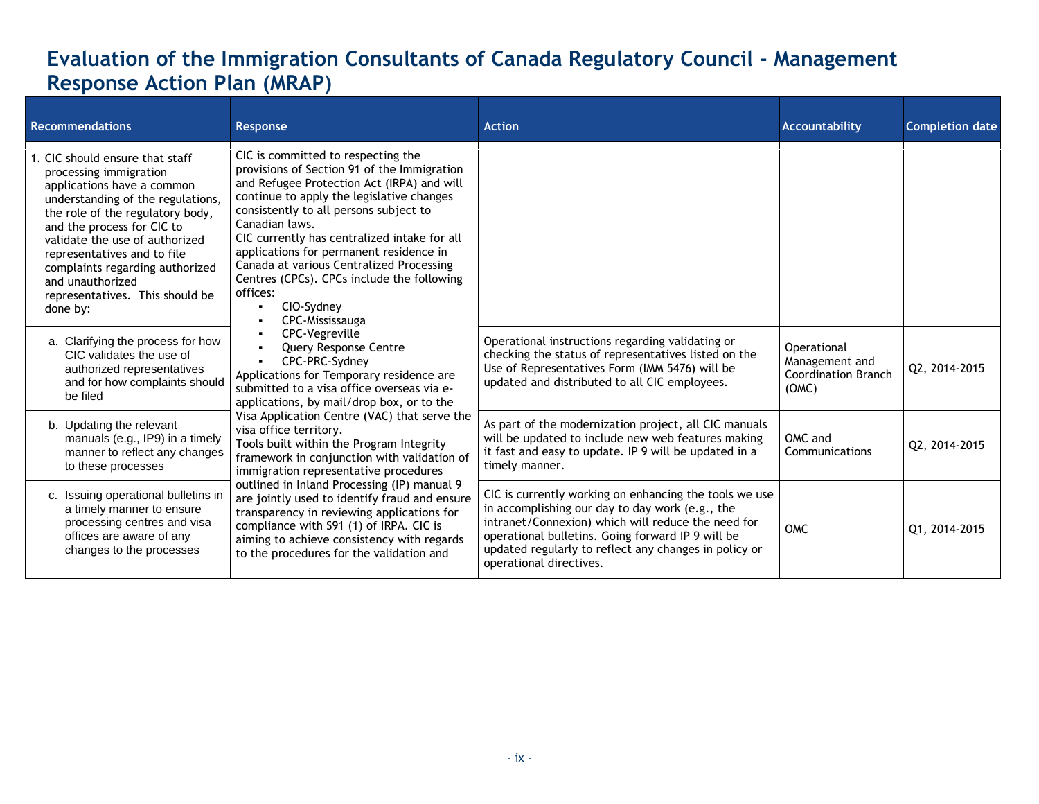# Evaluation of the Immigration Consultants of Canada Regulatory Council - Management Response Action Plan (MRAP)

| Recommendations | Response | Action | Accountability | Completion date |
|---|---|---|---|---|
| 1. CIC should ensure that staff processing immigration applications have a common understanding of the regulations, the role of the regulatory body, and the process for CIC to validate the use of authorized representatives and to file complaints regarding authorized and unauthorized representatives. This should be done by: | CIC is committed to respecting the provisions of Section 91 of the Immigration and Refugee Protection Act (IRPA) and will continue to apply the legislative changes consistently to all persons subject to Canadian laws.<br>CIC currently has centralized intake for all applications for permanent residence in Canada at various Centralized Processing Centres (CPCs). CPCs include the following offices:<br>▪ CIO-Sydney<br>▪ CPC-Mississauga<br>▪ CPC-Vegreville<br>▪ Query Response Centre<br>▪ CPC-PRC-Sydney<br>Applications for Temporary residence are submitted to a visa office overseas via e-applications, by mail/drop box, or to the Visa Application Centre (VAC) that serve the visa office territory.<br>Tools built within the Program Integrity framework in conjunction with validation of immigration representative procedures outlined in Inland Processing (IP) manual 9 are jointly used to identify fraud and ensure transparency in reviewing applications for compliance with S91 (1) of IRPA. CIC is aiming to achieve consistency with regards to the procedures for the validation and | | | |
| a. Clarifying the process for how CIC validates the use of authorized representatives and for how complaints should be filed | | Operational instructions regarding validating or checking the status of representatives listed on the Use of Representatives Form (IMM 5476) will be updated and distributed to all CIC employees. | Operational Management and Coordination Branch (OMC) | Q2, 2014-2015 |
| b. Updating the relevant manuals (e.g., IP9) in a timely manner to reflect any changes to these processes | | As part of the modernization project, all CIC manuals will be updated to include new web features making it fast and easy to update. IP 9 will be updated in a timely manner. | OMC and Communications | Q2, 2014-2015 |
| c. Issuing operational bulletins in a timely manner to ensure processing centres and visa offices are aware of any changes to the processes | | CIC is currently working on enhancing the tools we use in accomplishing our day to day work (e.g., the intranet/Connexion) which will reduce the need for operational bulletins. Going forward IP 9 will be updated regularly to reflect any changes in policy or operational directives. | OMC | Q1, 2014-2015 |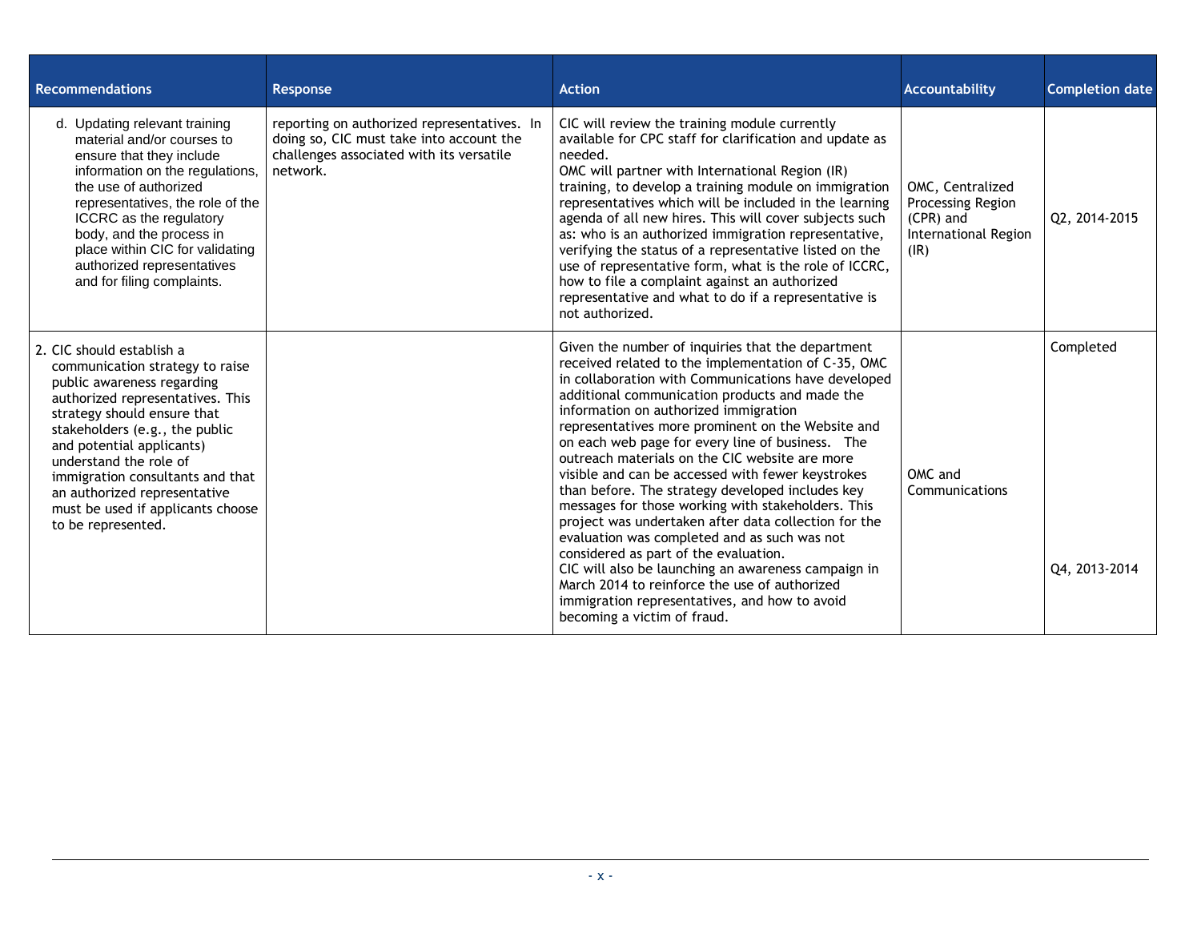| Recommendations | Response | Action | Accountability | Completion date |
|---|---|---|---|---|
| d. Updating relevant training material and/or courses to ensure that they include information on the regulations, the use of authorized representatives, the role of the ICCRC as the regulatory body, and the process in place within CIC for validating authorized representatives and for filing complaints. | reporting on authorized representatives. In doing so, CIC must take into account the challenges associated with its versatile network. | CIC will review the training module currently available for CPC staff for clarification and update as needed.<br>OMC will partner with International Region (IR) training, to develop a training module on immigration representatives which will be included in the learning agenda of all new hires. This will cover subjects such as: who is an authorized immigration representative, verifying the status of a representative listed on the use of representative form, what is the role of ICCRC, how to file a complaint against an authorized representative and what to do if a representative is not authorized. | OMC, Centralized Processing Region (CPR) and International Region (IR) | Q2, 2014-2015 |
| 2. CIC should establish a communication strategy to raise public awareness regarding authorized representatives. This strategy should ensure that stakeholders (e.g., the public and potential applicants) understand the role of immigration consultants and that an authorized representative must be used if applicants choose to be represented. | | Given the number of inquiries that the department received related to the implementation of C-35, OMC in collaboration with Communications have developed additional communication products and made the information on authorized immigration representatives more prominent on the Website and on each web page for every line of business. The outreach materials on the CIC website are more visible and can be accessed with fewer keystrokes than before. The strategy developed includes key messages for those working with stakeholders. This project was undertaken after data collection for the evaluation was completed and as such was not considered as part of the evaluation.<br>CIC will also be launching an awareness campaign in March 2014 to reinforce the use of authorized immigration representatives, and how to avoid becoming a victim of fraud. | OMC and Communications | Completed<br><br>Q4, 2013-2014 |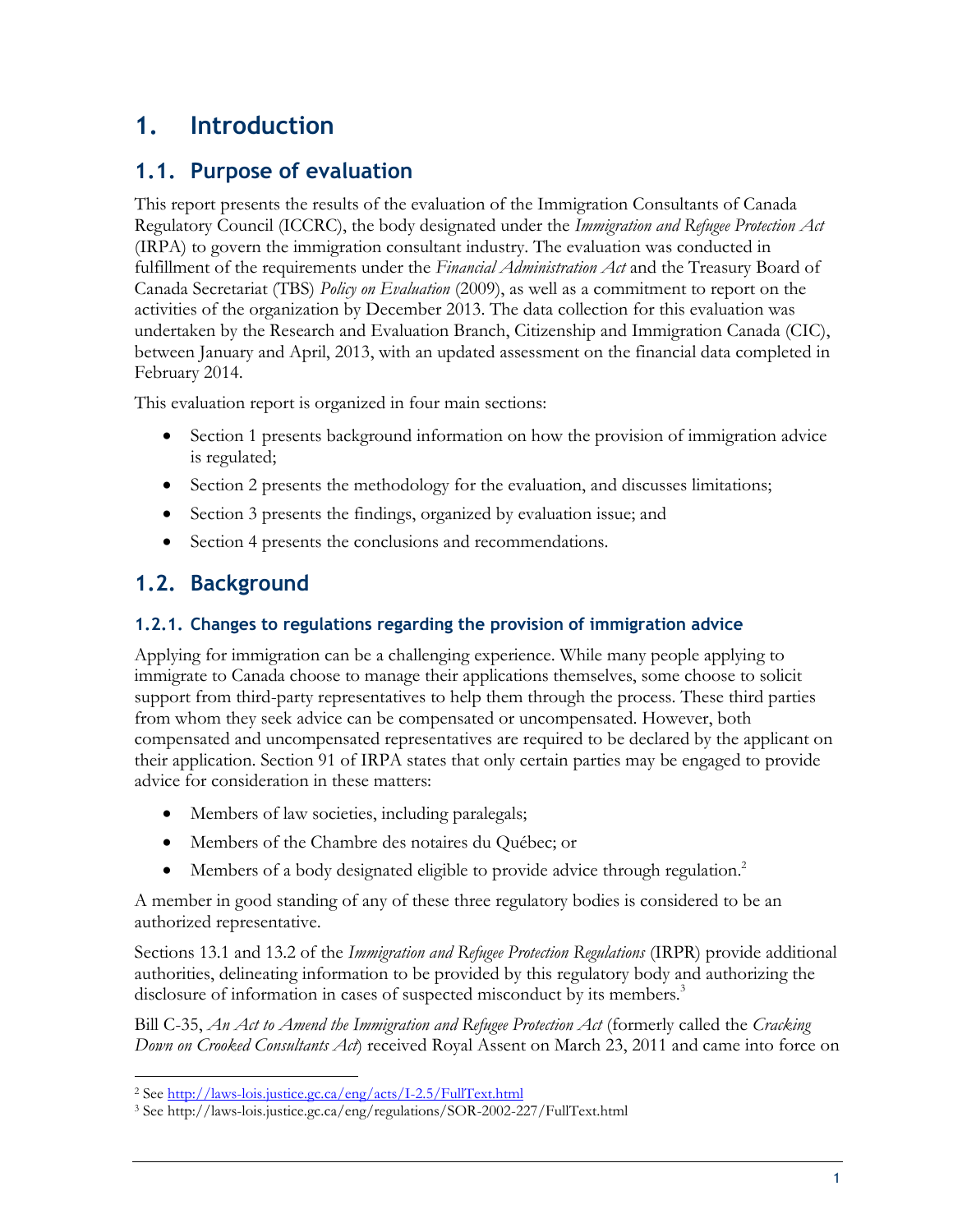# 1. Introduction

## 1.1. Purpose of evaluation

This report presents the results of the evaluation of the Immigration Consultants of Canada Regulatory Council (ICCRC), the body designated under the *Immigration and Refugee Protection Act* (IRPA) to govern the immigration consultant industry. The evaluation was conducted in fulfillment of the requirements under the *Financial Administration Act* and the Treasury Board of Canada Secretariat (TBS) *Policy on Evaluation* (2009), as well as a commitment to report on the activities of the organization by December 2013. The data collection for this evaluation was undertaken by the Research and Evaluation Branch, Citizenship and Immigration Canada (CIC), between January and April, 2013, with an updated assessment on the financial data completed in February 2014.

This evaluation report is organized in four main sections:

- Section 1 presents background information on how the provision of immigration advice is regulated;
- Section 2 presents the methodology for the evaluation, and discusses limitations;
- Section 3 presents the findings, organized by evaluation issue; and
- Section 4 presents the conclusions and recommendations.

## 1.2. Background

### 1.2.1. Changes to regulations regarding the provision of immigration advice

Applying for immigration can be a challenging experience. While many people applying to immigrate to Canada choose to manage their applications themselves, some choose to solicit support from third-party representatives to help them through the process. These third parties from whom they seek advice can be compensated or uncompensated. However, both compensated and uncompensated representatives are required to be declared by the applicant on their application. Section 91 of IRPA states that only certain parties may be engaged to provide advice for consideration in these matters:

- Members of law societies, including paralegals;
- Members of the Chambre des notaires du Québec; or
- Members of a body designated eligible to provide advice through regulation.[2]

A member in good standing of any of these three regulatory bodies is considered to be an authorized representative.

Sections 13.1 and 13.2 of the *Immigration and Refugee Protection Regulations* (IRPR) provide additional authorities, delineating information to be provided by this regulatory body and authorizing the disclosure of information in cases of suspected misconduct by its members.[3]

Bill C-35, *An Act to Amend the Immigration and Refugee Protection Act* (formerly called the *Cracking Down on Crooked Consultants Act*) received Royal Assent on March 23, 2011 and came into force on

---

[2] See http://laws-lois.justice.gc.ca/eng/acts/I-2.5/FullText.html

[3] See http://laws-lois.justice.gc.ca/eng/regulations/SOR-2002-227/FullText.html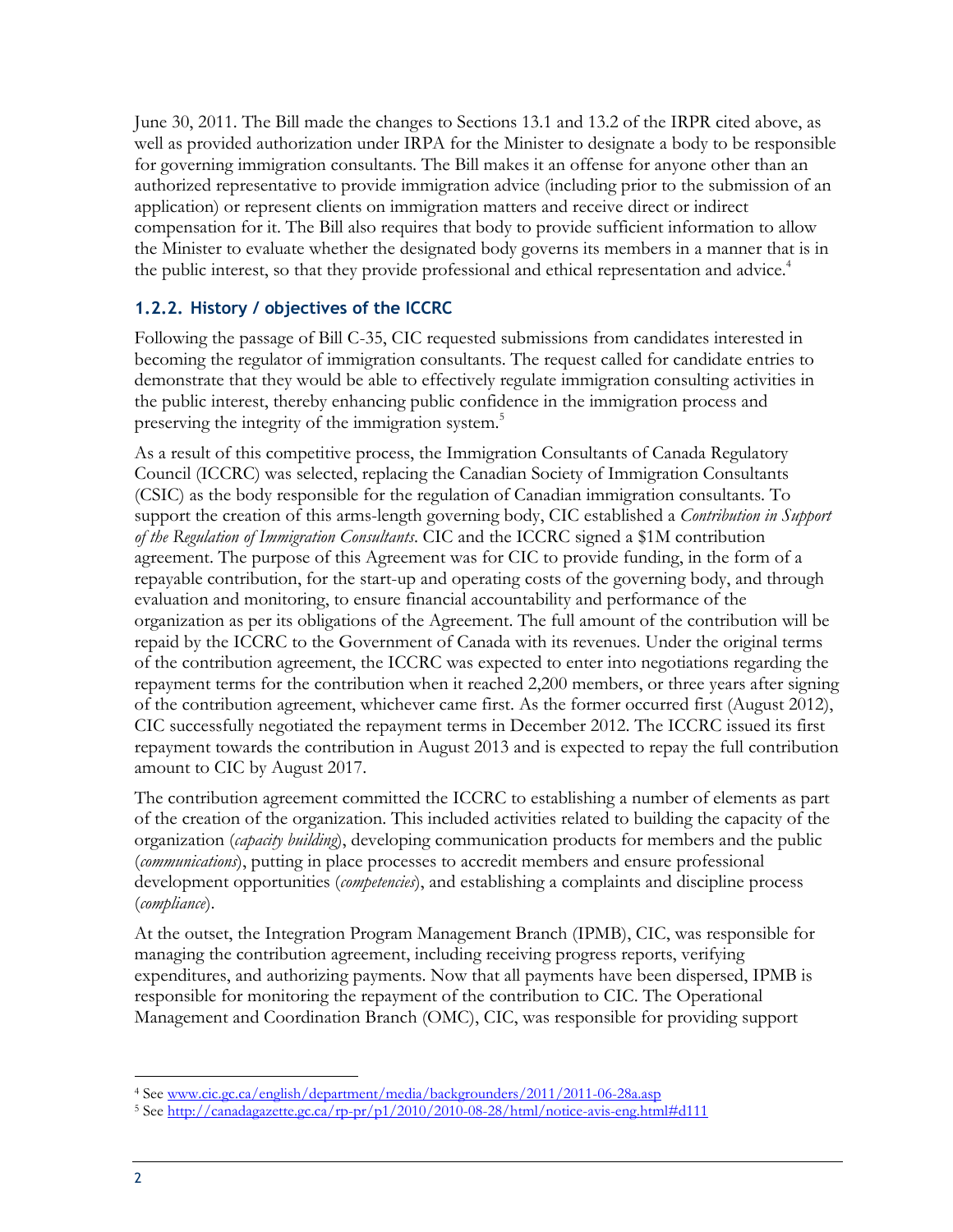June 30, 2011. The Bill made the changes to Sections 13.1 and 13.2 of the IRPR cited above, as well as provided authorization under IRPA for the Minister to designate a body to be responsible for governing immigration consultants. The Bill makes it an offense for anyone other than an authorized representative to provide immigration advice (including prior to the submission of an application) or represent clients on immigration matters and receive direct or indirect compensation for it. The Bill also requires that body to provide sufficient information to allow the Minister to evaluate whether the designated body governs its members in a manner that is in the public interest, so that they provide professional and ethical representation and advice.[4]

### 1.2.2. History / objectives of the ICCRC

Following the passage of Bill C-35, CIC requested submissions from candidates interested in becoming the regulator of immigration consultants. The request called for candidate entries to demonstrate that they would be able to effectively regulate immigration consulting activities in the public interest, thereby enhancing public confidence in the immigration process and preserving the integrity of the immigration system.[5]

As a result of this competitive process, the Immigration Consultants of Canada Regulatory Council (ICCRC) was selected, replacing the Canadian Society of Immigration Consultants (CSIC) as the body responsible for the regulation of Canadian immigration consultants. To support the creation of this arms-length governing body, CIC established a *Contribution in Support of the Regulation of Immigration Consultants*. CIC and the ICCRC signed a $1M contribution agreement. The purpose of this Agreement was for CIC to provide funding, in the form of a repayable contribution, for the start-up and operating costs of the governing body, and through evaluation and monitoring, to ensure financial accountability and performance of the organization as per its obligations of the Agreement. The full amount of the contribution will be repaid by the ICCRC to the Government of Canada with its revenues. Under the original terms of the contribution agreement, the ICCRC was expected to enter into negotiations regarding the repayment terms for the contribution when it reached 2,200 members, or three years after signing of the contribution agreement, whichever came first. As the former occurred first (August 2012), CIC successfully negotiated the repayment terms in December 2012. The ICCRC issued its first repayment towards the contribution in August 2013 and is expected to repay the full contribution amount to CIC by August 2017.

The contribution agreement committed the ICCRC to establishing a number of elements as part of the creation of the organization. This included activities related to building the capacity of the organization (*capacity building*), developing communication products for members and the public (*communications*), putting in place processes to accredit members and ensure professional development opportunities (*competencies*), and establishing a complaints and discipline process (*compliance*).

At the outset, the Integration Program Management Branch (IPMB), CIC, was responsible for managing the contribution agreement, including receiving progress reports, verifying expenditures, and authorizing payments. Now that all payments have been dispersed, IPMB is responsible for monitoring the repayment of the contribution to CIC. The Operational Management and Coordination Branch (OMC), CIC, was responsible for providing support

[4] See www.cic.gc.ca/english/department/media/backgrounders/2011/2011-06-28a.asp

[5] See http://canadagazette.gc.ca/rp-pr/p1/2010/2010-08-28/html/notice-avis-eng.html#d111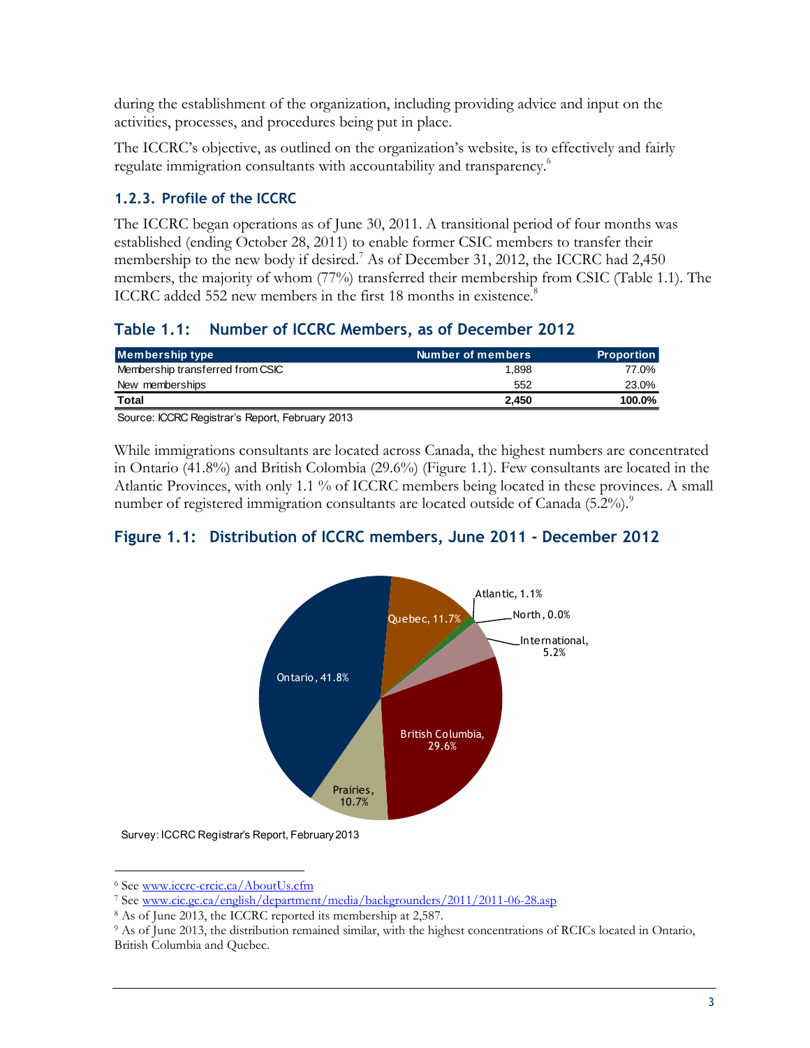during the establishment of the organization, including providing advice and input on the activities, processes, and procedures being put in place.

The ICCRC's objective, as outlined on the organization's website, is to effectively and fairly regulate immigration consultants with accountability and transparency.[6]

### 1.2.3. Profile of the ICCRC

The ICCRC began operations as of June 30, 2011. A transitional period of four months was established (ending October 28, 2011) to enable former CSIC members to transfer their membership to the new body if desired.[7] As of December 31, 2012, the ICCRC had 2,450 members, the majority of whom (77%) transferred their membership from CSIC (Table 1.1). The ICCRC added 552 new members in the first 18 months in existence.[8]

#### Table 1.1: Number of ICCRC Members, as of December 2012

| Membership type | Number of members | Proportion |
|---|---|---|
| Membership transferred from CSIC | 1,898 | 77.0% |
| New memberships | 552 | 23.0% |
| **Total** | **2,450** | **100.0%** |

Source: ICCRC Registrar's Report, February 2013

While immigrations consultants are located across Canada, the highest numbers are concentrated in Ontario (41.8%) and British Colombia (29.6%) (Figure 1.1). Few consultants are located in the Atlantic Provinces, with only 1.1 % of ICCRC members being located in these provinces. A small number of registered immigration consultants are located outside of Canada (5.2%).[9]

#### Figure 1.1: Distribution of ICCRC members, June 2011 - December 2012

| Region | Proportion |
|---|---|
| Ontario | 41.8% |
| Quebec | 11.7% |
| Atlantic | 1.1% |
| North | 0.0% |
| International | 5.2% |
| British Columbia | 29.6% |
| Prairies | 10.7% |

Survey: ICCRC Registrar's Report, February 2013

---

[6] See www.iccrc-crcic.ca/AboutUs.cfm

[7] See www.cic.gc.ca/english/department/media/backgrounders/2011/2011-06-28.asp

[8] As of June 2013, the ICCRC reported its membership at 2,587.

[9] As of June 2013, the distribution remained similar, with the highest concentrations of RCICs located in Ontario, British Columbia and Quebec.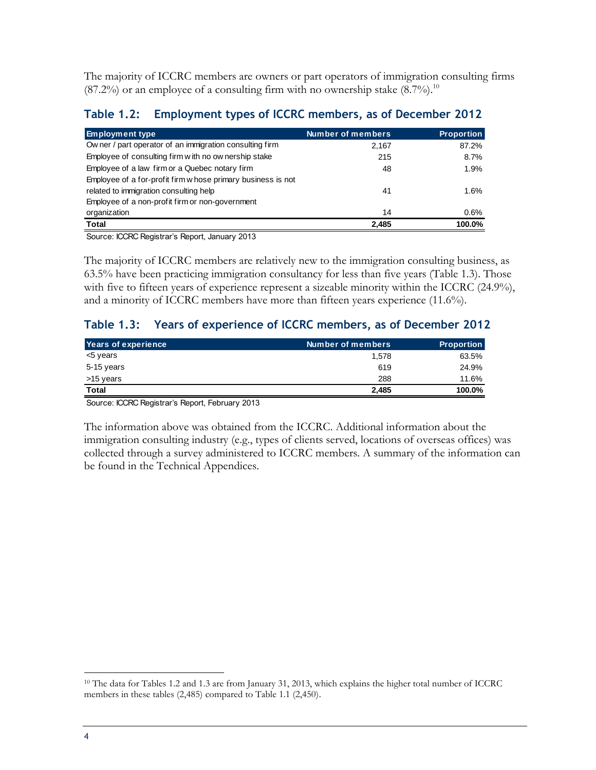The majority of ICCRC members are owners or part operators of immigration consulting firms (87.2%) or an employee of a consulting firm with no ownership stake (8.7%).[10]

### Table 1.2: Employment types of ICCRC members, as of December 2012

| Employment type | Number of members | Proportion |
|---|---|---|
| Owner / part operator of an immigration consulting firm | 2,167 | 87.2% |
| Employee of consulting firm with no ownership stake | 215 | 8.7% |
| Employee of a law firm or a Quebec notary firm | 48 | 1.9% |
| Employee of a for-profit firm whose primary business is not related to immigration consulting help | 41 | 1.6% |
| Employee of a non-profit firm or non-government organization | 14 | 0.6% |
| **Total** | **2,485** | **100.0%** |

Source: ICCRC Registrar's Report, January 2013

The majority of ICCRC members are relatively new to the immigration consulting business, as 63.5% have been practicing immigration consultancy for less than five years (Table 1.3). Those with five to fifteen years of experience represent a sizeable minority within the ICCRC (24.9%), and a minority of ICCRC members have more than fifteen years experience (11.6%).

### Table 1.3: Years of experience of ICCRC members, as of December 2012

| Years of experience | Number of members | Proportion |
|---|---|---|
| <5 years | 1,578 | 63.5% |
| 5-15 years | 619 | 24.9% |
| >15 years | 288 | 11.6% |
| **Total** | **2,485** | **100.0%** |

Source: ICCRC Registrar's Report, February 2013

The information above was obtained from the ICCRC. Additional information about the immigration consulting industry (e.g., types of clients served, locations of overseas offices) was collected through a survey administered to ICCRC members. A summary of the information can be found in the Technical Appendices.

---

[10] The data for Tables 1.2 and 1.3 are from January 31, 2013, which explains the higher total number of ICCRC members in these tables (2,485) compared to Table 1.1 (2,450).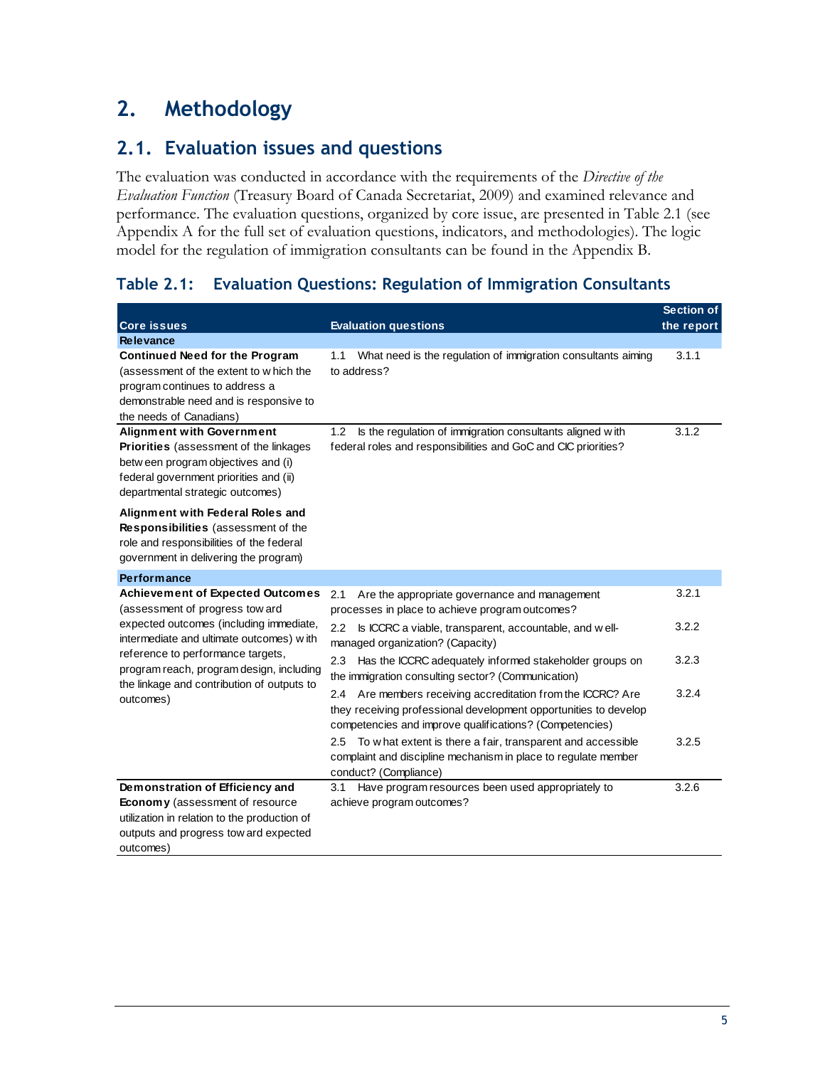# 2. Methodology

## 2.1. Evaluation issues and questions

The evaluation was conducted in accordance with the requirements of the *Directive of the Evaluation Function* (Treasury Board of Canada Secretariat, 2009) and examined relevance and performance. The evaluation questions, organized by core issue, are presented in Table 2.1 (see Appendix A for the full set of evaluation questions, indicators, and methodologies). The logic model for the regulation of immigration consultants can be found in the Appendix B.

### Table 2.1: Evaluation Questions: Regulation of Immigration Consultants

| Core issues | Evaluation questions | Section of the report |
|---|---|---|
| **Relevance** | | |
| **Continued Need for the Program** (assessment of the extent to which the program continues to address a demonstrable need and is responsive to the needs of Canadians) | 1.1 What need is the regulation of immigration consultants aiming to address? | 3.1.1 |
| **Alignment with Government Priorities** (assessment of the linkages between program objectives and (i) federal government priorities and (ii) departmental strategic outcomes)<br><br>**Alignment with Federal Roles and Responsibilities** (assessment of the role and responsibilities of the federal government in delivering the program) | 1.2 Is the regulation of immigration consultants aligned with federal roles and responsibilities and GoC and CIC priorities? | 3.1.2 |
| **Performance** | | |
| **Achievement of Expected Outcomes** (assessment of progress toward expected outcomes (including immediate, intermediate and ultimate outcomes) with reference to performance targets, program reach, program design, including the linkage and contribution of outputs to outcomes) | 2.1 Are the appropriate governance and management processes in place to achieve program outcomes? | 3.2.1 |
| | 2.2 Is ICCRC a viable, transparent, accountable, and well-managed organization? (Capacity) | 3.2.2 |
| | 2.3 Has the ICCRC adequately informed stakeholder groups on the immigration consulting sector? (Communication) | 3.2.3 |
| | 2.4 Are members receiving accreditation from the ICCRC? Are they receiving professional development opportunities to develop competencies and improve qualifications? (Competencies) | 3.2.4 |
| | 2.5 To what extent is there a fair, transparent and accessible complaint and discipline mechanism in place to regulate member conduct? (Compliance) | 3.2.5 |
| **Demonstration of Efficiency and Economy** (assessment of resource utilization in relation to the production of outputs and progress toward expected outcomes) | 3.1 Have program resources been used appropriately to achieve program outcomes? | 3.2.6 |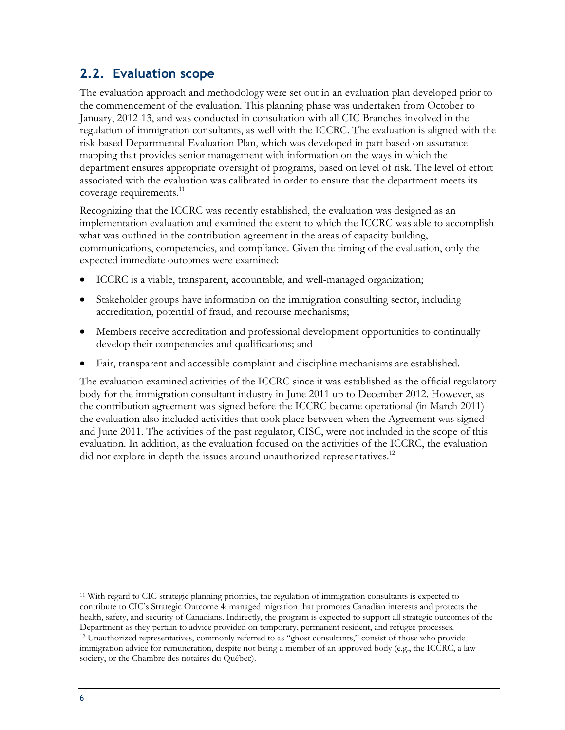## 2.2. Evaluation scope

The evaluation approach and methodology were set out in an evaluation plan developed prior to the commencement of the evaluation. This planning phase was undertaken from October to January, 2012-13, and was conducted in consultation with all CIC Branches involved in the regulation of immigration consultants, as well with the ICCRC. The evaluation is aligned with the risk-based Departmental Evaluation Plan, which was developed in part based on assurance mapping that provides senior management with information on the ways in which the department ensures appropriate oversight of programs, based on level of risk. The level of effort associated with the evaluation was calibrated in order to ensure that the department meets its coverage requirements.[11]

Recognizing that the ICCRC was recently established, the evaluation was designed as an implementation evaluation and examined the extent to which the ICCRC was able to accomplish what was outlined in the contribution agreement in the areas of capacity building, communications, competencies, and compliance. Given the timing of the evaluation, only the expected immediate outcomes were examined:

- ICCRC is a viable, transparent, accountable, and well-managed organization;
- Stakeholder groups have information on the immigration consulting sector, including accreditation, potential of fraud, and recourse mechanisms;
- Members receive accreditation and professional development opportunities to continually develop their competencies and qualifications; and
- Fair, transparent and accessible complaint and discipline mechanisms are established.

The evaluation examined activities of the ICCRC since it was established as the official regulatory body for the immigration consultant industry in June 2011 up to December 2012. However, as the contribution agreement was signed before the ICCRC became operational (in March 2011) the evaluation also included activities that took place between when the Agreement was signed and June 2011. The activities of the past regulator, CISC, were not included in the scope of this evaluation. In addition, as the evaluation focused on the activities of the ICCRC, the evaluation did not explore in depth the issues around unauthorized representatives.[12]

---

[11] With regard to CIC strategic planning priorities, the regulation of immigration consultants is expected to contribute to CIC's Strategic Outcome 4: managed migration that promotes Canadian interests and protects the health, safety, and security of Canadians. Indirectly, the program is expected to support all strategic outcomes of the Department as they pertain to advice provided on temporary, permanent resident, and refugee processes.

[12] Unauthorized representatives, commonly referred to as "ghost consultants," consist of those who provide immigration advice for remuneration, despite not being a member of an approved body (e.g., the ICCRC, a law society, or the Chambre des notaires du Québec).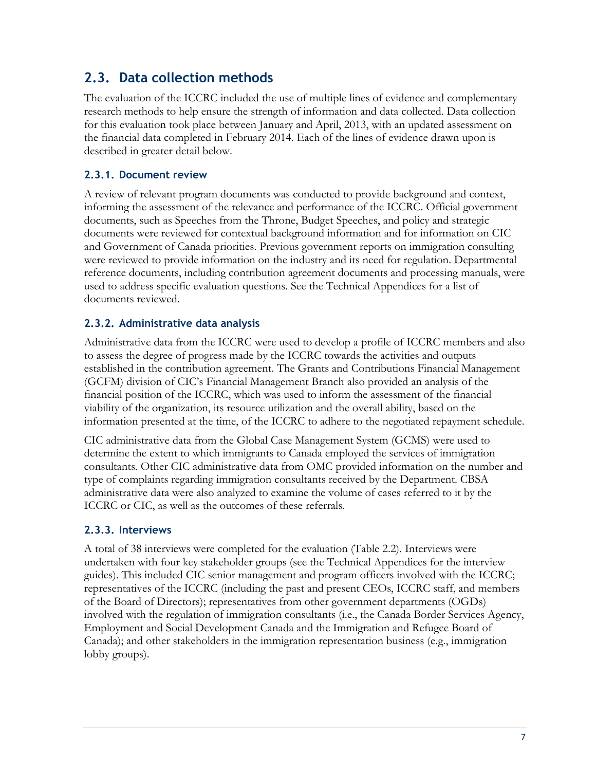## 2.3. Data collection methods

The evaluation of the ICCRC included the use of multiple lines of evidence and complementary research methods to help ensure the strength of information and data collected. Data collection for this evaluation took place between January and April, 2013, with an updated assessment on the financial data completed in February 2014. Each of the lines of evidence drawn upon is described in greater detail below.

### 2.3.1. Document review

A review of relevant program documents was conducted to provide background and context, informing the assessment of the relevance and performance of the ICCRC. Official government documents, such as Speeches from the Throne, Budget Speeches, and policy and strategic documents were reviewed for contextual background information and for information on CIC and Government of Canada priorities. Previous government reports on immigration consulting were reviewed to provide information on the industry and its need for regulation. Departmental reference documents, including contribution agreement documents and processing manuals, were used to address specific evaluation questions. See the Technical Appendices for a list of documents reviewed.

### 2.3.2. Administrative data analysis

Administrative data from the ICCRC were used to develop a profile of ICCRC members and also to assess the degree of progress made by the ICCRC towards the activities and outputs established in the contribution agreement. The Grants and Contributions Financial Management (GCFM) division of CIC's Financial Management Branch also provided an analysis of the financial position of the ICCRC, which was used to inform the assessment of the financial viability of the organization, its resource utilization and the overall ability, based on the information presented at the time, of the ICCRC to adhere to the negotiated repayment schedule.

CIC administrative data from the Global Case Management System (GCMS) were used to determine the extent to which immigrants to Canada employed the services of immigration consultants. Other CIC administrative data from OMC provided information on the number and type of complaints regarding immigration consultants received by the Department. CBSA administrative data were also analyzed to examine the volume of cases referred to it by the ICCRC or CIC, as well as the outcomes of these referrals.

### 2.3.3. Interviews

A total of 38 interviews were completed for the evaluation (Table 2.2). Interviews were undertaken with four key stakeholder groups (see the Technical Appendices for the interview guides). This included CIC senior management and program officers involved with the ICCRC; representatives of the ICCRC (including the past and present CEOs, ICCRC staff, and members of the Board of Directors); representatives from other government departments (OGDs) involved with the regulation of immigration consultants (i.e., the Canada Border Services Agency, Employment and Social Development Canada and the Immigration and Refugee Board of Canada); and other stakeholders in the immigration representation business (e.g., immigration lobby groups).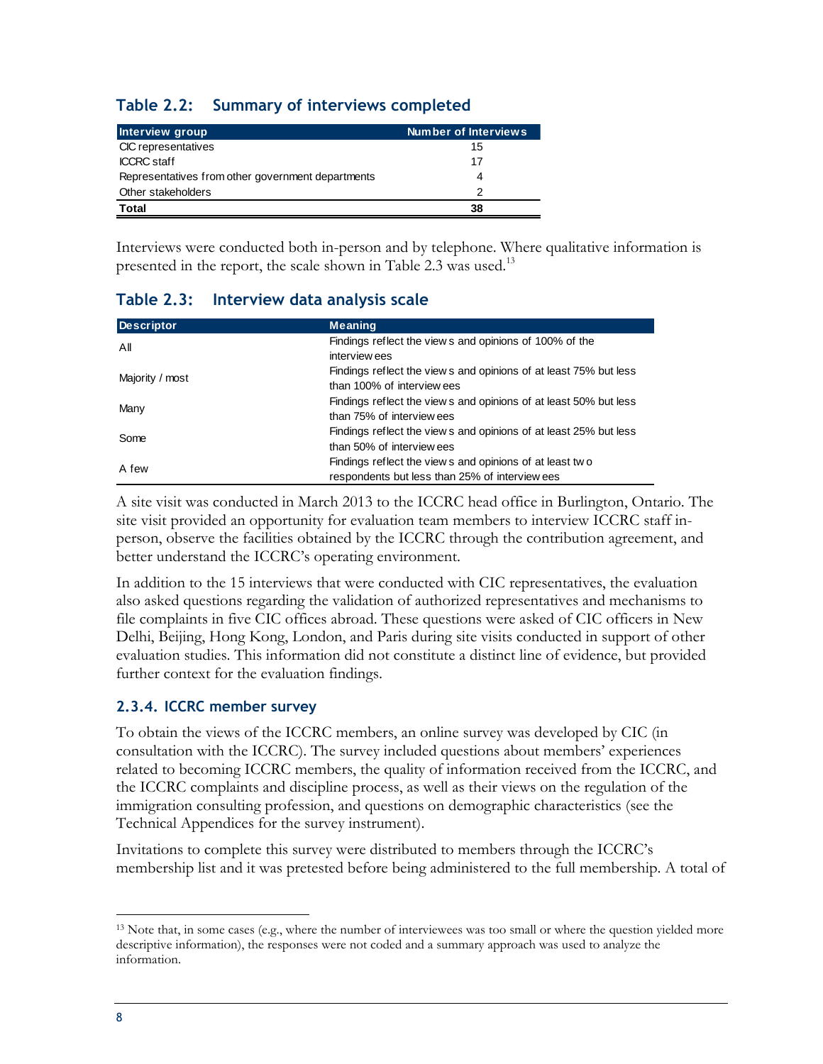## Table 2.2: Summary of interviews completed

| Interview group | Number of Interviews |
|---|---|
| CIC representatives | 15 |
| ICCRC staff | 17 |
| Representatives from other government departments | 4 |
| Other stakeholders | 2 |
| **Total** | **38** |

Interviews were conducted both in-person and by telephone. Where qualitative information is presented in the report, the scale shown in Table 2.3 was used.[13]

## Table 2.3: Interview data analysis scale

| Descriptor | Meaning |
|---|---|
| All | Findings reflect the views and opinions of 100% of the interviewees |
| Majority / most | Findings reflect the views and opinions of at least 75% but less than 100% of interviewees |
| Many | Findings reflect the views and opinions of at least 50% but less than 75% of interviewees |
| Some | Findings reflect the views and opinions of at least 25% but less than 50% of interviewees |
| A few | Findings reflect the views and opinions of at least two respondents but less than 25% of interviewees |

A site visit was conducted in March 2013 to the ICCRC head office in Burlington, Ontario. The site visit provided an opportunity for evaluation team members to interview ICCRC staff in-person, observe the facilities obtained by the ICCRC through the contribution agreement, and better understand the ICCRC's operating environment.

In addition to the 15 interviews that were conducted with CIC representatives, the evaluation also asked questions regarding the validation of authorized representatives and mechanisms to file complaints in five CIC offices abroad. These questions were asked of CIC officers in New Delhi, Beijing, Hong Kong, London, and Paris during site visits conducted in support of other evaluation studies. This information did not constitute a distinct line of evidence, but provided further context for the evaluation findings.

### 2.3.4. ICCRC member survey

To obtain the views of the ICCRC members, an online survey was developed by CIC (in consultation with the ICCRC). The survey included questions about members' experiences related to becoming ICCRC members, the quality of information received from the ICCRC, and the ICCRC complaints and discipline process, as well as their views on the regulation of the immigration consulting profession, and questions on demographic characteristics (see the Technical Appendices for the survey instrument).

Invitations to complete this survey were distributed to members through the ICCRC's membership list and it was pretested before being administered to the full membership. A total of

[13] Note that, in some cases (e.g., where the number of interviewees was too small or where the question yielded more descriptive information), the responses were not coded and a summary approach was used to analyze the information.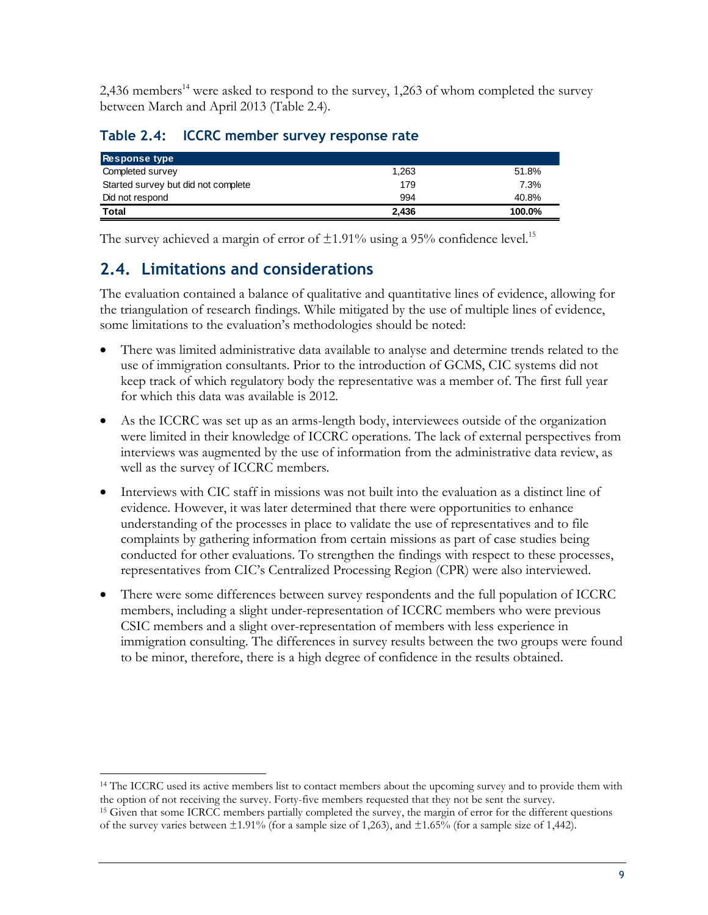2,436 members[14] were asked to respond to the survey, 1,263 of whom completed the survey between March and April 2013 (Table 2.4).

### Table 2.4: ICCRC member survey response rate

| Response type | | |
|---|---|---|
| Completed survey | 1,263 | 51.8% |
| Started survey but did not complete | 179 | 7.3% |
| Did not respond | 994 | 40.8% |
| **Total** | **2,436** | **100.0%** |

The survey achieved a margin of error of ±1.91% using a 95% confidence level.[15]

## 2.4. Limitations and considerations

The evaluation contained a balance of qualitative and quantitative lines of evidence, allowing for the triangulation of research findings. While mitigated by the use of multiple lines of evidence, some limitations to the evaluation's methodologies should be noted:

- There was limited administrative data available to analyse and determine trends related to the use of immigration consultants. Prior to the introduction of GCMS, CIC systems did not keep track of which regulatory body the representative was a member of. The first full year for which this data was available is 2012.
- As the ICCRC was set up as an arms-length body, interviewees outside of the organization were limited in their knowledge of ICCRC operations. The lack of external perspectives from interviews was augmented by the use of information from the administrative data review, as well as the survey of ICCRC members.
- Interviews with CIC staff in missions was not built into the evaluation as a distinct line of evidence. However, it was later determined that there were opportunities to enhance understanding of the processes in place to validate the use of representatives and to file complaints by gathering information from certain missions as part of case studies being conducted for other evaluations. To strengthen the findings with respect to these processes, representatives from CIC's Centralized Processing Region (CPR) were also interviewed.
- There were some differences between survey respondents and the full population of ICCRC members, including a slight under-representation of ICCRC members who were previous CSIC members and a slight over-representation of members with less experience in immigration consulting. The differences in survey results between the two groups were found to be minor, therefore, there is a high degree of confidence in the results obtained.

---

[14] The ICCRC used its active members list to contact members about the upcoming survey and to provide them with the option of not receiving the survey. Forty-five members requested that they not be sent the survey.

[15] Given that some ICRCC members partially completed the survey, the margin of error for the different questions of the survey varies between ±1.91% (for a sample size of 1,263), and ±1.65% (for a sample size of 1,442).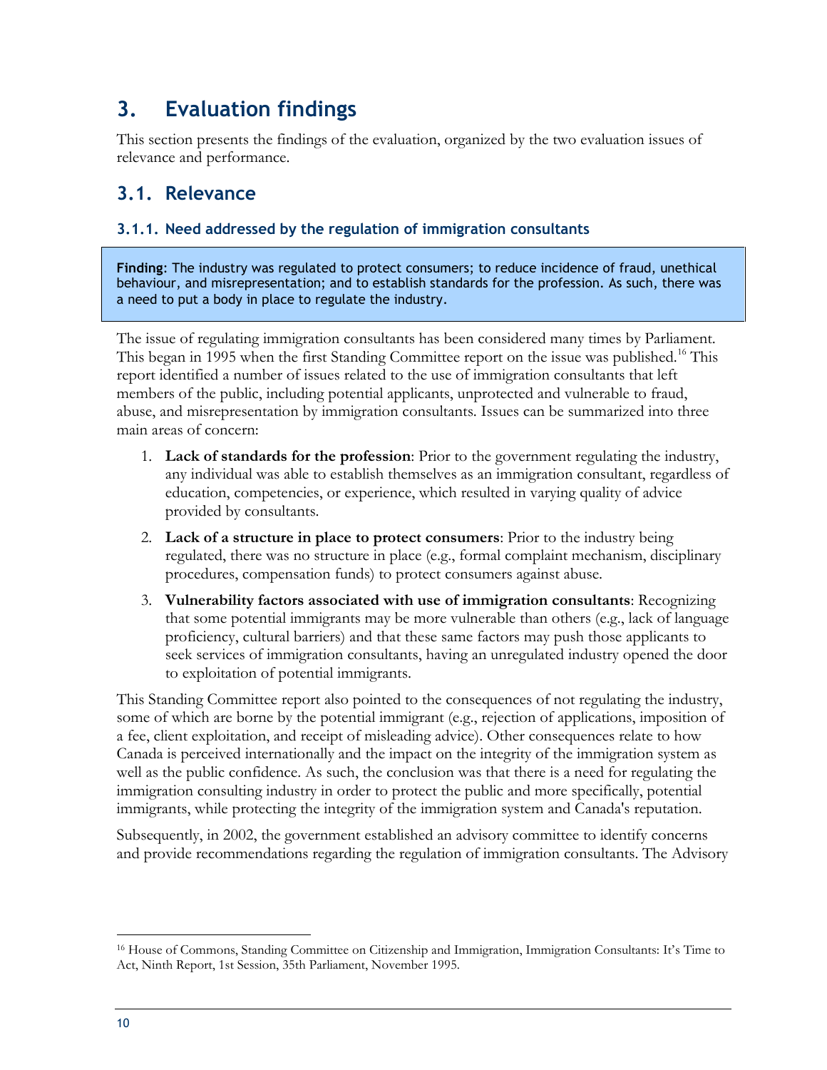# 3. Evaluation findings

This section presents the findings of the evaluation, organized by the two evaluation issues of relevance and performance.

## 3.1. Relevance

### 3.1.1. Need addressed by the regulation of immigration consultants

**Finding**: The industry was regulated to protect consumers; to reduce incidence of fraud, unethical behaviour, and misrepresentation; and to establish standards for the profession. As such, there was a need to put a body in place to regulate the industry.

The issue of regulating immigration consultants has been considered many times by Parliament. This began in 1995 when the first Standing Committee report on the issue was published.[16] This report identified a number of issues related to the use of immigration consultants that left members of the public, including potential applicants, unprotected and vulnerable to fraud, abuse, and misrepresentation by immigration consultants. Issues can be summarized into three main areas of concern:

1. **Lack of standards for the profession**: Prior to the government regulating the industry, any individual was able to establish themselves as an immigration consultant, regardless of education, competencies, or experience, which resulted in varying quality of advice provided by consultants.
2. **Lack of a structure in place to protect consumers**: Prior to the industry being regulated, there was no structure in place (e.g., formal complaint mechanism, disciplinary procedures, compensation funds) to protect consumers against abuse.
3. **Vulnerability factors associated with use of immigration consultants**: Recognizing that some potential immigrants may be more vulnerable than others (e.g., lack of language proficiency, cultural barriers) and that these same factors may push those applicants to seek services of immigration consultants, having an unregulated industry opened the door to exploitation of potential immigrants.

This Standing Committee report also pointed to the consequences of not regulating the industry, some of which are borne by the potential immigrant (e.g., rejection of applications, imposition of a fee, client exploitation, and receipt of misleading advice). Other consequences relate to how Canada is perceived internationally and the impact on the integrity of the immigration system as well as the public confidence. As such, the conclusion was that there is a need for regulating the immigration consulting industry in order to protect the public and more specifically, potential immigrants, while protecting the integrity of the immigration system and Canada's reputation.

Subsequently, in 2002, the government established an advisory committee to identify concerns and provide recommendations regarding the regulation of immigration consultants. The Advisory

[16] House of Commons, Standing Committee on Citizenship and Immigration, Immigration Consultants: It's Time to Act, Ninth Report, 1st Session, 35th Parliament, November 1995.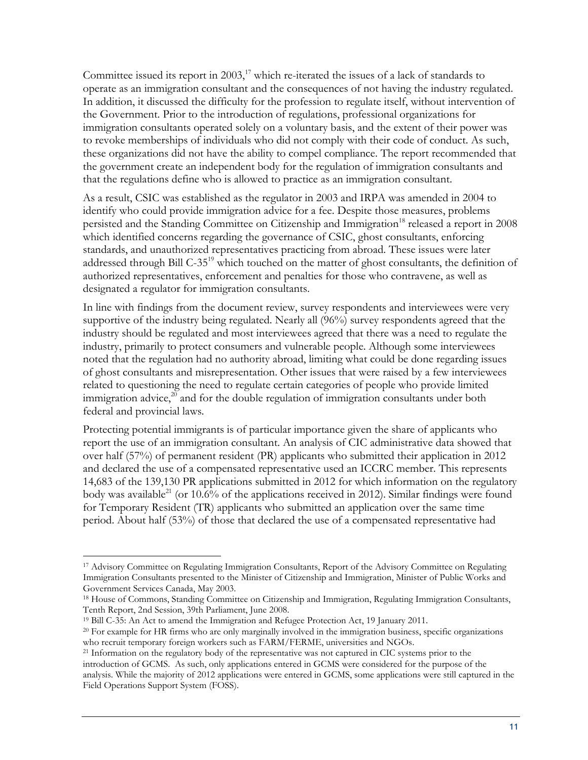Committee issued its report in 2003,[17] which re-iterated the issues of a lack of standards to operate as an immigration consultant and the consequences of not having the industry regulated. In addition, it discussed the difficulty for the profession to regulate itself, without intervention of the Government. Prior to the introduction of regulations, professional organizations for immigration consultants operated solely on a voluntary basis, and the extent of their power was to revoke memberships of individuals who did not comply with their code of conduct. As such, these organizations did not have the ability to compel compliance. The report recommended that the government create an independent body for the regulation of immigration consultants and that the regulations define who is allowed to practice as an immigration consultant.

As a result, CSIC was established as the regulator in 2003 and IRPA was amended in 2004 to identify who could provide immigration advice for a fee. Despite those measures, problems persisted and the Standing Committee on Citizenship and Immigration[18] released a report in 2008 which identified concerns regarding the governance of CSIC, ghost consultants, enforcing standards, and unauthorized representatives practicing from abroad. These issues were later addressed through Bill C-35[19] which touched on the matter of ghost consultants, the definition of authorized representatives, enforcement and penalties for those who contravene, as well as designated a regulator for immigration consultants.

In line with findings from the document review, survey respondents and interviewees were very supportive of the industry being regulated. Nearly all (96%) survey respondents agreed that the industry should be regulated and most interviewees agreed that there was a need to regulate the industry, primarily to protect consumers and vulnerable people. Although some interviewees noted that the regulation had no authority abroad, limiting what could be done regarding issues of ghost consultants and misrepresentation. Other issues that were raised by a few interviewees related to questioning the need to regulate certain categories of people who provide limited immigration advice,[20] and for the double regulation of immigration consultants under both federal and provincial laws.

Protecting potential immigrants is of particular importance given the share of applicants who report the use of an immigration consultant. An analysis of CIC administrative data showed that over half (57%) of permanent resident (PR) applicants who submitted their application in 2012 and declared the use of a compensated representative used an ICCRC member. This represents 14,683 of the 139,130 PR applications submitted in 2012 for which information on the regulatory body was available[21] (or 10.6% of the applications received in 2012). Similar findings were found for Temporary Resident (TR) applicants who submitted an application over the same time period. About half (53%) of those that declared the use of a compensated representative had

---

[17] Advisory Committee on Regulating Immigration Consultants, Report of the Advisory Committee on Regulating Immigration Consultants presented to the Minister of Citizenship and Immigration, Minister of Public Works and Government Services Canada, May 2003.

[18] House of Commons, Standing Committee on Citizenship and Immigration, Regulating Immigration Consultants, Tenth Report, 2nd Session, 39th Parliament, June 2008.

[19] Bill C-35: An Act to amend the Immigration and Refugee Protection Act, 19 January 2011.

[20] For example for HR firms who are only marginally involved in the immigration business, specific organizations who recruit temporary foreign workers such as FARM/FERME, universities and NGOs.

[21] Information on the regulatory body of the representative was not captured in CIC systems prior to the introduction of GCMS. As such, only applications entered in GCMS were considered for the purpose of the analysis. While the majority of 2012 applications were entered in GCMS, some applications were still captured in the Field Operations Support System (FOSS).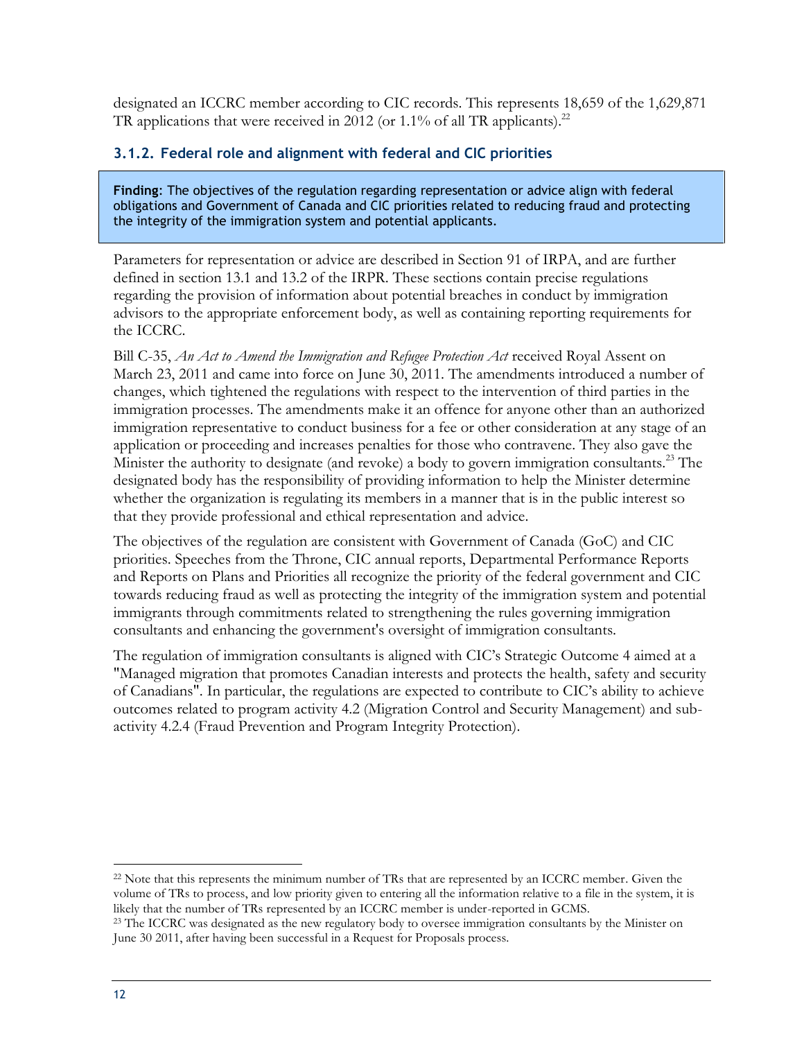designated an ICCRC member according to CIC records. This represents 18,659 of the 1,629,871 TR applications that were received in 2012 (or 1.1% of all TR applicants).[22]

### 3.1.2. Federal role and alignment with federal and CIC priorities

**Finding**: The objectives of the regulation regarding representation or advice align with federal obligations and Government of Canada and CIC priorities related to reducing fraud and protecting the integrity of the immigration system and potential applicants.

Parameters for representation or advice are described in Section 91 of IRPA, and are further defined in section 13.1 and 13.2 of the IRPR. These sections contain precise regulations regarding the provision of information about potential breaches in conduct by immigration advisors to the appropriate enforcement body, as well as containing reporting requirements for the ICCRC.

Bill C-35, *An Act to Amend the Immigration and Refugee Protection Act* received Royal Assent on March 23, 2011 and came into force on June 30, 2011. The amendments introduced a number of changes, which tightened the regulations with respect to the intervention of third parties in the immigration processes. The amendments make it an offence for anyone other than an authorized immigration representative to conduct business for a fee or other consideration at any stage of an application or proceeding and increases penalties for those who contravene. They also gave the Minister the authority to designate (and revoke) a body to govern immigration consultants.[23] The designated body has the responsibility of providing information to help the Minister determine whether the organization is regulating its members in a manner that is in the public interest so that they provide professional and ethical representation and advice.

The objectives of the regulation are consistent with Government of Canada (GoC) and CIC priorities. Speeches from the Throne, CIC annual reports, Departmental Performance Reports and Reports on Plans and Priorities all recognize the priority of the federal government and CIC towards reducing fraud as well as protecting the integrity of the immigration system and potential immigrants through commitments related to strengthening the rules governing immigration consultants and enhancing the government's oversight of immigration consultants.

The regulation of immigration consultants is aligned with CIC's Strategic Outcome 4 aimed at a "Managed migration that promotes Canadian interests and protects the health, safety and security of Canadians". In particular, the regulations are expected to contribute to CIC's ability to achieve outcomes related to program activity 4.2 (Migration Control and Security Management) and sub-activity 4.2.4 (Fraud Prevention and Program Integrity Protection).

[22] Note that this represents the minimum number of TRs that are represented by an ICCRC member. Given the volume of TRs to process, and low priority given to entering all the information relative to a file in the system, it is likely that the number of TRs represented by an ICCRC member is under-reported in GCMS.

[23] The ICCRC was designated as the new regulatory body to oversee immigration consultants by the Minister on June 30 2011, after having been successful in a Request for Proposals process.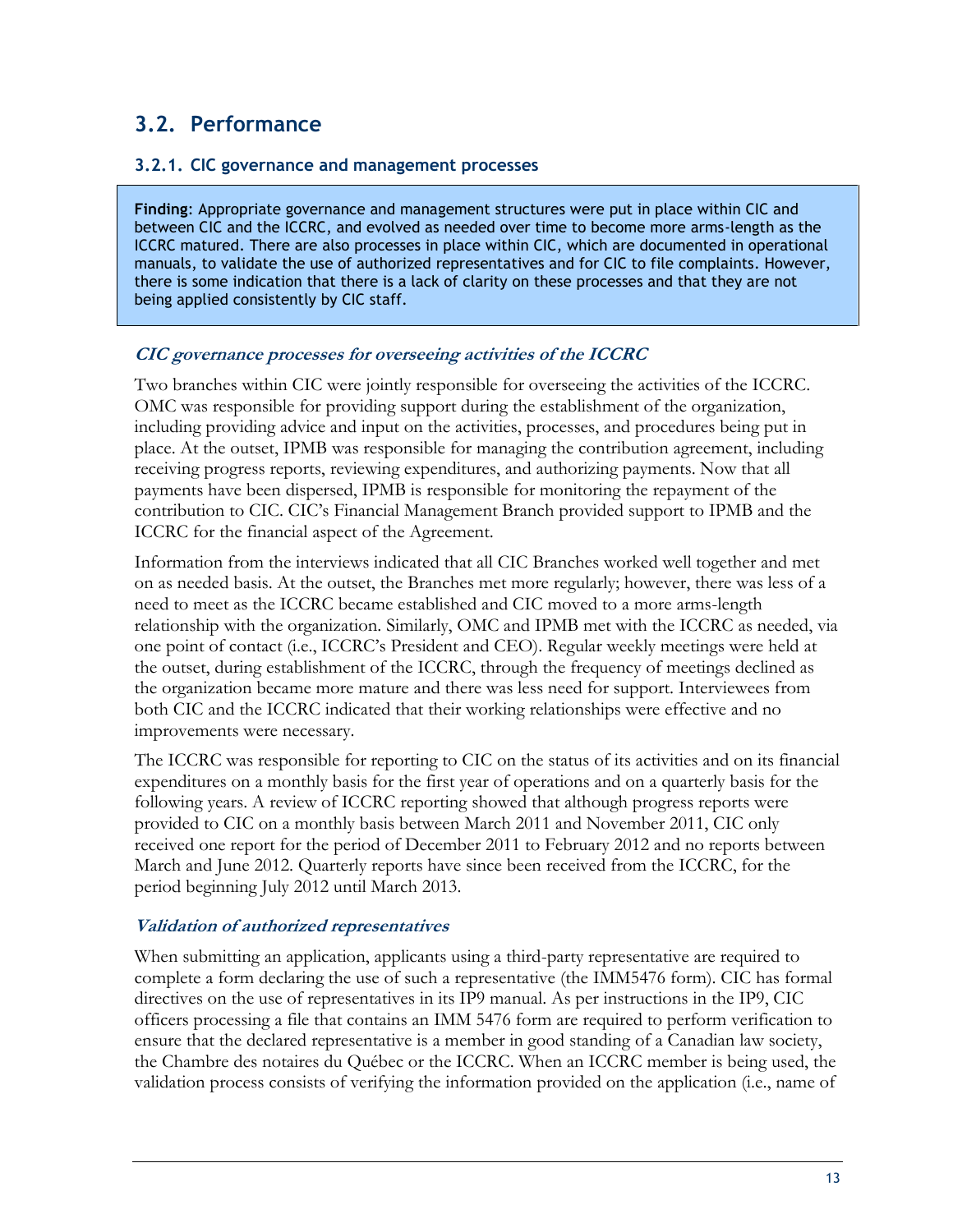## 3.2. Performance

### 3.2.1. CIC governance and management processes

**Finding**: Appropriate governance and management structures were put in place within CIC and between CIC and the ICCRC, and evolved as needed over time to become more arms-length as the ICCRC matured. There are also processes in place within CIC, which are documented in operational manuals, to validate the use of authorized representatives and for CIC to file complaints. However, there is some indication that there is a lack of clarity on these processes and that they are not being applied consistently by CIC staff.

***CIC governance processes for overseeing activities of the ICCRC***

Two branches within CIC were jointly responsible for overseeing the activities of the ICCRC. OMC was responsible for providing support during the establishment of the organization, including providing advice and input on the activities, processes, and procedures being put in place. At the outset, IPMB was responsible for managing the contribution agreement, including receiving progress reports, reviewing expenditures, and authorizing payments. Now that all payments have been dispersed, IPMB is responsible for monitoring the repayment of the contribution to CIC. CIC's Financial Management Branch provided support to IPMB and the ICCRC for the financial aspect of the Agreement.

Information from the interviews indicated that all CIC Branches worked well together and met on as needed basis. At the outset, the Branches met more regularly; however, there was less of a need to meet as the ICCRC became established and CIC moved to a more arms-length relationship with the organization. Similarly, OMC and IPMB met with the ICCRC as needed, via one point of contact (i.e., ICCRC's President and CEO). Regular weekly meetings were held at the outset, during establishment of the ICCRC, through the frequency of meetings declined as the organization became more mature and there was less need for support. Interviewees from both CIC and the ICCRC indicated that their working relationships were effective and no improvements were necessary.

The ICCRC was responsible for reporting to CIC on the status of its activities and on its financial expenditures on a monthly basis for the first year of operations and on a quarterly basis for the following years. A review of ICCRC reporting showed that although progress reports were provided to CIC on a monthly basis between March 2011 and November 2011, CIC only received one report for the period of December 2011 to February 2012 and no reports between March and June 2012. Quarterly reports have since been received from the ICCRC, for the period beginning July 2012 until March 2013.

***Validation of authorized representatives***

When submitting an application, applicants using a third-party representative are required to complete a form declaring the use of such a representative (the IMM5476 form). CIC has formal directives on the use of representatives in its IP9 manual. As per instructions in the IP9, CIC officers processing a file that contains an IMM 5476 form are required to perform verification to ensure that the declared representative is a member in good standing of a Canadian law society, the Chambre des notaires du Québec or the ICCRC. When an ICCRC member is being used, the validation process consists of verifying the information provided on the application (i.e., name of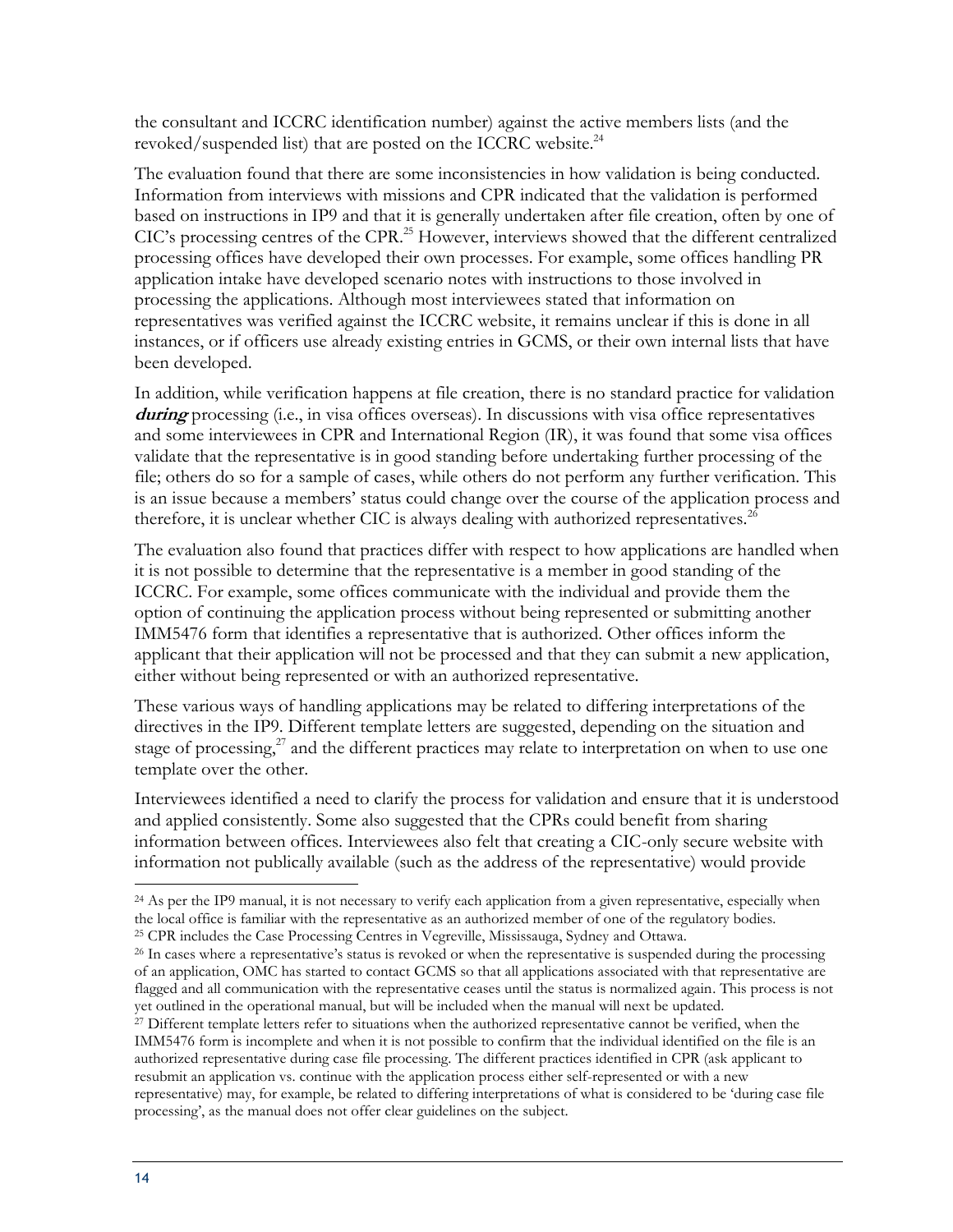the consultant and ICCRC identification number) against the active members lists (and the revoked/suspended list) that are posted on the ICCRC website.[24]

The evaluation found that there are some inconsistencies in how validation is being conducted. Information from interviews with missions and CPR indicated that the validation is performed based on instructions in IP9 and that it is generally undertaken after file creation, often by one of CIC's processing centres of the CPR.[25] However, interviews showed that the different centralized processing offices have developed their own processes. For example, some offices handling PR application intake have developed scenario notes with instructions to those involved in processing the applications. Although most interviewees stated that information on representatives was verified against the ICCRC website, it remains unclear if this is done in all instances, or if officers use already existing entries in GCMS, or their own internal lists that have been developed.

In addition, while verification happens at file creation, there is no standard practice for validation ***during*** processing (i.e., in visa offices overseas). In discussions with visa office representatives and some interviewees in CPR and International Region (IR), it was found that some visa offices validate that the representative is in good standing before undertaking further processing of the file; others do so for a sample of cases, while others do not perform any further verification. This is an issue because a members' status could change over the course of the application process and therefore, it is unclear whether CIC is always dealing with authorized representatives.[26]

The evaluation also found that practices differ with respect to how applications are handled when it is not possible to determine that the representative is a member in good standing of the ICCRC. For example, some offices communicate with the individual and provide them the option of continuing the application process without being represented or submitting another IMM5476 form that identifies a representative that is authorized. Other offices inform the applicant that their application will not be processed and that they can submit a new application, either without being represented or with an authorized representative.

These various ways of handling applications may be related to differing interpretations of the directives in the IP9. Different template letters are suggested, depending on the situation and stage of processing,[27] and the different practices may relate to interpretation on when to use one template over the other.

Interviewees identified a need to clarify the process for validation and ensure that it is understood and applied consistently. Some also suggested that the CPRs could benefit from sharing information between offices. Interviewees also felt that creating a CIC-only secure website with information not publically available (such as the address of the representative) would provide

---

[24] As per the IP9 manual, it is not necessary to verify each application from a given representative, especially when the local office is familiar with the representative as an authorized member of one of the regulatory bodies.

[25] CPR includes the Case Processing Centres in Vegreville, Mississauga, Sydney and Ottawa.

[26] In cases where a representative's status is revoked or when the representative is suspended during the processing of an application, OMC has started to contact GCMS so that all applications associated with that representative are flagged and all communication with the representative ceases until the status is normalized again. This process is not yet outlined in the operational manual, but will be included when the manual will next be updated.

[27] Different template letters refer to situations when the authorized representative cannot be verified, when the IMM5476 form is incomplete and when it is not possible to confirm that the individual identified on the file is an authorized representative during case file processing. The different practices identified in CPR (ask applicant to resubmit an application vs. continue with the application process either self-represented or with a new representative) may, for example, be related to differing interpretations of what is considered to be 'during case file processing', as the manual does not offer clear guidelines on the subject.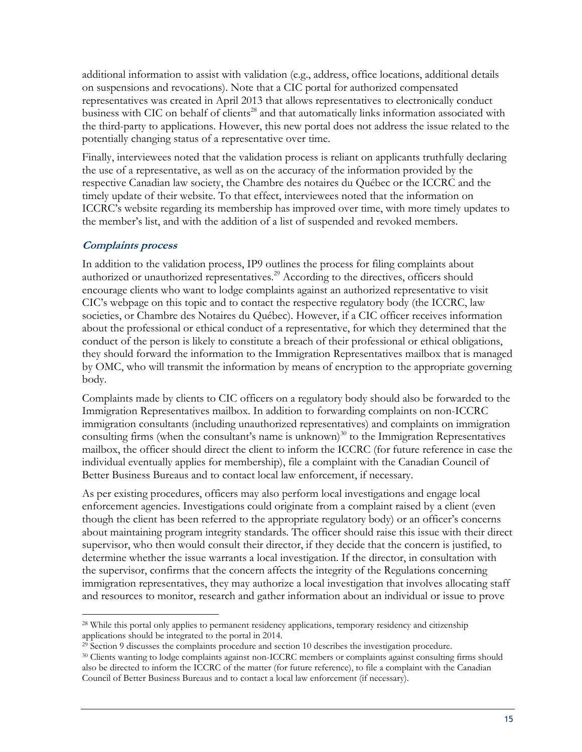additional information to assist with validation (e.g., address, office locations, additional details on suspensions and revocations). Note that a CIC portal for authorized compensated representatives was created in April 2013 that allows representatives to electronically conduct business with CIC on behalf of clients[28] and that automatically links information associated with the third-party to applications. However, this new portal does not address the issue related to the potentially changing status of a representative over time.

Finally, interviewees noted that the validation process is reliant on applicants truthfully declaring the use of a representative, as well as on the accuracy of the information provided by the respective Canadian law society, the Chambre des notaires du Québec or the ICCRC and the timely update of their website. To that effect, interviewees noted that the information on ICCRC's website regarding its membership has improved over time, with more timely updates to the member's list, and with the addition of a list of suspended and revoked members.

### *Complaints process*

In addition to the validation process, IP9 outlines the process for filing complaints about authorized or unauthorized representatives.[29] According to the directives, officers should encourage clients who want to lodge complaints against an authorized representative to visit CIC's webpage on this topic and to contact the respective regulatory body (the ICCRC, law societies, or Chambre des Notaires du Québec). However, if a CIC officer receives information about the professional or ethical conduct of a representative, for which they determined that the conduct of the person is likely to constitute a breach of their professional or ethical obligations, they should forward the information to the Immigration Representatives mailbox that is managed by OMC, who will transmit the information by means of encryption to the appropriate governing body.

Complaints made by clients to CIC officers on a regulatory body should also be forwarded to the Immigration Representatives mailbox. In addition to forwarding complaints on non-ICCRC immigration consultants (including unauthorized representatives) and complaints on immigration consulting firms (when the consultant's name is unknown)[30] to the Immigration Representatives mailbox, the officer should direct the client to inform the ICCRC (for future reference in case the individual eventually applies for membership), file a complaint with the Canadian Council of Better Business Bureaus and to contact local law enforcement, if necessary.

As per existing procedures, officers may also perform local investigations and engage local enforcement agencies. Investigations could originate from a complaint raised by a client (even though the client has been referred to the appropriate regulatory body) or an officer's concerns about maintaining program integrity standards. The officer should raise this issue with their direct supervisor, who then would consult their director, if they decide that the concern is justified, to determine whether the issue warrants a local investigation. If the director, in consultation with the supervisor, confirms that the concern affects the integrity of the Regulations concerning immigration representatives, they may authorize a local investigation that involves allocating staff and resources to monitor, research and gather information about an individual or issue to prove

---

[28] While this portal only applies to permanent residency applications, temporary residency and citizenship applications should be integrated to the portal in 2014.

[29] Section 9 discusses the complaints procedure and section 10 describes the investigation procedure.

[30] Clients wanting to lodge complaints against non-ICCRC members or complaints against consulting firms should also be directed to inform the ICCRC of the matter (for future reference), to file a complaint with the Canadian Council of Better Business Bureaus and to contact a local law enforcement (if necessary).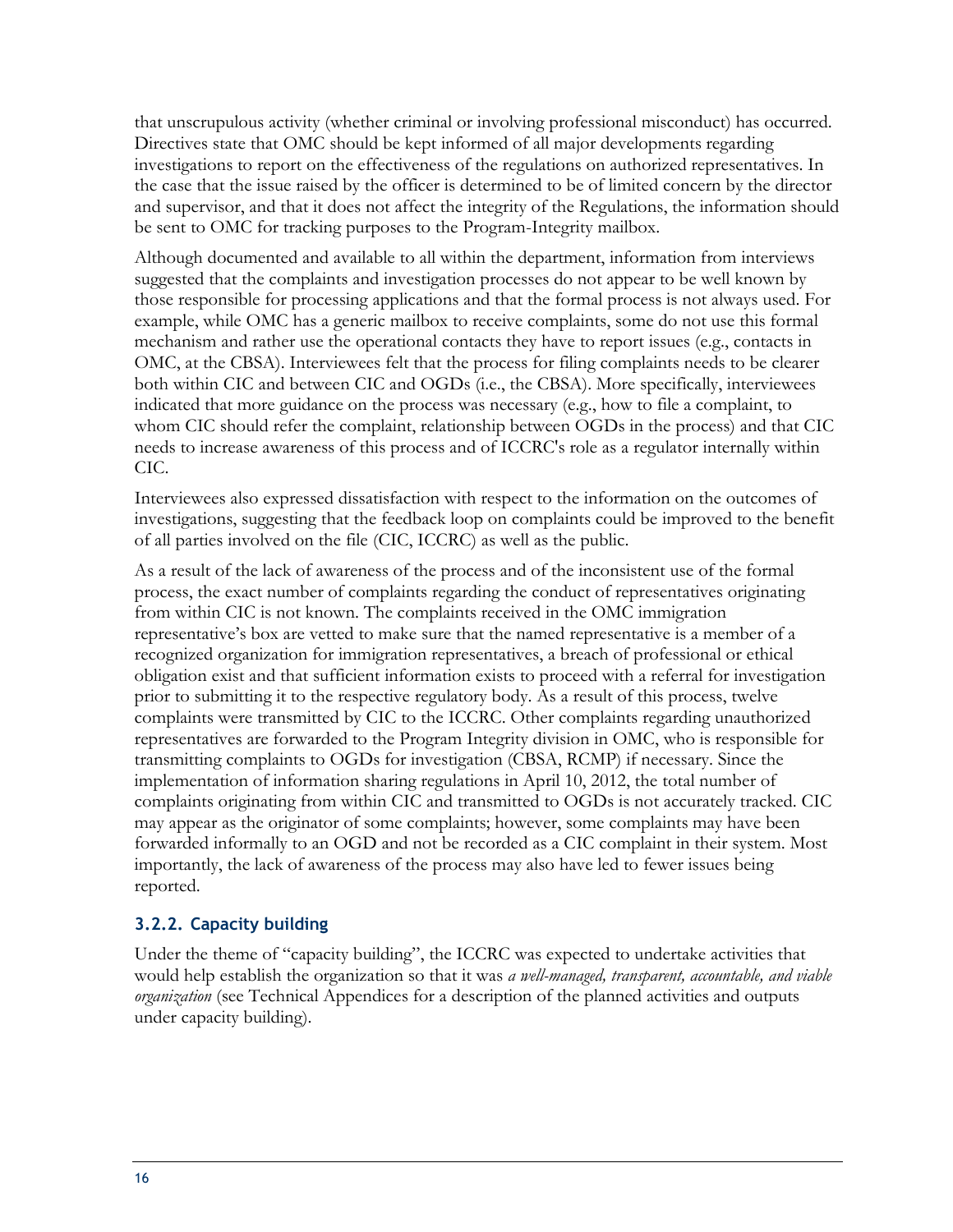that unscrupulous activity (whether criminal or involving professional misconduct) has occurred. Directives state that OMC should be kept informed of all major developments regarding investigations to report on the effectiveness of the regulations on authorized representatives. In the case that the issue raised by the officer is determined to be of limited concern by the director and supervisor, and that it does not affect the integrity of the Regulations, the information should be sent to OMC for tracking purposes to the Program-Integrity mailbox.

Although documented and available to all within the department, information from interviews suggested that the complaints and investigation processes do not appear to be well known by those responsible for processing applications and that the formal process is not always used. For example, while OMC has a generic mailbox to receive complaints, some do not use this formal mechanism and rather use the operational contacts they have to report issues (e.g., contacts in OMC, at the CBSA). Interviewees felt that the process for filing complaints needs to be clearer both within CIC and between CIC and OGDs (i.e., the CBSA). More specifically, interviewees indicated that more guidance on the process was necessary (e.g., how to file a complaint, to whom CIC should refer the complaint, relationship between OGDs in the process) and that CIC needs to increase awareness of this process and of ICCRC's role as a regulator internally within CIC.

Interviewees also expressed dissatisfaction with respect to the information on the outcomes of investigations, suggesting that the feedback loop on complaints could be improved to the benefit of all parties involved on the file (CIC, ICCRC) as well as the public.

As a result of the lack of awareness of the process and of the inconsistent use of the formal process, the exact number of complaints regarding the conduct of representatives originating from within CIC is not known. The complaints received in the OMC immigration representative's box are vetted to make sure that the named representative is a member of a recognized organization for immigration representatives, a breach of professional or ethical obligation exist and that sufficient information exists to proceed with a referral for investigation prior to submitting it to the respective regulatory body. As a result of this process, twelve complaints were transmitted by CIC to the ICCRC. Other complaints regarding unauthorized representatives are forwarded to the Program Integrity division in OMC, who is responsible for transmitting complaints to OGDs for investigation (CBSA, RCMP) if necessary. Since the implementation of information sharing regulations in April 10, 2012, the total number of complaints originating from within CIC and transmitted to OGDs is not accurately tracked. CIC may appear as the originator of some complaints; however, some complaints may have been forwarded informally to an OGD and not be recorded as a CIC complaint in their system. Most importantly, the lack of awareness of the process may also have led to fewer issues being reported.

### 3.2.2. Capacity building

Under the theme of "capacity building", the ICCRC was expected to undertake activities that would help establish the organization so that it was *a well-managed, transparent, accountable, and viable organization* (see Technical Appendices for a description of the planned activities and outputs under capacity building).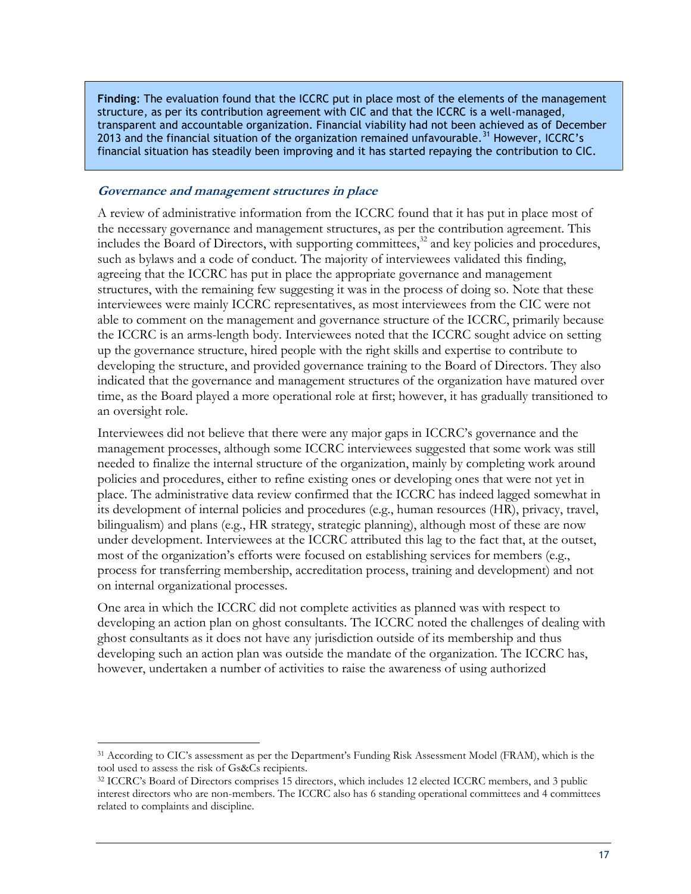**Finding**: The evaluation found that the ICCRC put in place most of the elements of the management structure, as per its contribution agreement with CIC and that the ICCRC is a well-managed, transparent and accountable organization. Financial viability had not been achieved as of December 2013 and the financial situation of the organization remained unfavourable.[31] However, ICCRC's financial situation has steadily been improving and it has started repaying the contribution to CIC.

### *Governance and management structures in place*

A review of administrative information from the ICCRC found that it has put in place most of the necessary governance and management structures, as per the contribution agreement. This includes the Board of Directors, with supporting committees,[32] and key policies and procedures, such as bylaws and a code of conduct. The majority of interviewees validated this finding, agreeing that the ICCRC has put in place the appropriate governance and management structures, with the remaining few suggesting it was in the process of doing so. Note that these interviewees were mainly ICCRC representatives, as most interviewees from the CIC were not able to comment on the management and governance structure of the ICCRC, primarily because the ICCRC is an arms-length body. Interviewees noted that the ICCRC sought advice on setting up the governance structure, hired people with the right skills and expertise to contribute to developing the structure, and provided governance training to the Board of Directors. They also indicated that the governance and management structures of the organization have matured over time, as the Board played a more operational role at first; however, it has gradually transitioned to an oversight role.

Interviewees did not believe that there were any major gaps in ICCRC's governance and the management processes, although some ICCRC interviewees suggested that some work was still needed to finalize the internal structure of the organization, mainly by completing work around policies and procedures, either to refine existing ones or developing ones that were not yet in place. The administrative data review confirmed that the ICCRC has indeed lagged somewhat in its development of internal policies and procedures (e.g., human resources (HR), privacy, travel, bilingualism) and plans (e.g., HR strategy, strategic planning), although most of these are now under development. Interviewees at the ICCRC attributed this lag to the fact that, at the outset, most of the organization's efforts were focused on establishing services for members (e.g., process for transferring membership, accreditation process, training and development) and not on internal organizational processes.

One area in which the ICCRC did not complete activities as planned was with respect to developing an action plan on ghost consultants. The ICCRC noted the challenges of dealing with ghost consultants as it does not have any jurisdiction outside of its membership and thus developing such an action plan was outside the mandate of the organization. The ICCRC has, however, undertaken a number of activities to raise the awareness of using authorized

---

[31] According to CIC's assessment as per the Department's Funding Risk Assessment Model (FRAM), which is the tool used to assess the risk of Gs&Cs recipients.

[32] ICCRC's Board of Directors comprises 15 directors, which includes 12 elected ICCRC members, and 3 public interest directors who are non-members. The ICCRC also has 6 standing operational committees and 4 committees related to complaints and discipline.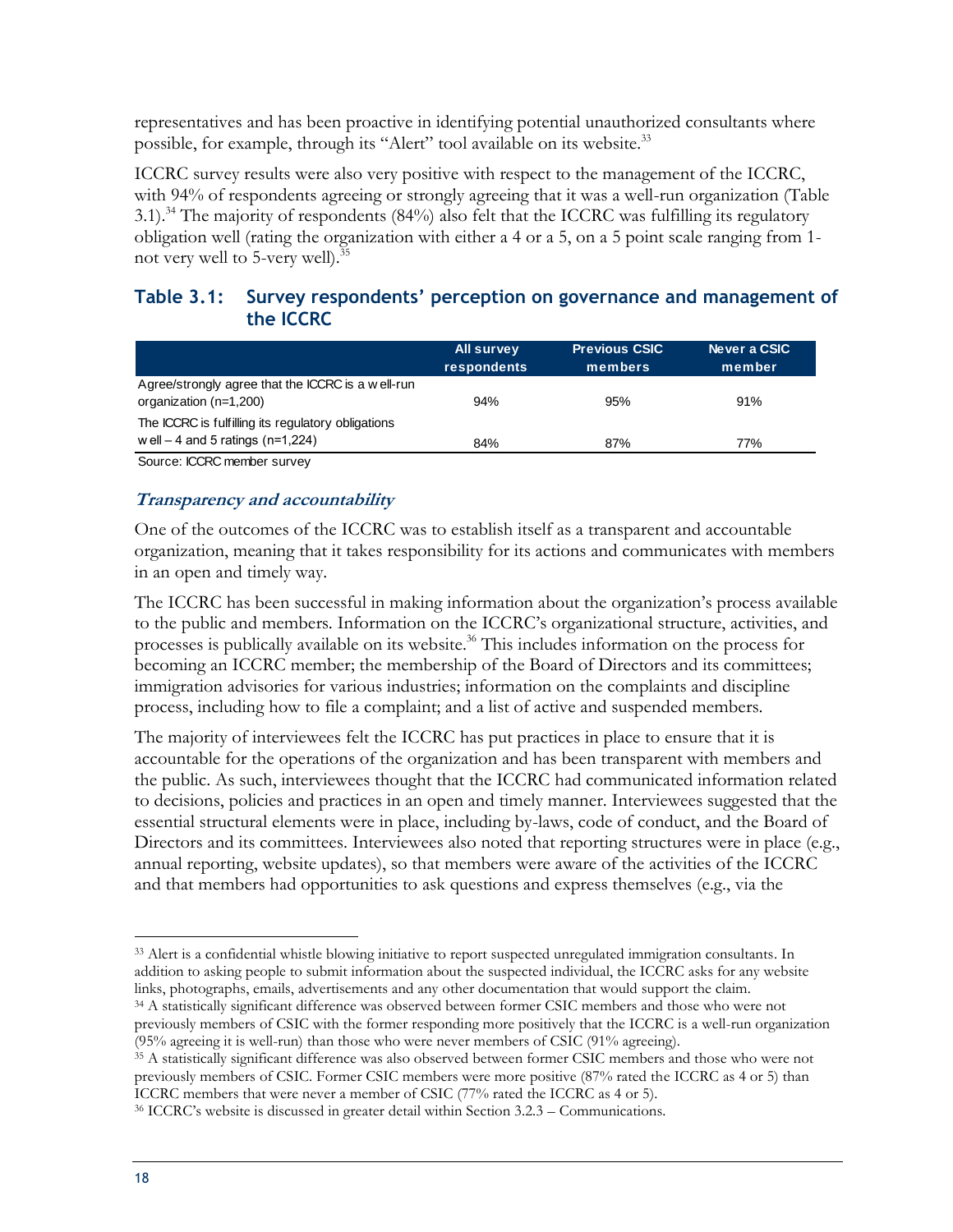representatives and has been proactive in identifying potential unauthorized consultants where possible, for example, through its "Alert" tool available on its website.[33]

ICCRC survey results were also very positive with respect to the management of the ICCRC, with 94% of respondents agreeing or strongly agreeing that it was a well-run organization (Table 3.1).[34] The majority of respondents (84%) also felt that the ICCRC was fulfilling its regulatory obligation well (rating the organization with either a 4 or a 5, on a 5 point scale ranging from 1-not very well to 5-very well).[35]

### Table 3.1: Survey respondents' perception on governance and management of the ICCRC

| | All survey respondents | Previous CSIC members | Never a CSIC member |
|---|---|---|---|
| Agree/strongly agree that the ICCRC is a well-run organization (n=1,200) | 94% | 95% | 91% |
| The ICCRC is fulfilling its regulatory obligations well – 4 and 5 ratings (n=1,224) | 84% | 87% | 77% |

Source: ICCRC member survey

#### *Transparency and accountability*

One of the outcomes of the ICCRC was to establish itself as a transparent and accountable organization, meaning that it takes responsibility for its actions and communicates with members in an open and timely way.

The ICCRC has been successful in making information about the organization's process available to the public and members. Information on the ICCRC's organizational structure, activities, and processes is publically available on its website.[36] This includes information on the process for becoming an ICCRC member; the membership of the Board of Directors and its committees; immigration advisories for various industries; information on the complaints and discipline process, including how to file a complaint; and a list of active and suspended members.

The majority of interviewees felt the ICCRC has put practices in place to ensure that it is accountable for the operations of the organization and has been transparent with members and the public. As such, interviewees thought that the ICCRC had communicated information related to decisions, policies and practices in an open and timely manner. Interviewees suggested that the essential structural elements were in place, including by-laws, code of conduct, and the Board of Directors and its committees. Interviewees also noted that reporting structures were in place (e.g., annual reporting, website updates), so that members were aware of the activities of the ICCRC and that members had opportunities to ask questions and express themselves (e.g., via the

---

[33] Alert is a confidential whistle blowing initiative to report suspected unregulated immigration consultants. In addition to asking people to submit information about the suspected individual, the ICCRC asks for any website links, photographs, emails, advertisements and any other documentation that would support the claim.

[34] A statistically significant difference was observed between former CSIC members and those who were not previously members of CSIC with the former responding more positively that the ICCRC is a well-run organization (95% agreeing it is well-run) than those who were never members of CSIC (91% agreeing).

[35] A statistically significant difference was also observed between former CSIC members and those who were not previously members of CSIC. Former CSIC members were more positive (87% rated the ICCRC as 4 or 5) than ICCRC members that were never a member of CSIC (77% rated the ICCRC as 4 or 5).

[36] ICCRC's website is discussed in greater detail within Section 3.2.3 – Communications.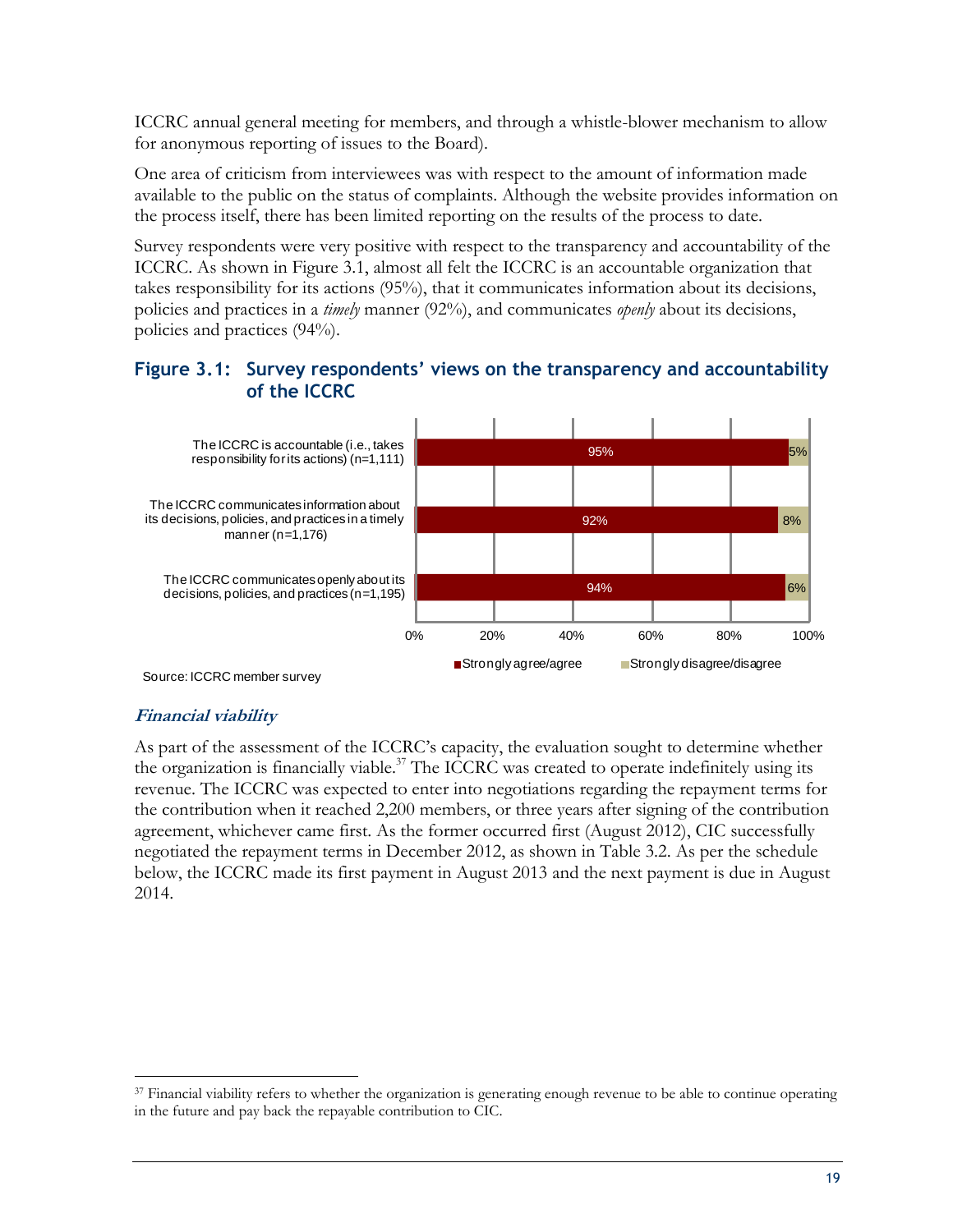ICCRC annual general meeting for members, and through a whistle-blower mechanism to allow for anonymous reporting of issues to the Board).

One area of criticism from interviewees was with respect to the amount of information made available to the public on the status of complaints. Although the website provides information on the process itself, there has been limited reporting on the results of the process to date.

Survey respondents were very positive with respect to the transparency and accountability of the ICCRC. As shown in Figure 3.1, almost all felt the ICCRC is an accountable organization that takes responsibility for its actions (95%), that it communicates information about its decisions, policies and practices in a *timely* manner (92%), and communicates *openly* about its decisions, policies and practices (94%).

### Figure 3.1: Survey respondents' views on the transparency and accountability of the ICCRC

| | Strongly agree/agree | Strongly disagree/disagree |
|---|---|---|
| The ICCRC is accountable (i.e., takes responsibility for its actions) (n=1,111) | 95% | 5% |
| The ICCRC communicates information about its decisions, policies, and practices in a timely manner (n=1,176) | 92% | 8% |
| The ICCRC communicates openly about its decisions, policies, and practices (n=1,195) | 94% | 6% |

Source: ICCRC member survey

### *Financial viability*

As part of the assessment of the ICCRC's capacity, the evaluation sought to determine whether the organization is financially viable.[37] The ICCRC was created to operate indefinitely using its revenue. The ICCRC was expected to enter into negotiations regarding the repayment terms for the contribution when it reached 2,200 members, or three years after signing of the contribution agreement, whichever came first. As the former occurred first (August 2012), CIC successfully negotiated the repayment terms in December 2012, as shown in Table 3.2. As per the schedule below, the ICCRC made its first payment in August 2013 and the next payment is due in August 2014.

---

[37] Financial viability refers to whether the organization is generating enough revenue to be able to continue operating in the future and pay back the repayable contribution to CIC.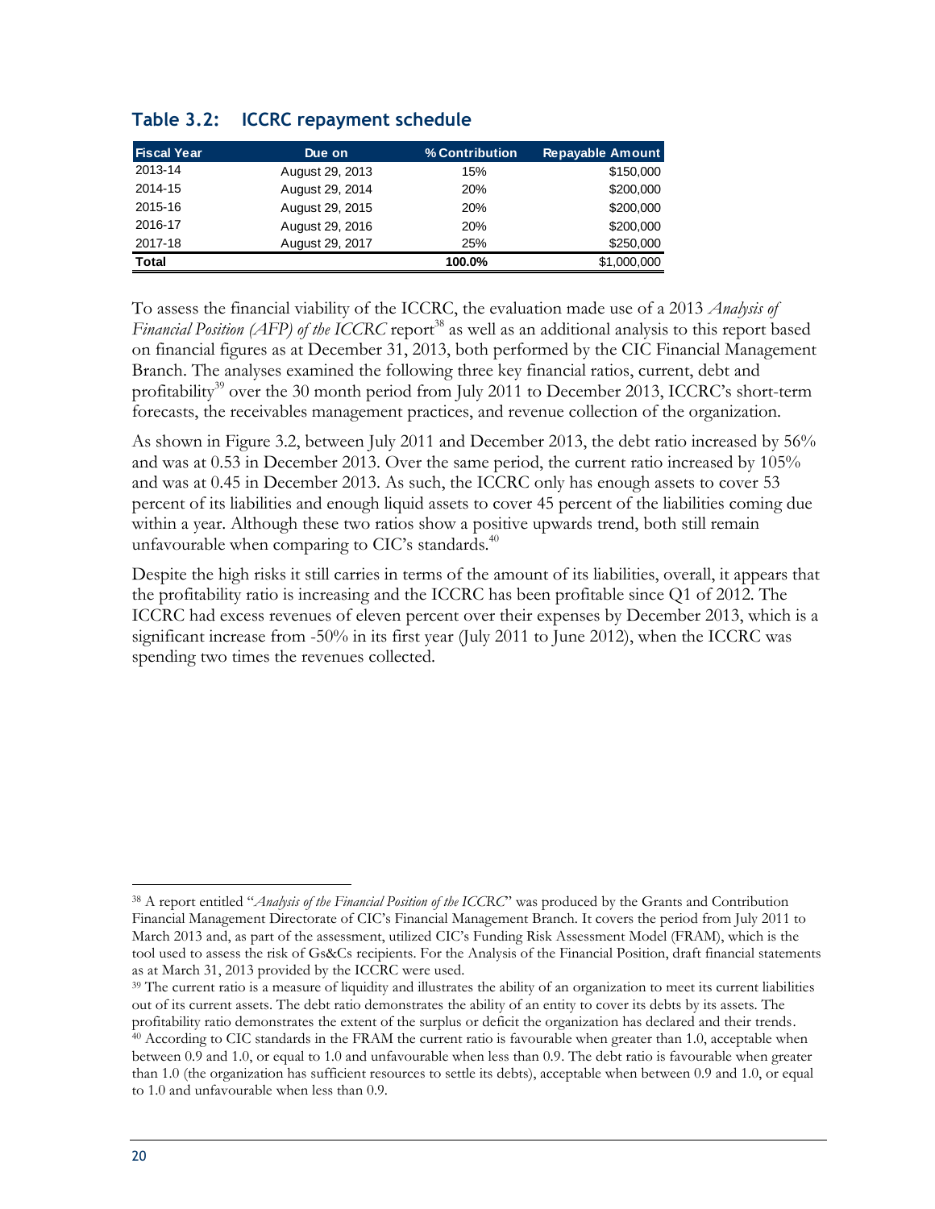### Table 3.2: ICCRC repayment schedule

| Fiscal Year | Due on | % Contribution | Repayable Amount |
|---|---|---|---|
| 2013-14 | August 29, 2013 | 15% | $150,000 |
| 2014-15 | August 29, 2014 | 20% | $200,000 |
| 2015-16 | August 29, 2015 | 20% | $200,000 |
| 2016-17 | August 29, 2016 | 20% | $200,000 |
| 2017-18 | August 29, 2017 | 25% | $250,000 |
| **Total** | | **100.0%** | $1,000,000 |

To assess the financial viability of the ICCRC, the evaluation made use of a 2013 *Analysis of Financial Position (AFP) of the ICCRC* report[38] as well as an additional analysis to this report based on financial figures as at December 31, 2013, both performed by the CIC Financial Management Branch. The analyses examined the following three key financial ratios, current, debt and profitability[39] over the 30 month period from July 2011 to December 2013, ICCRC's short-term forecasts, the receivables management practices, and revenue collection of the organization.

As shown in Figure 3.2, between July 2011 and December 2013, the debt ratio increased by 56% and was at 0.53 in December 2013. Over the same period, the current ratio increased by 105% and was at 0.45 in December 2013. As such, the ICCRC only has enough assets to cover 53 percent of its liabilities and enough liquid assets to cover 45 percent of the liabilities coming due within a year. Although these two ratios show a positive upwards trend, both still remain unfavourable when comparing to CIC's standards.[40]

Despite the high risks it still carries in terms of the amount of its liabilities, overall, it appears that the profitability ratio is increasing and the ICCRC has been profitable since Q1 of 2012. The ICCRC had excess revenues of eleven percent over their expenses by December 2013, which is a significant increase from -50% in its first year (July 2011 to June 2012), when the ICCRC was spending two times the revenues collected.

---

[38] A report entitled "*Analysis of the Financial Position of the ICCRC*" was produced by the Grants and Contribution Financial Management Directorate of CIC's Financial Management Branch. It covers the period from July 2011 to March 2013 and, as part of the assessment, utilized CIC's Funding Risk Assessment Model (FRAM), which is the tool used to assess the risk of Gs&Cs recipients. For the Analysis of the Financial Position, draft financial statements as at March 31, 2013 provided by the ICCRC were used.

[39] The current ratio is a measure of liquidity and illustrates the ability of an organization to meet its current liabilities out of its current assets. The debt ratio demonstrates the ability of an entity to cover its debts by its assets. The profitability ratio demonstrates the extent of the surplus or deficit the organization has declared and their trends.

[40] According to CIC standards in the FRAM the current ratio is favourable when greater than 1.0, acceptable when between 0.9 and 1.0, or equal to 1.0 and unfavourable when less than 0.9. The debt ratio is favourable when greater than 1.0 (the organization has sufficient resources to settle its debts), acceptable when between 0.9 and 1.0, or equal to 1.0 and unfavourable when less than 0.9.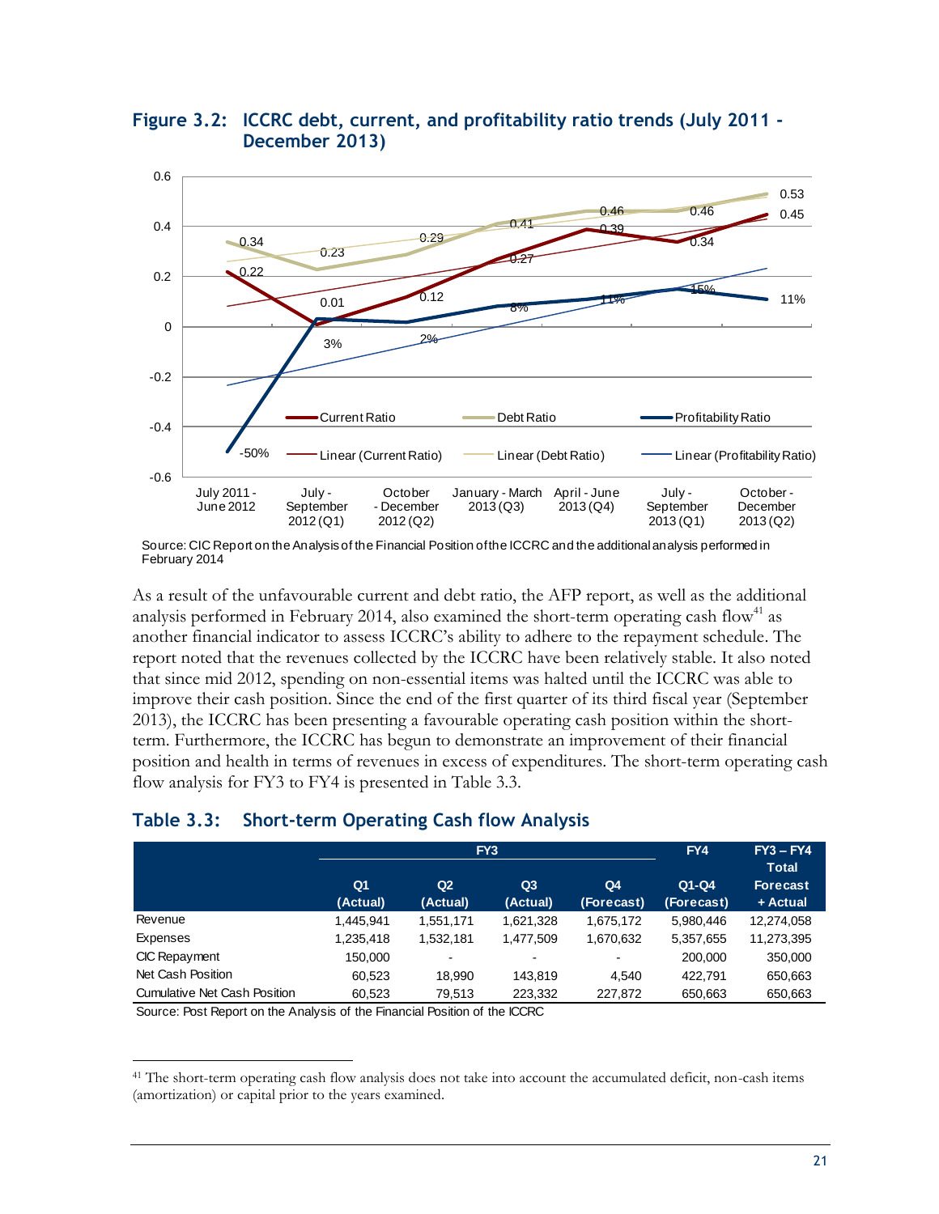## Figure 3.2: ICCRC debt, current, and profitability ratio trends (July 2011 - December 2013)

Source: CIC Report on the Analysis of the Financial Position of the ICCRC and the additional analysis performed in February 2014

As a result of the unfavourable current and debt ratio, the AFP report, as well as the additional analysis performed in February 2014, also examined the short-term operating cash flow[41] as another financial indicator to assess ICCRC's ability to adhere to the repayment schedule. The report noted that the revenues collected by the ICCRC have been relatively stable. It also noted that since mid 2012, spending on non-essential items was halted until the ICCRC was able to improve their cash position. Since the end of the first quarter of its third fiscal year (September 2013), the ICCRC has been presenting a favourable operating cash position within the short-term. Furthermore, the ICCRC has begun to demonstrate an improvement of their financial position and health in terms of revenues in excess of expenditures. The short-term operating cash flow analysis for FY3 to FY4 is presented in Table 3.3.

## Table 3.3: Short-term Operating Cash flow Analysis

| | FY3 | | | | FY4 | FY3 – FY4 Total |
|---|---|---|---|---|---|---|
| | Q1 (Actual) | Q2 (Actual) | Q3 (Actual) | Q4 (Forecast) | Q1-Q4 (Forecast) | Forecast + Actual |
| Revenue | 1,445,941 | 1,551,171 | 1,621,328 | 1,675,172 | 5,980,446 | 12,274,058 |
| Expenses | 1,235,418 | 1,532,181 | 1,477,509 | 1,670,632 | 5,357,655 | 11,273,395 |
| CIC Repayment | 150,000 | - | - | - | 200,000 | 350,000 |
| Net Cash Position | 60,523 | 18,990 | 143,819 | 4,540 | 422,791 | 650,663 |
| Cumulative Net Cash Position | 60,523 | 79,513 | 223,332 | 227,872 | 650,663 | 650,663 |

Source: Post Report on the Analysis of the Financial Position of the ICCRC

[41] The short-term operating cash flow analysis does not take into account the accumulated deficit, non-cash items (amortization) or capital prior to the years examined.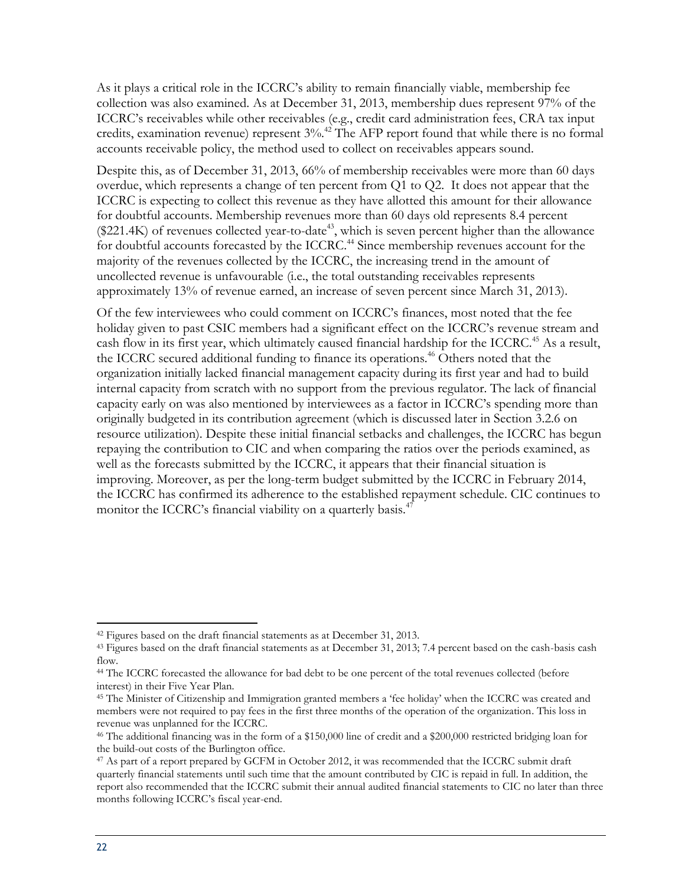As it plays a critical role in the ICCRC's ability to remain financially viable, membership fee collection was also examined. As at December 31, 2013, membership dues represent 97% of the ICCRC's receivables while other receivables (e.g., credit card administration fees, CRA tax input credits, examination revenue) represent 3%.[42] The AFP report found that while there is no formal accounts receivable policy, the method used to collect on receivables appears sound.

Despite this, as of December 31, 2013, 66% of membership receivables were more than 60 days overdue, which represents a change of ten percent from Q1 to Q2. It does not appear that the ICCRC is expecting to collect this revenue as they have allotted this amount for their allowance for doubtful accounts. Membership revenues more than 60 days old represents 8.4 percent ($221.4K) of revenues collected year-to-date[43], which is seven percent higher than the allowance for doubtful accounts forecasted by the ICCRC.[44] Since membership revenues account for the majority of the revenues collected by the ICCRC, the increasing trend in the amount of uncollected revenue is unfavourable (i.e., the total outstanding receivables represents approximately 13% of revenue earned, an increase of seven percent since March 31, 2013).

Of the few interviewees who could comment on ICCRC's finances, most noted that the fee holiday given to past CSIC members had a significant effect on the ICCRC's revenue stream and cash flow in its first year, which ultimately caused financial hardship for the ICCRC.[45] As a result, the ICCRC secured additional funding to finance its operations.[46] Others noted that the organization initially lacked financial management capacity during its first year and had to build internal capacity from scratch with no support from the previous regulator. The lack of financial capacity early on was also mentioned by interviewees as a factor in ICCRC's spending more than originally budgeted in its contribution agreement (which is discussed later in Section 3.2.6 on resource utilization). Despite these initial financial setbacks and challenges, the ICCRC has begun repaying the contribution to CIC and when comparing the ratios over the periods examined, as well as the forecasts submitted by the ICCRC, it appears that their financial situation is improving. Moreover, as per the long-term budget submitted by the ICCRC in February 2014, the ICCRC has confirmed its adherence to the established repayment schedule. CIC continues to monitor the ICCRC's financial viability on a quarterly basis.[47]

---

[42] Figures based on the draft financial statements as at December 31, 2013.

[43] Figures based on the draft financial statements as at December 31, 2013; 7.4 percent based on the cash-basis cash flow.

[44] The ICCRC forecasted the allowance for bad debt to be one percent of the total revenues collected (before interest) in their Five Year Plan.

[45] The Minister of Citizenship and Immigration granted members a 'fee holiday' when the ICCRC was created and members were not required to pay fees in the first three months of the operation of the organization. This loss in revenue was unplanned for the ICCRC.

[46] The additional financing was in the form of a $150,000 line of credit and a $200,000 restricted bridging loan for the build-out costs of the Burlington office.

[47] As part of a report prepared by GCFM in October 2012, it was recommended that the ICCRC submit draft quarterly financial statements until such time that the amount contributed by CIC is repaid in full. In addition, the report also recommended that the ICCRC submit their annual audited financial statements to CIC no later than three months following ICCRC's fiscal year-end.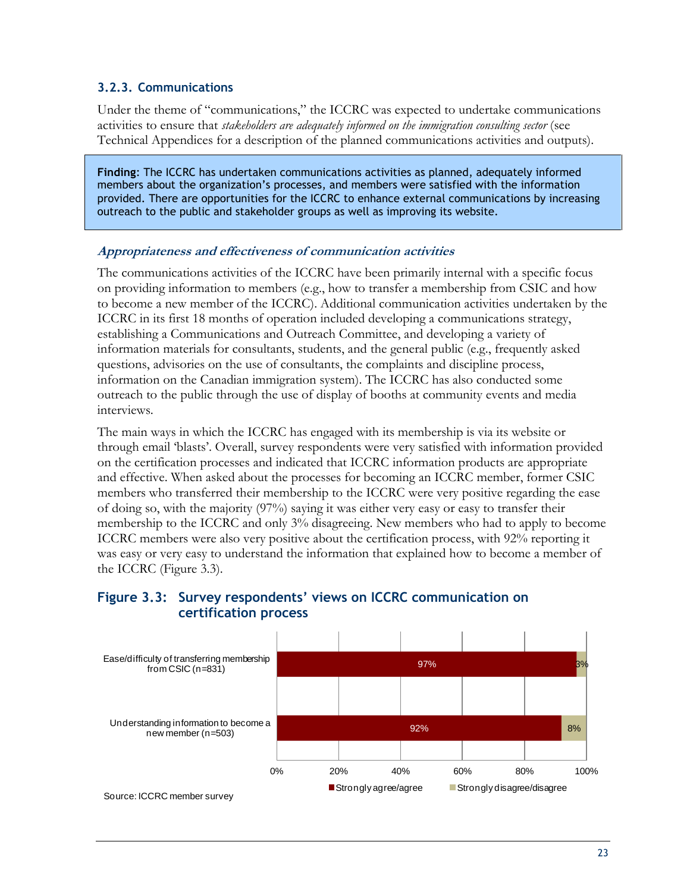### 3.2.3. Communications

Under the theme of "communications," the ICCRC was expected to undertake communications activities to ensure that *stakeholders are adequately informed on the immigration consulting sector* (see Technical Appendices for a description of the planned communications activities and outputs).

> **Finding**: The ICCRC has undertaken communications activities as planned, adequately informed members about the organization's processes, and members were satisfied with the information provided. There are opportunities for the ICCRC to enhance external communications by increasing outreach to the public and stakeholder groups as well as improving its website.

#### *Appropriateness and effectiveness of communication activities*

The communications activities of the ICCRC have been primarily internal with a specific focus on providing information to members (e.g., how to transfer a membership from CSIC and how to become a new member of the ICCRC). Additional communication activities undertaken by the ICCRC in its first 18 months of operation included developing a communications strategy, establishing a Communications and Outreach Committee, and developing a variety of information materials for consultants, students, and the general public (e.g., frequently asked questions, advisories on the use of consultants, the complaints and discipline process, information on the Canadian immigration system). The ICCRC has also conducted some outreach to the public through the use of display of booths at community events and media interviews.

The main ways in which the ICCRC has engaged with its membership is via its website or through email 'blasts'. Overall, survey respondents were very satisfied with information provided on the certification processes and indicated that ICCRC information products are appropriate and effective. When asked about the processes for becoming an ICCRC member, former CSIC members who transferred their membership to the ICCRC were very positive regarding the ease of doing so, with the majority (97%) saying it was either very easy or easy to transfer their membership to the ICCRC and only 3% disagreeing. New members who had to apply to become ICCRC members were also very positive about the certification process, with 92% reporting it was easy or very easy to understand the information that explained how to become a member of the ICCRC (Figure 3.3).

**Figure 3.3: Survey respondents' views on ICCRC communication on certification process**

| | Strongly agree/agree | Strongly disagree/disagree |
|---|---|---|
| Ease/difficulty of transferring membership from CSIC (n=831) | 97% | 3% |
| Understanding information to become a new member (n=503) | 92% | 8% |

Source: ICCRC member survey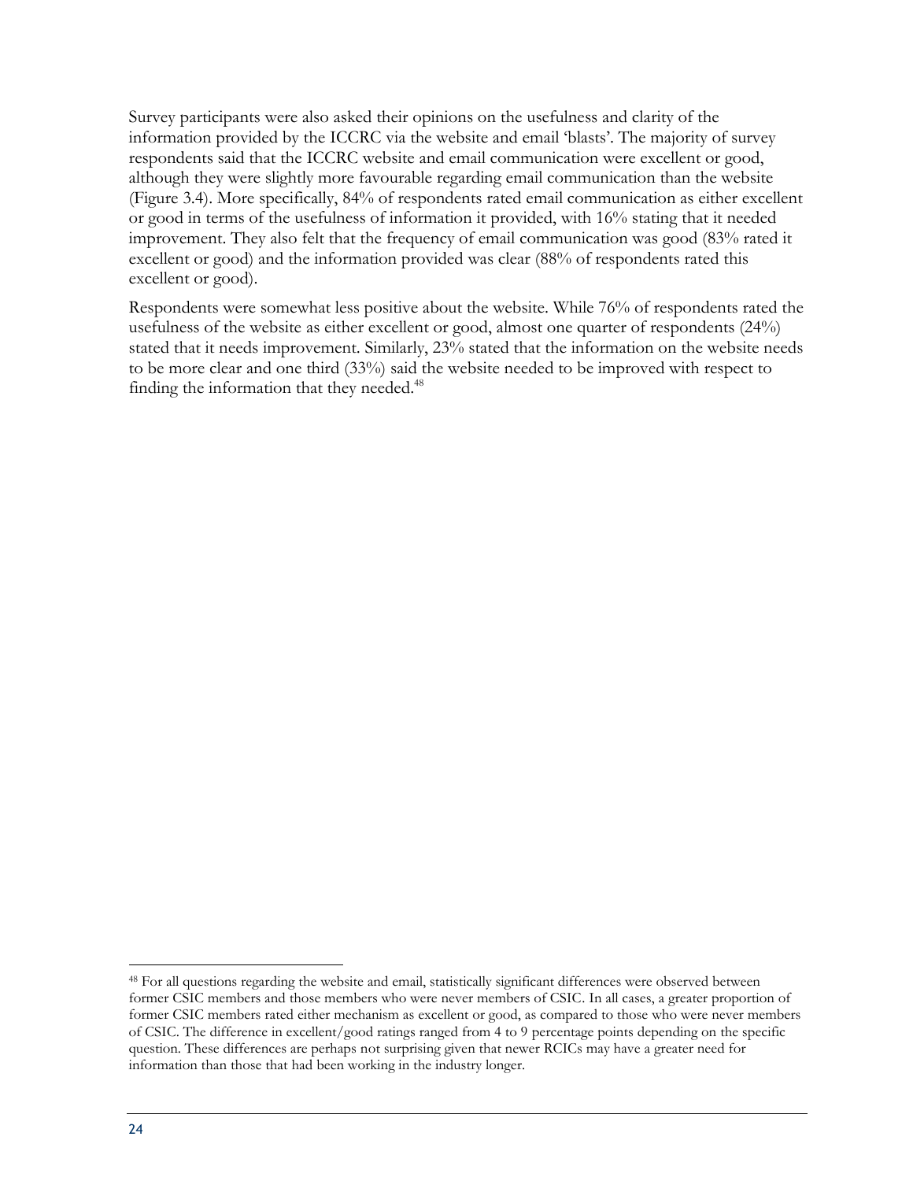Survey participants were also asked their opinions on the usefulness and clarity of the information provided by the ICCRC via the website and email 'blasts'. The majority of survey respondents said that the ICCRC website and email communication were excellent or good, although they were slightly more favourable regarding email communication than the website (Figure 3.4). More specifically, 84% of respondents rated email communication as either excellent or good in terms of the usefulness of information it provided, with 16% stating that it needed improvement. They also felt that the frequency of email communication was good (83% rated it excellent or good) and the information provided was clear (88% of respondents rated this excellent or good).

Respondents were somewhat less positive about the website. While 76% of respondents rated the usefulness of the website as either excellent or good, almost one quarter of respondents (24%) stated that it needs improvement. Similarly, 23% stated that the information on the website needs to be more clear and one third (33%) said the website needed to be improved with respect to finding the information that they needed.[48]

[48] For all questions regarding the website and email, statistically significant differences were observed between former CSIC members and those members who were never members of CSIC. In all cases, a greater proportion of former CSIC members rated either mechanism as excellent or good, as compared to those who were never members of CSIC. The difference in excellent/good ratings ranged from 4 to 9 percentage points depending on the specific question. These differences are perhaps not surprising given that newer RCICs may have a greater need for information than those that had been working in the industry longer.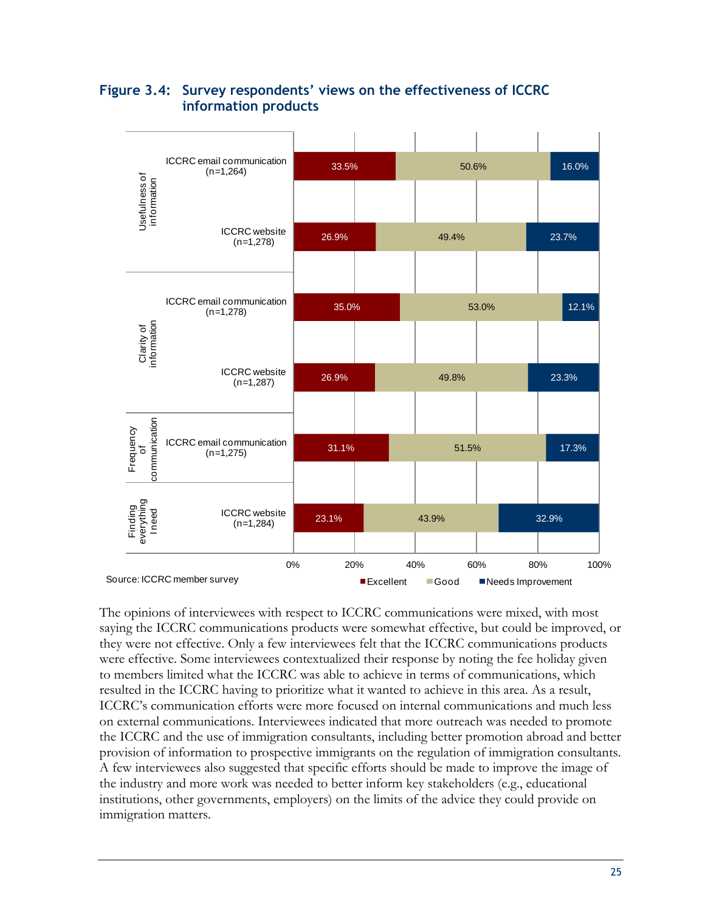**Figure 3.4: Survey respondents' views on the effectiveness of ICCRC information products**

| Category | Product | Excellent | Good | Needs Improvement |
|---|---|---|---|---|
| Usefulness of information | ICCRC email communication (n=1,264) | 33.5% | 50.6% | 16.0% |
| | ICCRC website (n=1,278) | 26.9% | 49.4% | 23.7% |
| Clarity of information | ICCRC email communication (n=1,278) | 35.0% | 53.0% | 12.1% |
| | ICCRC website (n=1,287) | 26.9% | 49.8% | 23.3% |
| Frequency of communication | ICCRC email communication (n=1,275) | 31.1% | 51.5% | 17.3% |
| Finding everything I need | ICCRC website (n=1,284) | 23.1% | 43.9% | 32.9% |

Source: ICCRC member survey

The opinions of interviewees with respect to ICCRC communications were mixed, with most saying the ICCRC communications products were somewhat effective, but could be improved, or they were not effective. Only a few interviewees felt that the ICCRC communications products were effective. Some interviewees contextualized their response by noting the fee holiday given to members limited what the ICCRC was able to achieve in terms of communications, which resulted in the ICCRC having to prioritize what it wanted to achieve in this area. As a result, ICCRC's communication efforts were more focused on internal communications and much less on external communications. Interviewees indicated that more outreach was needed to promote the ICCRC and the use of immigration consultants, including better promotion abroad and better provision of information to prospective immigrants on the regulation of immigration consultants. A few interviewees also suggested that specific efforts should be made to improve the image of the industry and more work was needed to better inform key stakeholders (e.g., educational institutions, other governments, employers) on the limits of the advice they could provide on immigration matters.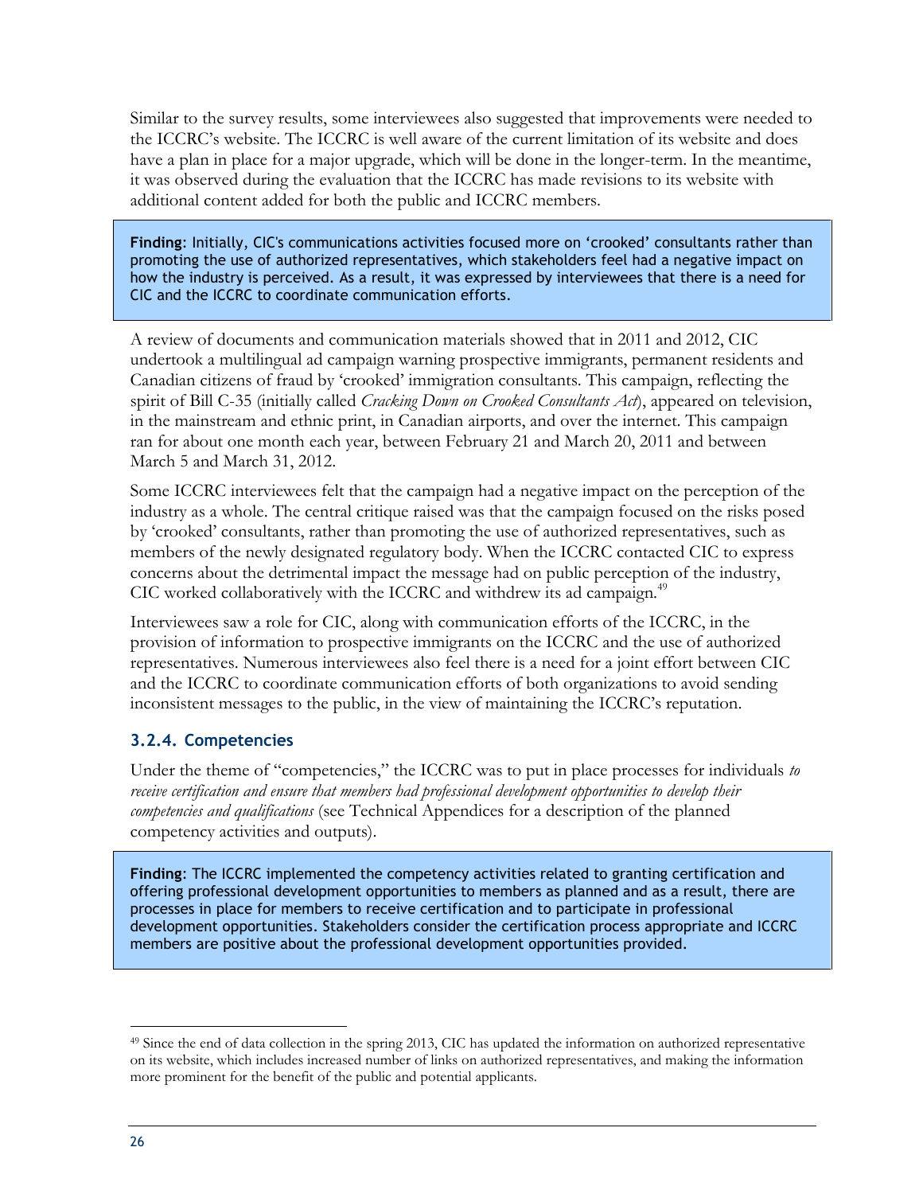Similar to the survey results, some interviewees also suggested that improvements were needed to the ICCRC's website. The ICCRC is well aware of the current limitation of its website and does have a plan in place for a major upgrade, which will be done in the longer-term. In the meantime, it was observed during the evaluation that the ICCRC has made revisions to its website with additional content added for both the public and ICCRC members.

> **Finding**: Initially, CIC's communications activities focused more on 'crooked' consultants rather than promoting the use of authorized representatives, which stakeholders feel had a negative impact on how the industry is perceived. As a result, it was expressed by interviewees that there is a need for CIC and the ICCRC to coordinate communication efforts.

A review of documents and communication materials showed that in 2011 and 2012, CIC undertook a multilingual ad campaign warning prospective immigrants, permanent residents and Canadian citizens of fraud by 'crooked' immigration consultants. This campaign, reflecting the spirit of Bill C-35 (initially called *Cracking Down on Crooked Consultants Act*), appeared on television, in the mainstream and ethnic print, in Canadian airports, and over the internet. This campaign ran for about one month each year, between February 21 and March 20, 2011 and between March 5 and March 31, 2012.

Some ICCRC interviewees felt that the campaign had a negative impact on the perception of the industry as a whole. The central critique raised was that the campaign focused on the risks posed by 'crooked' consultants, rather than promoting the use of authorized representatives, such as members of the newly designated regulatory body. When the ICCRC contacted CIC to express concerns about the detrimental impact the message had on public perception of the industry, CIC worked collaboratively with the ICCRC and withdrew its ad campaign.[49]

Interviewees saw a role for CIC, along with communication efforts of the ICCRC, in the provision of information to prospective immigrants on the ICCRC and the use of authorized representatives. Numerous interviewees also feel there is a need for a joint effort between CIC and the ICCRC to coordinate communication efforts of both organizations to avoid sending inconsistent messages to the public, in the view of maintaining the ICCRC's reputation.

### 3.2.4. Competencies

Under the theme of "competencies," the ICCRC was to put in place processes for individuals *to receive certification and ensure that members had professional development opportunities to develop their competencies and qualifications* (see Technical Appendices for a description of the planned competency activities and outputs).

> **Finding**: The ICCRC implemented the competency activities related to granting certification and offering professional development opportunities to members as planned and as a result, there are processes in place for members to receive certification and to participate in professional development opportunities. Stakeholders consider the certification process appropriate and ICCRC members are positive about the professional development opportunities provided.

[49] Since the end of data collection in the spring 2013, CIC has updated the information on authorized representative on its website, which includes increased number of links on authorized representatives, and making the information more prominent for the benefit of the public and potential applicants.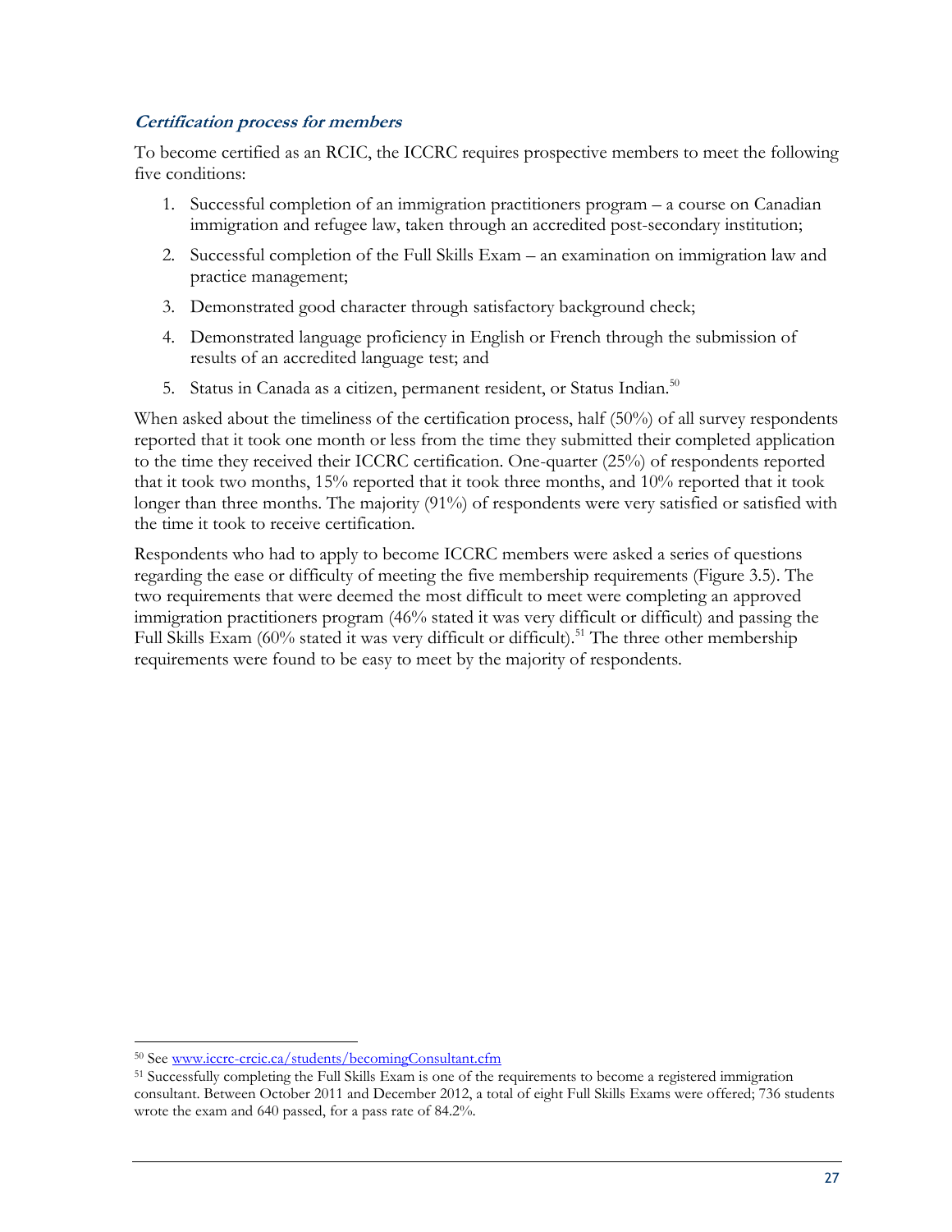### ***Certification process for members***

To become certified as an RCIC, the ICCRC requires prospective members to meet the following five conditions:

1. Successful completion of an immigration practitioners program – a course on Canadian immigration and refugee law, taken through an accredited post-secondary institution;
2. Successful completion of the Full Skills Exam – an examination on immigration law and practice management;
3. Demonstrated good character through satisfactory background check;
4. Demonstrated language proficiency in English or French through the submission of results of an accredited language test; and
5. Status in Canada as a citizen, permanent resident, or Status Indian.[50]

When asked about the timeliness of the certification process, half (50%) of all survey respondents reported that it took one month or less from the time they submitted their completed application to the time they received their ICCRC certification. One-quarter (25%) of respondents reported that it took two months, 15% reported that it took three months, and 10% reported that it took longer than three months. The majority (91%) of respondents were very satisfied or satisfied with the time it took to receive certification.

Respondents who had to apply to become ICCRC members were asked a series of questions regarding the ease or difficulty of meeting the five membership requirements (Figure 3.5). The two requirements that were deemed the most difficult to meet were completing an approved immigration practitioners program (46% stated it was very difficult or difficult) and passing the Full Skills Exam (60% stated it was very difficult or difficult).[51] The three other membership requirements were found to be easy to meet by the majority of respondents.

---

[50] See www.iccrc-crcic.ca/students/becomingConsultant.cfm

[51] Successfully completing the Full Skills Exam is one of the requirements to become a registered immigration consultant. Between October 2011 and December 2012, a total of eight Full Skills Exams were offered; 736 students wrote the exam and 640 passed, for a pass rate of 84.2%.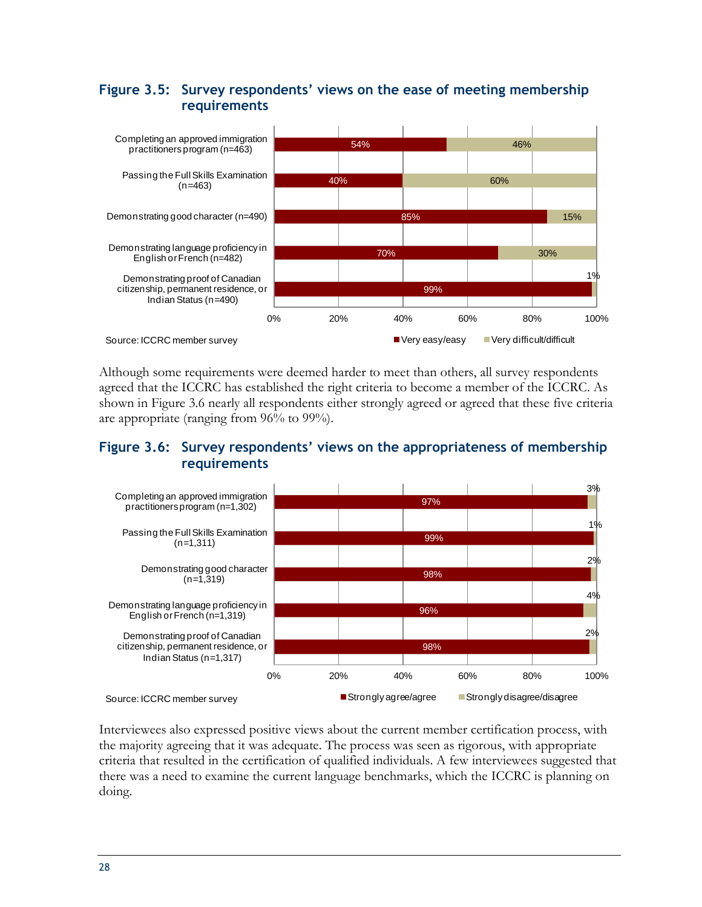### Figure 3.5: Survey respondents' views on the ease of meeting membership requirements

| Requirement | Very easy/easy | Very difficult/difficult |
| --- | --- | --- |
| Completing an approved immigration practitioners program (n=463) | 54% | 46% |
| Passing the Full Skills Examination (n=463) | 40% | 60% |
| Demonstrating good character (n=490) | 85% | 15% |
| Demonstrating language proficiency in English or French (n=482) | 70% | 30% |
| Demonstrating proof of Canadian citizenship, permanent residence, or Indian Status (n=490) | 99% | 1% |

Source: ICCRC member survey

Although some requirements were deemed harder to meet than others, all survey respondents agreed that the ICCRC has established the right criteria to become a member of the ICCRC. As shown in Figure 3.6 nearly all respondents either strongly agreed or agreed that these five criteria are appropriate (ranging from 96% to 99%).

### Figure 3.6: Survey respondents' views on the appropriateness of membership requirements

| Requirement | Strongly agree/agree | Strongly disagree/disagree |
| --- | --- | --- |
| Completing an approved immigration practitioners program (n=1,302) | 97% | 3% |
| Passing the Full Skills Examination (n=1,311) | 99% | 1% |
| Demonstrating good character (n=1,319) | 98% | 2% |
| Demonstrating language proficiency in English or French (n=1,319) | 96% | 4% |
| Demonstrating proof of Canadian citizenship, permanent residence, or Indian Status (n=1,317) | 98% | 2% |

Source: ICCRC member survey

Interviewees also expressed positive views about the current member certification process, with the majority agreeing that it was adequate. The process was seen as rigorous, with appropriate criteria that resulted in the certification of qualified individuals. A few interviewees suggested that there was a need to examine the current language benchmarks, which the ICCRC is planning on doing.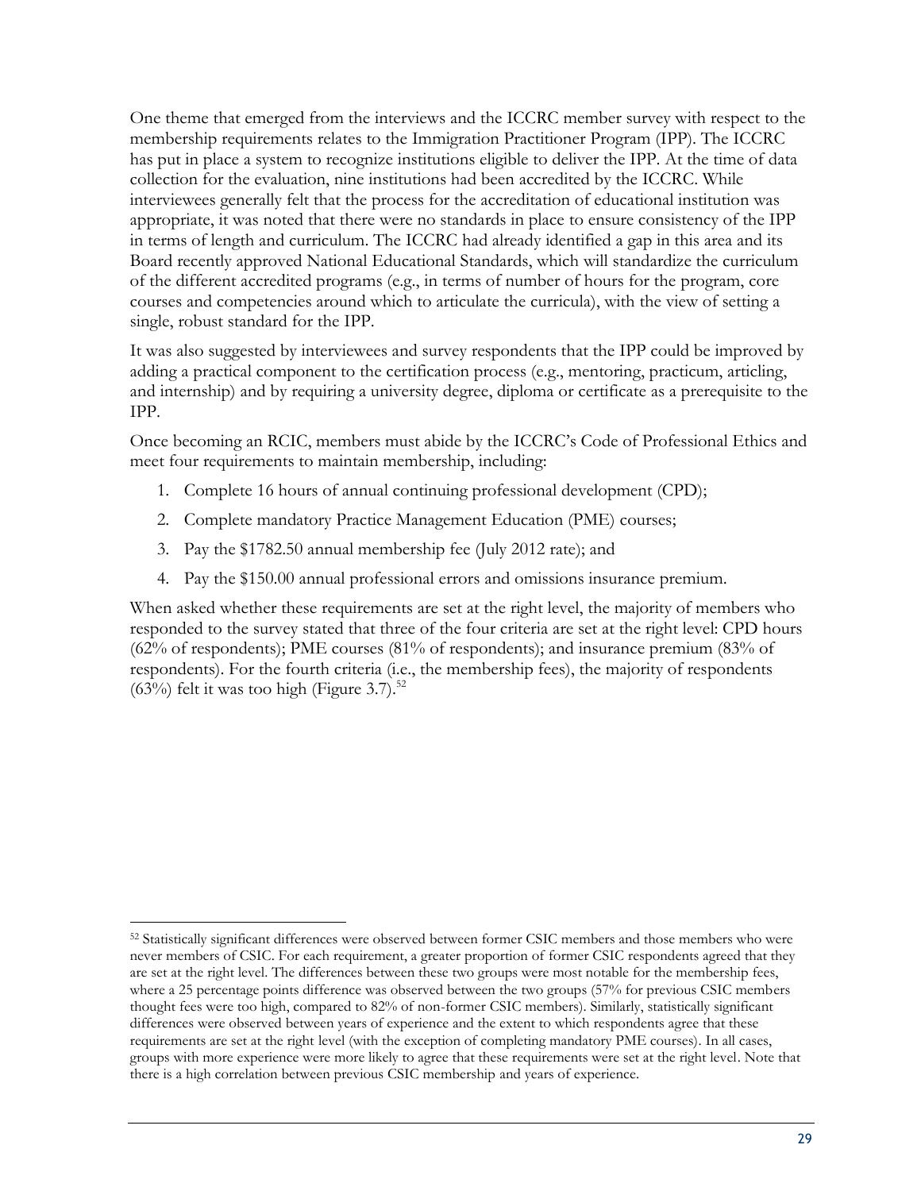One theme that emerged from the interviews and the ICCRC member survey with respect to the membership requirements relates to the Immigration Practitioner Program (IPP). The ICCRC has put in place a system to recognize institutions eligible to deliver the IPP. At the time of data collection for the evaluation, nine institutions had been accredited by the ICCRC. While interviewees generally felt that the process for the accreditation of educational institution was appropriate, it was noted that there were no standards in place to ensure consistency of the IPP in terms of length and curriculum. The ICCRC had already identified a gap in this area and its Board recently approved National Educational Standards, which will standardize the curriculum of the different accredited programs (e.g., in terms of number of hours for the program, core courses and competencies around which to articulate the curricula), with the view of setting a single, robust standard for the IPP.

It was also suggested by interviewees and survey respondents that the IPP could be improved by adding a practical component to the certification process (e.g., mentoring, practicum, articling, and internship) and by requiring a university degree, diploma or certificate as a prerequisite to the IPP.

Once becoming an RCIC, members must abide by the ICCRC's Code of Professional Ethics and meet four requirements to maintain membership, including:

1. Complete 16 hours of annual continuing professional development (CPD);
2. Complete mandatory Practice Management Education (PME) courses;
3. Pay the $1782.50 annual membership fee (July 2012 rate); and
4. Pay the $150.00 annual professional errors and omissions insurance premium.

When asked whether these requirements are set at the right level, the majority of members who responded to the survey stated that three of the four criteria are set at the right level: CPD hours (62% of respondents); PME courses (81% of respondents); and insurance premium (83% of respondents). For the fourth criteria (i.e., the membership fees), the majority of respondents (63%) felt it was too high (Figure 3.7).[52]

[52] Statistically significant differences were observed between former CSIC members and those members who were never members of CSIC. For each requirement, a greater proportion of former CSIC respondents agreed that they are set at the right level. The differences between these two groups were most notable for the membership fees, where a 25 percentage points difference was observed between the two groups (57% for previous CSIC members thought fees were too high, compared to 82% of non-former CSIC members). Similarly, statistically significant differences were observed between years of experience and the extent to which respondents agree that these requirements are set at the right level (with the exception of completing mandatory PME courses). In all cases, groups with more experience were more likely to agree that these requirements were set at the right level. Note that there is a high correlation between previous CSIC membership and years of experience.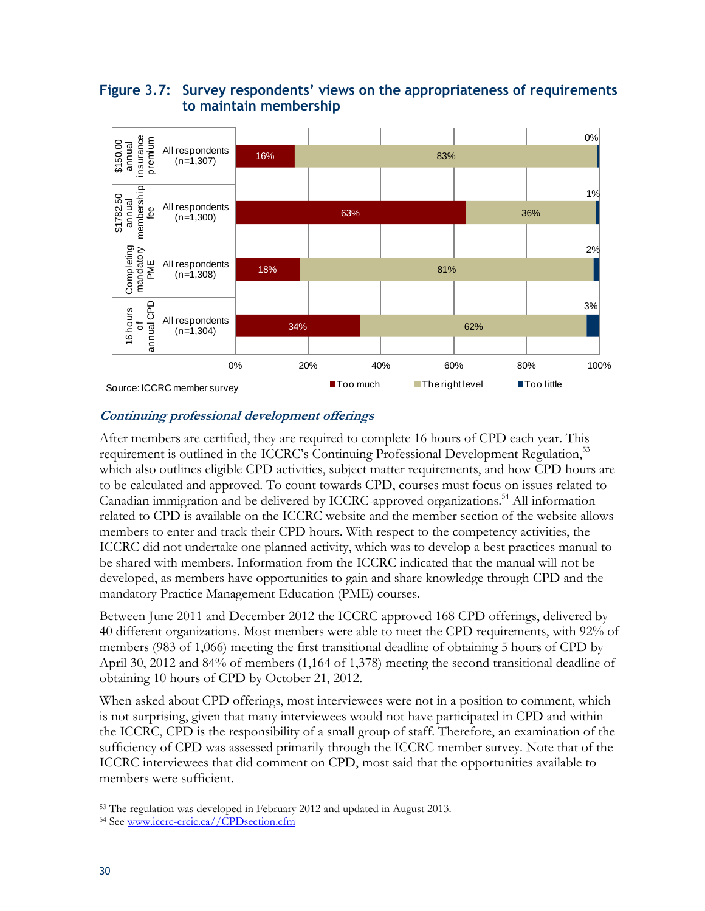## Figure 3.7: Survey respondents' views on the appropriateness of requirements to maintain membership

| Requirement | Respondents | Too much | The right level | Too little |
|---|---|---|---|---|
| $150.00 annual insurance premium | All respondents (n=1,307) | 16% | 83% | 0% |
| $1782.50 annual membership fee | All respondents (n=1,300) | 63% | 36% | 1% |
| Completing mandatory PME | All respondents (n=1,308) | 18% | 81% | 2% |
| 16 hours of annual CPD | All respondents (n=1,304) | 34% | 62% | 3% |

Source: ICCRC member survey

### *Continuing professional development offerings*

After members are certified, they are required to complete 16 hours of CPD each year. This requirement is outlined in the ICCRC's Continuing Professional Development Regulation,[53] which also outlines eligible CPD activities, subject matter requirements, and how CPD hours are to be calculated and approved. To count towards CPD, courses must focus on issues related to Canadian immigration and be delivered by ICCRC-approved organizations.[54] All information related to CPD is available on the ICCRC website and the member section of the website allows members to enter and track their CPD hours. With respect to the competency activities, the ICCRC did not undertake one planned activity, which was to develop a best practices manual to be shared with members. Information from the ICCRC indicated that the manual will not be developed, as members have opportunities to gain and share knowledge through CPD and the mandatory Practice Management Education (PME) courses.

Between June 2011 and December 2012 the ICCRC approved 168 CPD offerings, delivered by 40 different organizations. Most members were able to meet the CPD requirements, with 92% of members (983 of 1,066) meeting the first transitional deadline of obtaining 5 hours of CPD by April 30, 2012 and 84% of members (1,164 of 1,378) meeting the second transitional deadline of obtaining 10 hours of CPD by October 21, 2012.

When asked about CPD offerings, most interviewees were not in a position to comment, which is not surprising, given that many interviewees would not have participated in CPD and within the ICCRC, CPD is the responsibility of a small group of staff. Therefore, an examination of the sufficiency of CPD was assessed primarily through the ICCRC member survey. Note that of the ICCRC interviewees that did comment on CPD, most said that the opportunities available to members were sufficient.

---

[53] The regulation was developed in February 2012 and updated in August 2013.

[54] See www.iccrc-crcic.ca//CPDsection.cfm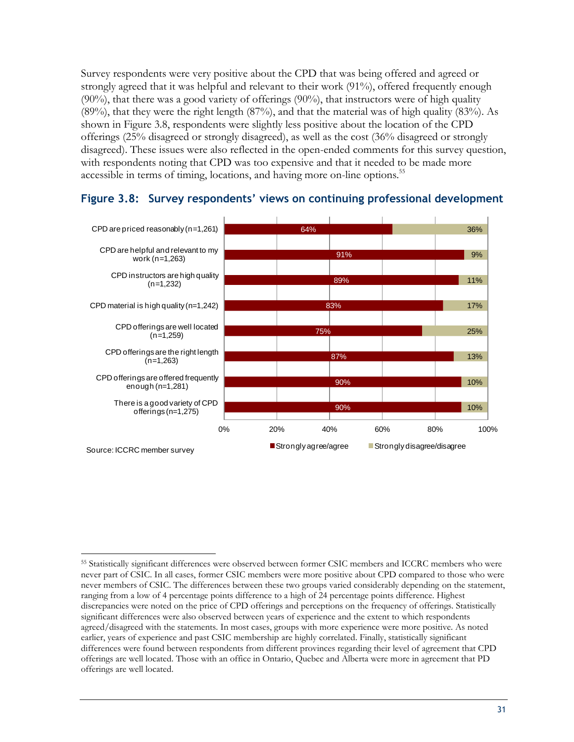Survey respondents were very positive about the CPD that was being offered and agreed or strongly agreed that it was helpful and relevant to their work (91%), offered frequently enough (90%), that there was a good variety of offerings (90%), that instructors were of high quality (89%), that they were the right length (87%), and that the material was of high quality (83%). As shown in Figure 3.8, respondents were slightly less positive about the location of the CPD offerings (25% disagreed or strongly disagreed), as well as the cost (36% disagreed or strongly disagreed). These issues were also reflected in the open-ended comments for this survey question, with respondents noting that CPD was too expensive and that it needed to be made more accessible in terms of timing, locations, and having more on-line options.[55]

### Figure 3.8: Survey respondents' views on continuing professional development

| | Strongly agree/agree | Strongly disagree/disagree |
|---|---|---|
| CPD are priced reasonably (n=1,261) | 64% | 36% |
| CPD are helpful and relevant to my work (n=1,263) | 91% | 9% |
| CPD instructors are high quality (n=1,232) | 89% | 11% |
| CPD material is high quality (n=1,242) | 83% | 17% |
| CPD offerings are well located (n=1,259) | 75% | 25% |
| CPD offerings are the right length (n=1,263) | 87% | 13% |
| CPD offerings are offered frequently enough (n=1,281) | 90% | 10% |
| There is a good variety of CPD offerings (n=1,275) | 90% | 10% |

Source: ICCRC member survey

---

[55] Statistically significant differences were observed between former CSIC members and ICCRC members who were never part of CSIC. In all cases, former CSIC members were more positive about CPD compared to those who were never members of CSIC. The differences between these two groups varied considerably depending on the statement, ranging from a low of 4 percentage points difference to a high of 24 percentage points difference. Highest discrepancies were noted on the price of CPD offerings and perceptions on the frequency of offerings. Statistically significant differences were also observed between years of experience and the extent to which respondents agreed/disagreed with the statements. In most cases, groups with more experience were more positive. As noted earlier, years of experience and past CSIC membership are highly correlated. Finally, statistically significant differences were found between respondents from different provinces regarding their level of agreement that CPD offerings are well located. Those with an office in Ontario, Quebec and Alberta were more in agreement that PD offerings are well located.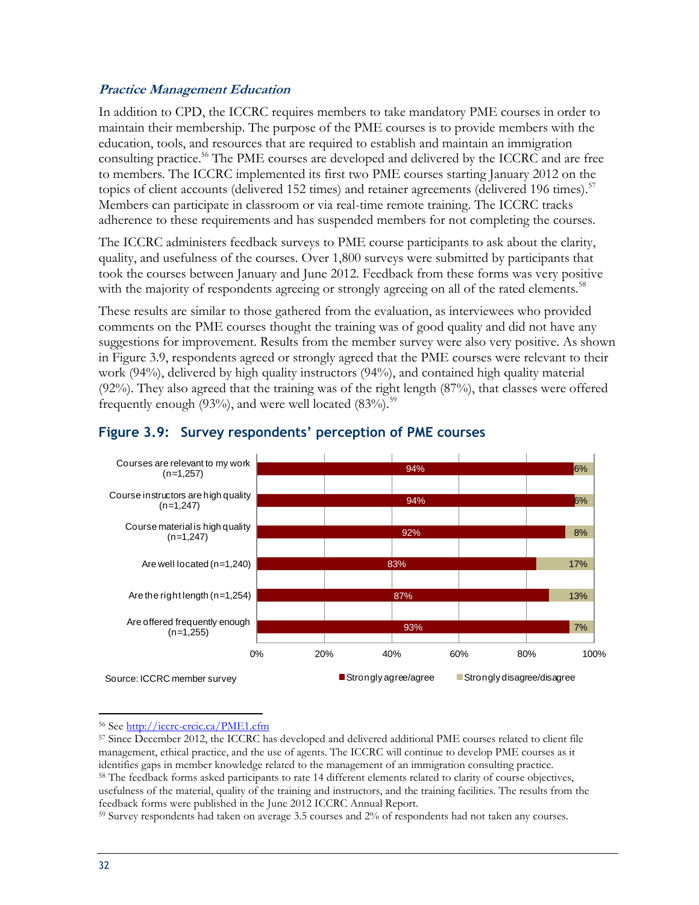### *Practice Management Education*

In addition to CPD, the ICCRC requires members to take mandatory PME courses in order to maintain their membership. The purpose of the PME courses is to provide members with the education, tools, and resources that are required to establish and maintain an immigration consulting practice.[56] The PME courses are developed and delivered by the ICCRC and are free to members. The ICCRC implemented its first two PME courses starting January 2012 on the topics of client accounts (delivered 152 times) and retainer agreements (delivered 196 times).[57] Members can participate in classroom or via real-time remote training. The ICCRC tracks adherence to these requirements and has suspended members for not completing the courses.

The ICCRC administers feedback surveys to PME course participants to ask about the clarity, quality, and usefulness of the courses. Over 1,800 surveys were submitted by participants that took the courses between January and June 2012. Feedback from these forms was very positive with the majority of respondents agreeing or strongly agreeing on all of the rated elements.[58]

These results are similar to those gathered from the evaluation, as interviewees who provided comments on the PME courses thought the training was of good quality and did not have any suggestions for improvement. Results from the member survey were also very positive. As shown in Figure 3.9, respondents agreed or strongly agreed that the PME courses were relevant to their work (94%), delivered by high quality instructors (94%), and contained high quality material (92%). They also agreed that the training was of the right length (87%), that classes were offered frequently enough (93%), and were well located (83%).[59]

#### Figure 3.9: Survey respondents' perception of PME courses

| | Strongly agree/agree | Strongly disagree/disagree |
|---|---|---|
| Courses are relevant to my work (n=1,257) | 94% | 6% |
| Course instructors are high quality (n=1,247) | 94% | 6% |
| Course material is high quality (n=1,247) | 92% | 8% |
| Are well located (n=1,240) | 83% | 17% |
| Are the right length (n=1,254) | 87% | 13% |
| Are offered frequently enough (n=1,255) | 93% | 7% |

Source: ICCRC member survey

---

[56] See http://iccrc-crcic.ca/PME1.cfm

[57] Since December 2012, the ICCRC has developed and delivered additional PME courses related to client file management, ethical practice, and the use of agents. The ICCRC will continue to develop PME courses as it identifies gaps in member knowledge related to the management of an immigration consulting practice.

[58] The feedback forms asked participants to rate 14 different elements related to clarity of course objectives, usefulness of the material, quality of the training and instructors, and the training facilities. The results from the feedback forms were published in the June 2012 ICCRC Annual Report.

[59] Survey respondents had taken on average 3.5 courses and 2% of respondents had not taken any courses.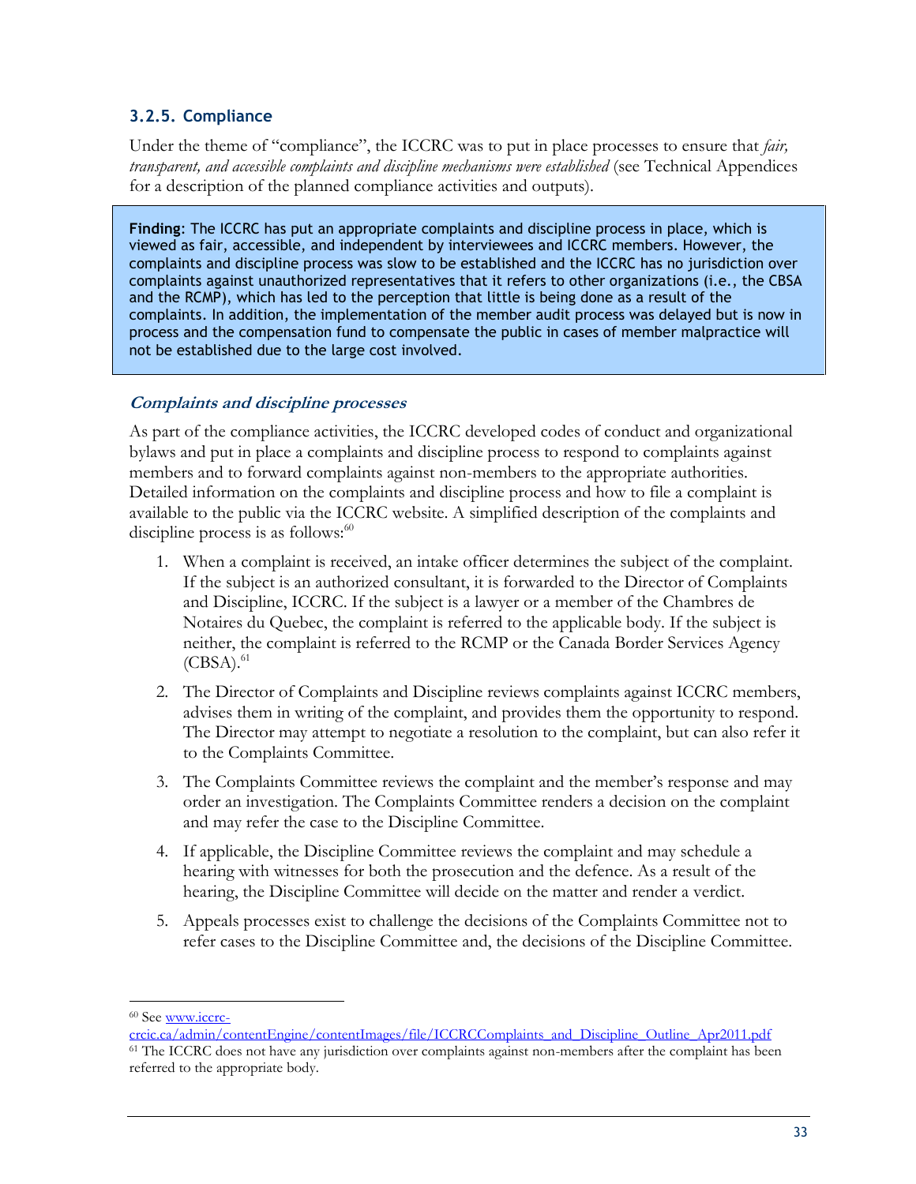### 3.2.5. Compliance

Under the theme of "compliance", the ICCRC was to put in place processes to ensure that *fair, transparent, and accessible complaints and discipline mechanisms were established* (see Technical Appendices for a description of the planned compliance activities and outputs).

> **Finding**: The ICCRC has put an appropriate complaints and discipline process in place, which is viewed as fair, accessible, and independent by interviewees and ICCRC members. However, the complaints and discipline process was slow to be established and the ICCRC has no jurisdiction over complaints against unauthorized representatives that it refers to other organizations (i.e., the CBSA and the RCMP), which has led to the perception that little is being done as a result of the complaints. In addition, the implementation of the member audit process was delayed but is now in process and the compensation fund to compensate the public in cases of member malpractice will not be established due to the large cost involved.

#### *Complaints and discipline processes*

As part of the compliance activities, the ICCRC developed codes of conduct and organizational bylaws and put in place a complaints and discipline process to respond to complaints against members and to forward complaints against non-members to the appropriate authorities. Detailed information on the complaints and discipline process and how to file a complaint is available to the public via the ICCRC website. A simplified description of the complaints and discipline process is as follows:[60]

1. When a complaint is received, an intake officer determines the subject of the complaint. If the subject is an authorized consultant, it is forwarded to the Director of Complaints and Discipline, ICCRC. If the subject is a lawyer or a member of the Chambres de Notaires du Quebec, the complaint is referred to the applicable body. If the subject is neither, the complaint is referred to the RCMP or the Canada Border Services Agency (CBSA).[61]
2. The Director of Complaints and Discipline reviews complaints against ICCRC members, advises them in writing of the complaint, and provides them the opportunity to respond. The Director may attempt to negotiate a resolution to the complaint, but can also refer it to the Complaints Committee.
3. The Complaints Committee reviews the complaint and the member's response and may order an investigation. The Complaints Committee renders a decision on the complaint and may refer the case to the Discipline Committee.
4. If applicable, the Discipline Committee reviews the complaint and may schedule a hearing with witnesses for both the prosecution and the defence. As a result of the hearing, the Discipline Committee will decide on the matter and render a verdict.
5. Appeals processes exist to challenge the decisions of the Complaints Committee not to refer cases to the Discipline Committee and, the decisions of the Discipline Committee.

---

[60] See www.iccrc-crcic.ca/admin/contentEngine/contentImages/file/ICCRCComplaints_and_Discipline_Outline_Apr2011.pdf

[61] The ICCRC does not have any jurisdiction over complaints against non-members after the complaint has been referred to the appropriate body.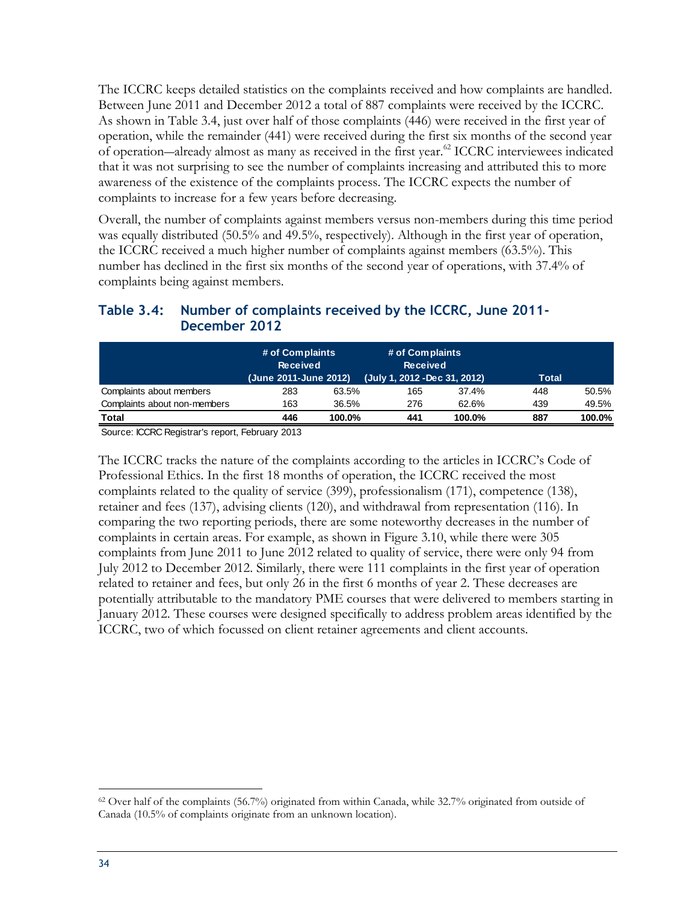The ICCRC keeps detailed statistics on the complaints received and how complaints are handled. Between June 2011 and December 2012 a total of 887 complaints were received by the ICCRC. As shown in Table 3.4, just over half of those complaints (446) were received in the first year of operation, while the remainder (441) were received during the first six months of the second year of operation—already almost as many as received in the first year.[62] ICCRC interviewees indicated that it was not surprising to see the number of complaints increasing and attributed this to more awareness of the existence of the complaints process. The ICCRC expects the number of complaints to increase for a few years before decreasing.

Overall, the number of complaints against members versus non-members during this time period was equally distributed (50.5% and 49.5%, respectively). Although in the first year of operation, the ICCRC received a much higher number of complaints against members (63.5%). This number has declined in the first six months of the second year of operations, with 37.4% of complaints being against members.

### Table 3.4: Number of complaints received by the ICCRC, June 2011-December 2012

| | # of Complaints Received (June 2011-June 2012) | | # of Complaints Received (July 1, 2012 -Dec 31, 2012) | | Total | |
|---|---|---|---|---|---|---|
| Complaints about members | 283 | 63.5% | 165 | 37.4% | 448 | 50.5% |
| Complaints about non-members | 163 | 36.5% | 276 | 62.6% | 439 | 49.5% |
| **Total** | **446** | **100.0%** | **441** | **100.0%** | **887** | **100.0%** |

Source: ICCRC Registrar's report, February 2013

The ICCRC tracks the nature of the complaints according to the articles in ICCRC's Code of Professional Ethics. In the first 18 months of operation, the ICCRC received the most complaints related to the quality of service (399), professionalism (171), competence (138), retainer and fees (137), advising clients (120), and withdrawal from representation (116). In comparing the two reporting periods, there are some noteworthy decreases in the number of complaints in certain areas. For example, as shown in Figure 3.10, while there were 305 complaints from June 2011 to June 2012 related to quality of service, there were only 94 from July 2012 to December 2012. Similarly, there were 111 complaints in the first year of operation related to retainer and fees, but only 26 in the first 6 months of year 2. These decreases are potentially attributable to the mandatory PME courses that were delivered to members starting in January 2012. These courses were designed specifically to address problem areas identified by the ICCRC, two of which focussed on client retainer agreements and client accounts.

[62] Over half of the complaints (56.7%) originated from within Canada, while 32.7% originated from outside of Canada (10.5% of complaints originate from an unknown location).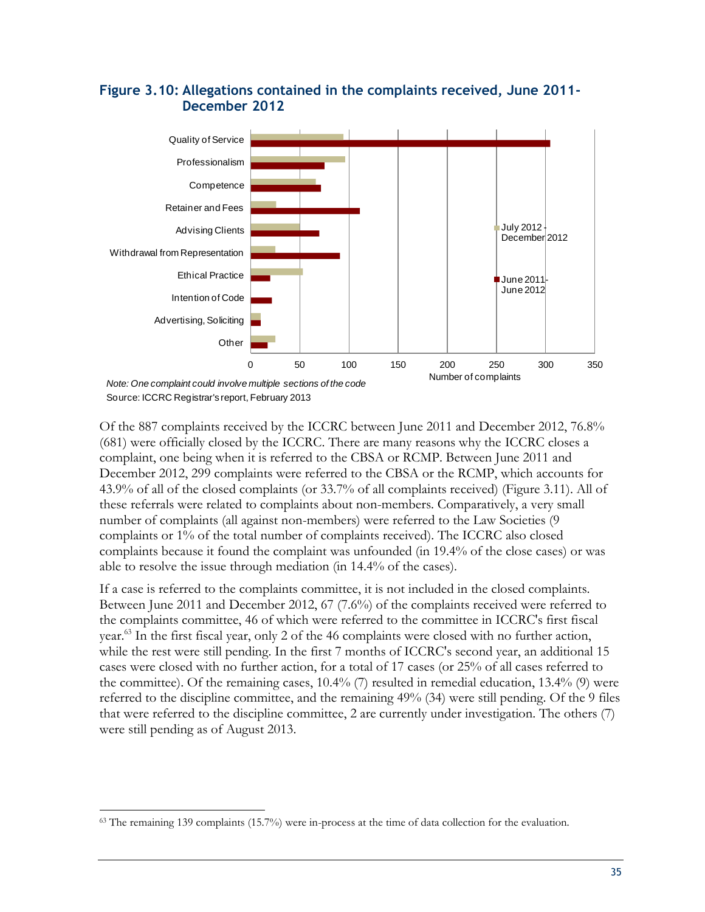**Figure 3.10: Allegations contained in the complaints received, June 2011-December 2012**

*Note: One complaint could involve multiple sections of the code*

Source: ICCRC Registrar's report, February 2013

Of the 887 complaints received by the ICCRC between June 2011 and December 2012, 76.8% (681) were officially closed by the ICCRC. There are many reasons why the ICCRC closes a complaint, one being when it is referred to the CBSA or RCMP. Between June 2011 and December 2012, 299 complaints were referred to the CBSA or the RCMP, which accounts for 43.9% of all of the closed complaints (or 33.7% of all complaints received) (Figure 3.11). All of these referrals were related to complaints about non-members. Comparatively, a very small number of complaints (all against non-members) were referred to the Law Societies (9 complaints or 1% of the total number of complaints received). The ICCRC also closed complaints because it found the complaint was unfounded (in 19.4% of the close cases) or was able to resolve the issue through mediation (in 14.4% of the cases).

If a case is referred to the complaints committee, it is not included in the closed complaints. Between June 2011 and December 2012, 67 (7.6%) of the complaints received were referred to the complaints committee, 46 of which were referred to the committee in ICCRC's first fiscal year.[63] In the first fiscal year, only 2 of the 46 complaints were closed with no further action, while the rest were still pending. In the first 7 months of ICCRC's second year, an additional 15 cases were closed with no further action, for a total of 17 cases (or 25% of all cases referred to the committee). Of the remaining cases, 10.4% (7) resulted in remedial education, 13.4% (9) were referred to the discipline committee, and the remaining 49% (34) were still pending. Of the 9 files that were referred to the discipline committee, 2 are currently under investigation. The others (7) were still pending as of August 2013.

[63] The remaining 139 complaints (15.7%) were in-process at the time of data collection for the evaluation.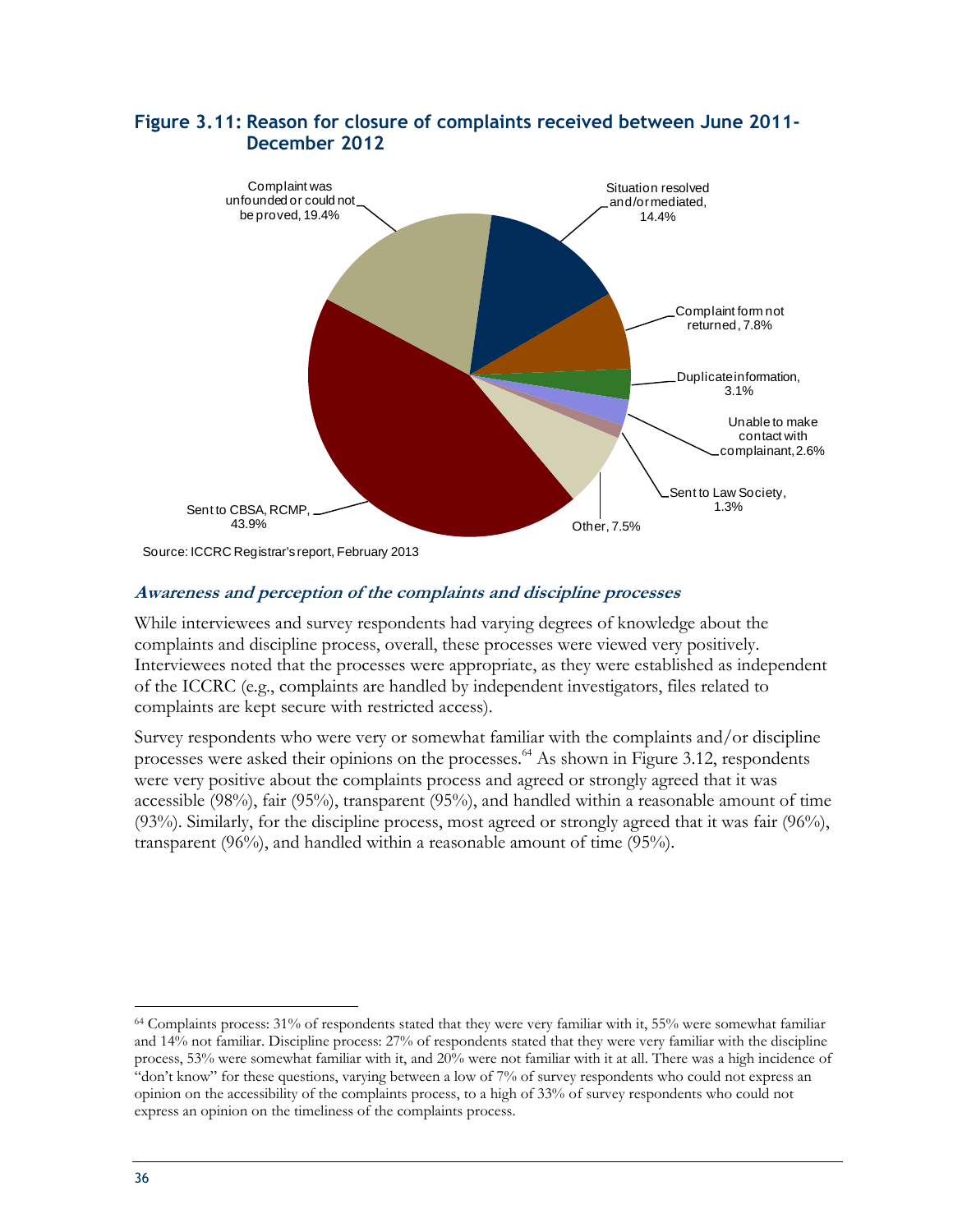**Figure 3.11: Reason for closure of complaints received between June 2011-December 2012**

Complaint was unfounded or could not be proved, 19.4%

Situation resolved and/or mediated, 14.4%

Complaint form not returned, 7.8%

Duplicate information, 3.1%

Unable to make contact with complainant, 2.6%

Sent to Law Society, 1.3%

Other, 7.5%

Sent to CBSA, RCMP, 43.9%

Source: ICCRC Registrar's report, February 2013

### *Awareness and perception of the complaints and discipline processes*

While interviewees and survey respondents had varying degrees of knowledge about the complaints and discipline process, overall, these processes were viewed very positively. Interviewees noted that the processes were appropriate, as they were established as independent of the ICCRC (e.g., complaints are handled by independent investigators, files related to complaints are kept secure with restricted access).

Survey respondents who were very or somewhat familiar with the complaints and/or discipline processes were asked their opinions on the processes.[64] As shown in Figure 3.12, respondents were very positive about the complaints process and agreed or strongly agreed that it was accessible (98%), fair (95%), transparent (95%), and handled within a reasonable amount of time (93%). Similarly, for the discipline process, most agreed or strongly agreed that it was fair (96%), transparent (96%), and handled within a reasonable amount of time (95%).

---

[64] Complaints process: 31% of respondents stated that they were very familiar with it, 55% were somewhat familiar and 14% not familiar. Discipline process: 27% of respondents stated that they were very familiar with the discipline process, 53% were somewhat familiar with it, and 20% were not familiar with it at all. There was a high incidence of "don't know" for these questions, varying between a low of 7% of survey respondents who could not express an opinion on the accessibility of the complaints process, to a high of 33% of survey respondents who could not express an opinion on the timeliness of the complaints process.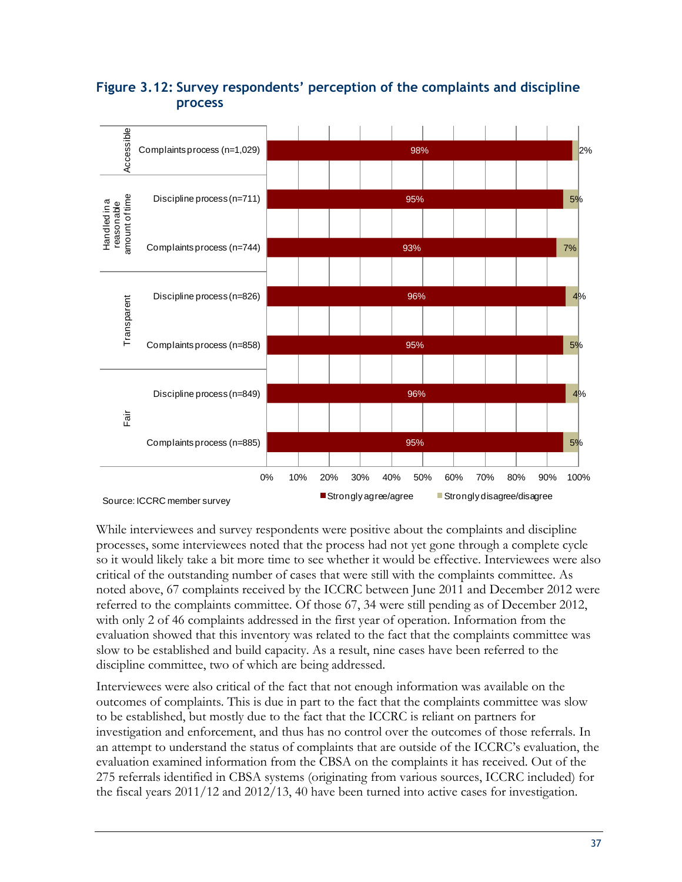### Figure 3.12: Survey respondents' perception of the complaints and discipline process

| Category | Process | Strongly agree/agree | Strongly disagree/disagree |
|---|---|---|---|
| Accessible | Complaints process (n=1,029) | 98% | 2% |
| Handled in a reasonable amount of time | Discipline process (n=711) | 95% | 5% |
| | Complaints process (n=744) | 93% | 7% |
| Transparent | Discipline process (n=826) | 96% | 4% |
| | Complaints process (n=858) | 95% | 5% |
| Fair | Discipline process (n=849) | 96% | 4% |
| | Complaints process (n=885) | 95% | 5% |

Source: ICCRC member survey

While interviewees and survey respondents were positive about the complaints and discipline processes, some interviewees noted that the process had not yet gone through a complete cycle so it would likely take a bit more time to see whether it would be effective. Interviewees were also critical of the outstanding number of cases that were still with the complaints committee. As noted above, 67 complaints received by the ICCRC between June 2011 and December 2012 were referred to the complaints committee. Of those 67, 34 were still pending as of December 2012, with only 2 of 46 complaints addressed in the first year of operation. Information from the evaluation showed that this inventory was related to the fact that the complaints committee was slow to be established and build capacity. As a result, nine cases have been referred to the discipline committee, two of which are being addressed.

Interviewees were also critical of the fact that not enough information was available on the outcomes of complaints. This is due in part to the fact that the complaints committee was slow to be established, but mostly due to the fact that the ICCRC is reliant on partners for investigation and enforcement, and thus has no control over the outcomes of those referrals. In an attempt to understand the status of complaints that are outside of the ICCRC's evaluation, the evaluation examined information from the CBSA on the complaints it has received. Out of the 275 referrals identified in CBSA systems (originating from various sources, ICCRC included) for the fiscal years 2011/12 and 2012/13, 40 have been turned into active cases for investigation.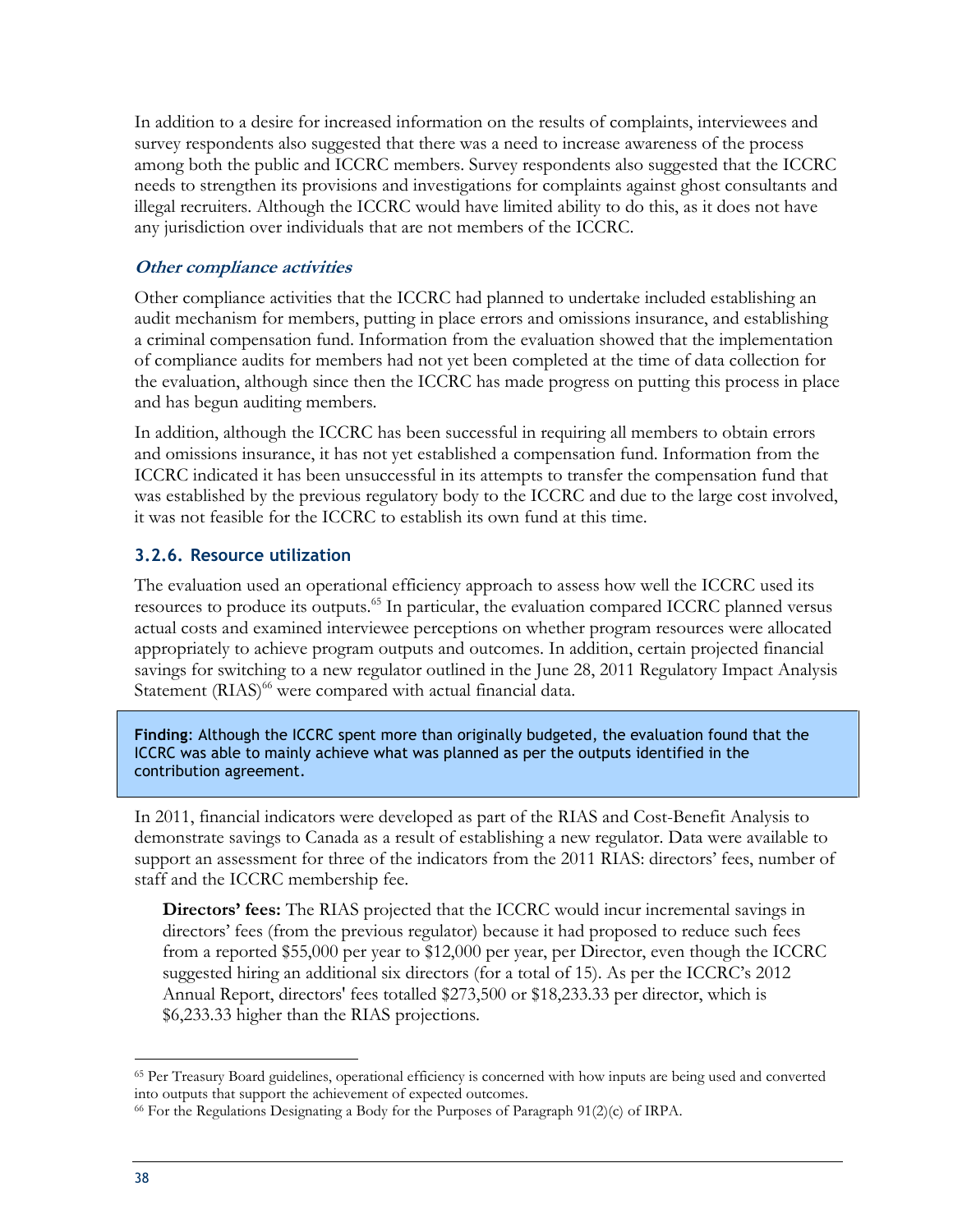In addition to a desire for increased information on the results of complaints, interviewees and survey respondents also suggested that there was a need to increase awareness of the process among both the public and ICCRC members. Survey respondents also suggested that the ICCRC needs to strengthen its provisions and investigations for complaints against ghost consultants and illegal recruiters. Although the ICCRC would have limited ability to do this, as it does not have any jurisdiction over individuals that are not members of the ICCRC.

#### *Other compliance activities*

Other compliance activities that the ICCRC had planned to undertake included establishing an audit mechanism for members, putting in place errors and omissions insurance, and establishing a criminal compensation fund. Information from the evaluation showed that the implementation of compliance audits for members had not yet been completed at the time of data collection for the evaluation, although since then the ICCRC has made progress on putting this process in place and has begun auditing members.

In addition, although the ICCRC has been successful in requiring all members to obtain errors and omissions insurance, it has not yet established a compensation fund. Information from the ICCRC indicated it has been unsuccessful in its attempts to transfer the compensation fund that was established by the previous regulatory body to the ICCRC and due to the large cost involved, it was not feasible for the ICCRC to establish its own fund at this time.

### 3.2.6. Resource utilization

The evaluation used an operational efficiency approach to assess how well the ICCRC used its resources to produce its outputs.[65] In particular, the evaluation compared ICCRC planned versus actual costs and examined interviewee perceptions on whether program resources were allocated appropriately to achieve program outputs and outcomes. In addition, certain projected financial savings for switching to a new regulator outlined in the June 28, 2011 Regulatory Impact Analysis Statement (RIAS)[66] were compared with actual financial data.

> **Finding**: Although the ICCRC spent more than originally budgeted, the evaluation found that the ICCRC was able to mainly achieve what was planned as per the outputs identified in the contribution agreement.

In 2011, financial indicators were developed as part of the RIAS and Cost-Benefit Analysis to demonstrate savings to Canada as a result of establishing a new regulator. Data were available to support an assessment for three of the indicators from the 2011 RIAS: directors' fees, number of staff and the ICCRC membership fee.

**Directors' fees:** The RIAS projected that the ICCRC would incur incremental savings in directors' fees (from the previous regulator) because it had proposed to reduce such fees from a reported $55,000 per year to $12,000 per year, per Director, even though the ICCRC suggested hiring an additional six directors (for a total of 15). As per the ICCRC's 2012 Annual Report, directors' fees totalled $273,500 or $18,233.33 per director, which is $6,233.33 higher than the RIAS projections.

---

[65] Per Treasury Board guidelines, operational efficiency is concerned with how inputs are being used and converted into outputs that support the achievement of expected outcomes.

[66] For the Regulations Designating a Body for the Purposes of Paragraph 91(2)(c) of IRPA.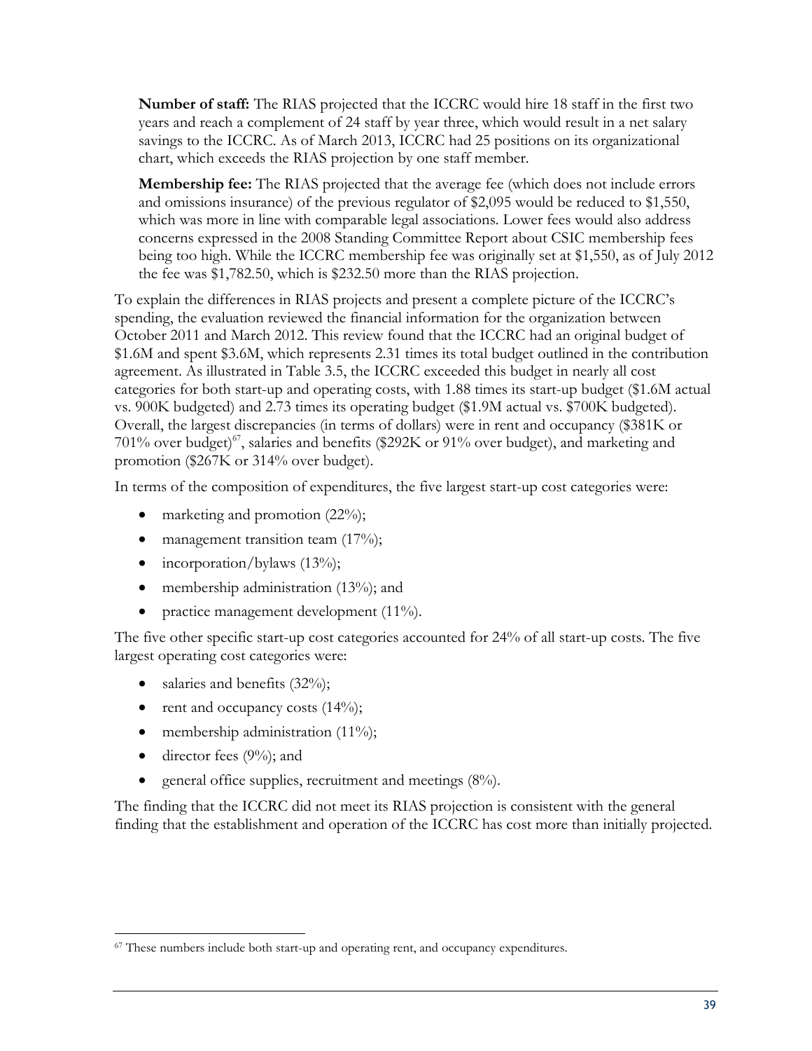**Number of staff:** The RIAS projected that the ICCRC would hire 18 staff in the first two years and reach a complement of 24 staff by year three, which would result in a net salary savings to the ICCRC. As of March 2013, ICCRC had 25 positions on its organizational chart, which exceeds the RIAS projection by one staff member.

**Membership fee:** The RIAS projected that the average fee (which does not include errors and omissions insurance) of the previous regulator of $2,095 would be reduced to $1,550, which was more in line with comparable legal associations. Lower fees would also address concerns expressed in the 2008 Standing Committee Report about CSIC membership fees being too high. While the ICCRC membership fee was originally set at $1,550, as of July 2012 the fee was $1,782.50, which is $232.50 more than the RIAS projection.

To explain the differences in RIAS projects and present a complete picture of the ICCRC's spending, the evaluation reviewed the financial information for the organization between October 2011 and March 2012. This review found that the ICCRC had an original budget of $1.6M and spent $3.6M, which represents 2.31 times its total budget outlined in the contribution agreement. As illustrated in Table 3.5, the ICCRC exceeded this budget in nearly all cost categories for both start-up and operating costs, with 1.88 times its start-up budget ($1.6M actual vs. 900K budgeted) and 2.73 times its operating budget ($1.9M actual vs. $700K budgeted). Overall, the largest discrepancies (in terms of dollars) were in rent and occupancy ($381K or 701% over budget)[67], salaries and benefits ($292K or 91% over budget), and marketing and promotion ($267K or 314% over budget).

In terms of the composition of expenditures, the five largest start-up cost categories were:

- marketing and promotion (22%);
- management transition team (17%);
- incorporation/bylaws (13%);
- membership administration (13%); and
- practice management development (11%).

The five other specific start-up cost categories accounted for 24% of all start-up costs. The five largest operating cost categories were:

- salaries and benefits (32%);
- rent and occupancy costs (14%);
- membership administration (11%);
- director fees (9%); and
- general office supplies, recruitment and meetings (8%).

The finding that the ICCRC did not meet its RIAS projection is consistent with the general finding that the establishment and operation of the ICCRC has cost more than initially projected.

[67] These numbers include both start-up and operating rent, and occupancy expenditures.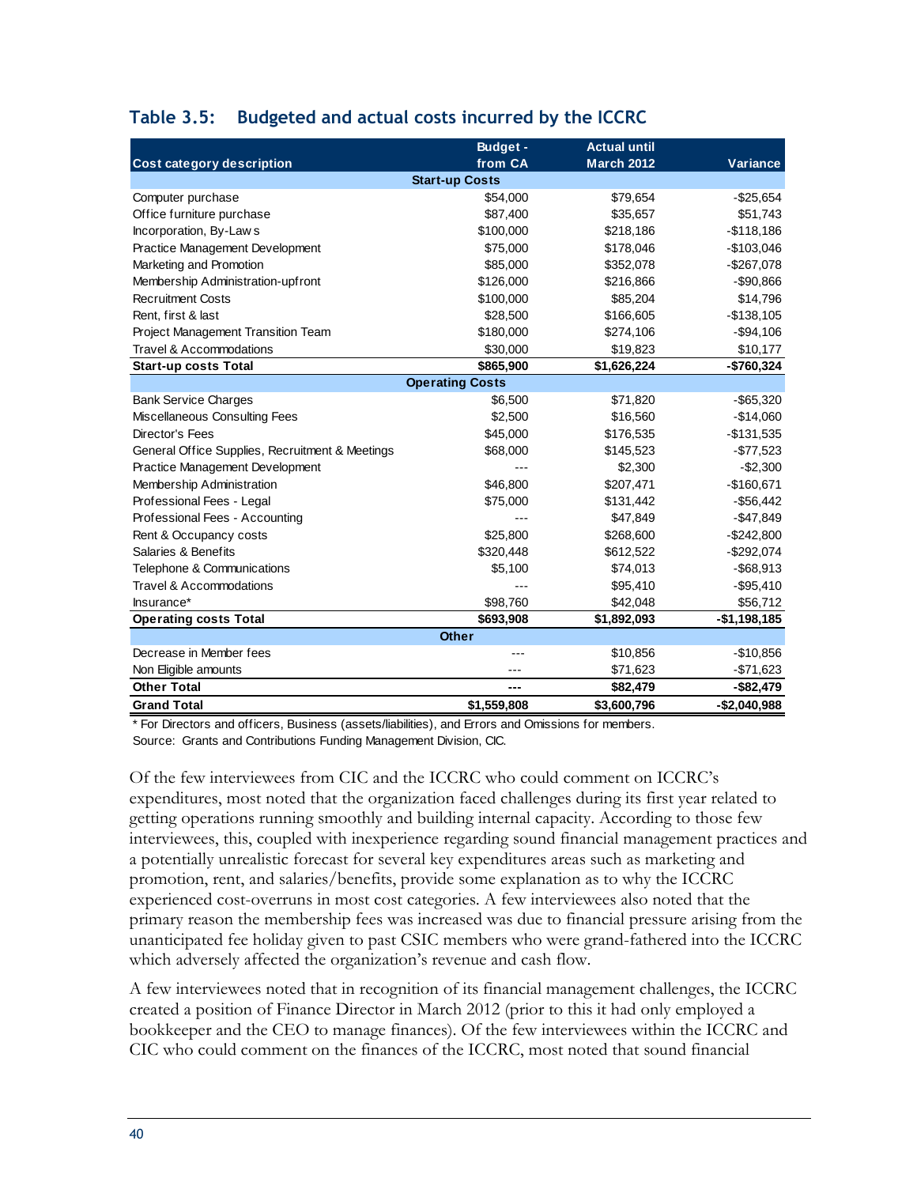### Table 3.5: Budgeted and actual costs incurred by the ICCRC

| Cost category description | Budget - from CA | Actual until March 2012 | Variance |
|---|---|---|---|
| **Start-up Costs** | | | |
| Computer purchase | $54,000 | $79,654 | -$25,654 |
| Office furniture purchase | $87,400 | $35,657 | $51,743 |
| Incorporation, By-Law s | $100,000 | $218,186 | -$118,186 |
| Practice Management Development | $75,000 | $178,046 | -$103,046 |
| Marketing and Promotion | $85,000 | $352,078 | -$267,078 |
| Membership Administration-upfront | $126,000 | $216,866 | -$90,866 |
| Recruitment Costs | $100,000 | $85,204 | $14,796 |
| Rent, first & last | $28,500 | $166,605 | -$138,105 |
| Project Management Transition Team | $180,000 | $274,106 | -$94,106 |
| Travel & Accommodations | $30,000 | $19,823 | $10,177 |
| **Start-up costs Total** | **$865,900** | **$1,626,224** | **-$760,324** |
| **Operating Costs** | | | |
| Bank Service Charges | $6,500 | $71,820 | -$65,320 |
| Miscellaneous Consulting Fees | $2,500 | $16,560 | -$14,060 |
| Director's Fees | $45,000 | $176,535 | -$131,535 |
| General Office Supplies, Recruitment & Meetings | $68,000 | $145,523 | -$77,523 |
| Practice Management Development | --- | $2,300 | -$2,300 |
| Membership Administration | $46,800 | $207,471 | -$160,671 |
| Professional Fees - Legal | $75,000 | $131,442 | -$56,442 |
| Professional Fees - Accounting | --- | $47,849 | -$47,849 |
| Rent & Occupancy costs | $25,800 | $268,600 | -$242,800 |
| Salaries & Benefits | $320,448 | $612,522 | -$292,074 |
| Telephone & Communications | $5,100 | $74,013 | -$68,913 |
| Travel & Accommodations | --- | $95,410 | -$95,410 |
| Insurance* | $98,760 | $42,048 | $56,712 |
| **Operating costs Total** | **$693,908** | **$1,892,093** | **-$1,198,185** |
| **Other** | | | |
| Decrease in Member fees | --- | $10,856 | -$10,856 |
| Non Eligible amounts | --- | $71,623 | -$71,623 |
| **Other Total** | **---** | **$82,479** | **-$82,479** |
| **Grand Total** | **$1,559,808** | **$3,600,796** | **-$2,040,988** |

\* For Directors and officers, Business (assets/liabilities), and Errors and Omissions for members.

Source: Grants and Contributions Funding Management Division, CIC.

Of the few interviewees from CIC and the ICCRC who could comment on ICCRC's expenditures, most noted that the organization faced challenges during its first year related to getting operations running smoothly and building internal capacity. According to those few interviewees, this, coupled with inexperience regarding sound financial management practices and a potentially unrealistic forecast for several key expenditures areas such as marketing and promotion, rent, and salaries/benefits, provide some explanation as to why the ICCRC experienced cost-overruns in most cost categories. A few interviewees also noted that the primary reason the membership fees was increased was due to financial pressure arising from the unanticipated fee holiday given to past CSIC members who were grand-fathered into the ICCRC which adversely affected the organization's revenue and cash flow.

A few interviewees noted that in recognition of its financial management challenges, the ICCRC created a position of Finance Director in March 2012 (prior to this it had only employed a bookkeeper and the CEO to manage finances). Of the few interviewees within the ICCRC and CIC who could comment on the finances of the ICCRC, most noted that sound financial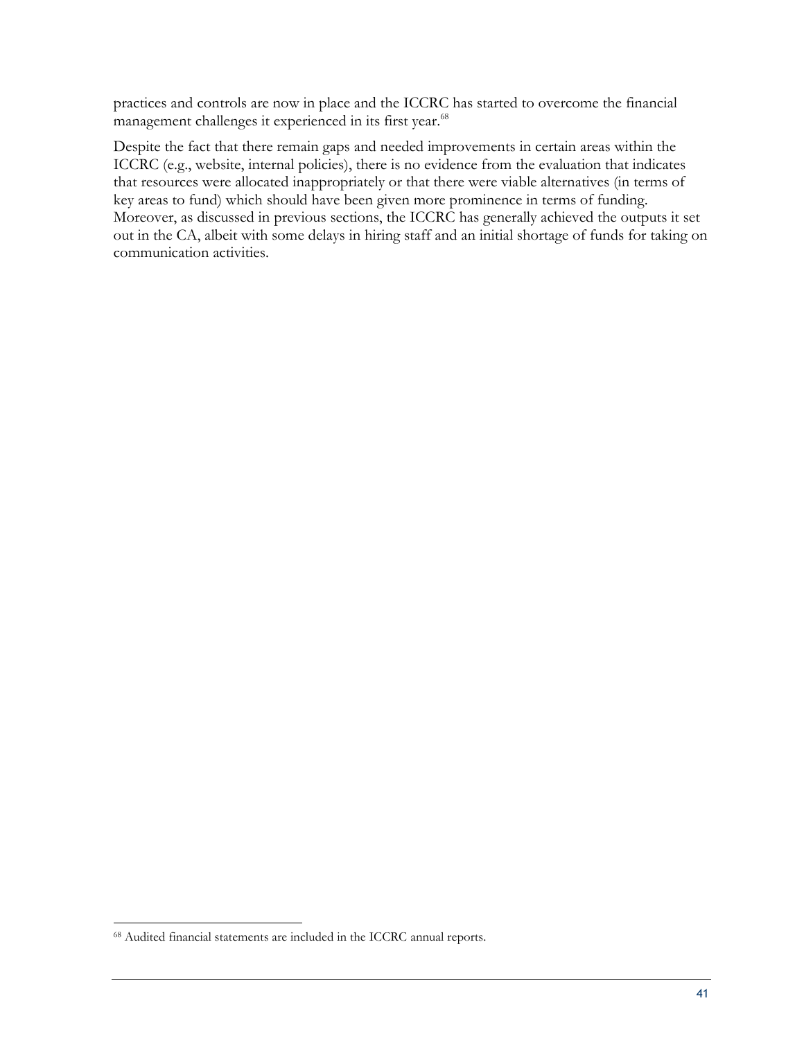practices and controls are now in place and the ICCRC has started to overcome the financial management challenges it experienced in its first year.[68]

Despite the fact that there remain gaps and needed improvements in certain areas within the ICCRC (e.g., website, internal policies), there is no evidence from the evaluation that indicates that resources were allocated inappropriately or that there were viable alternatives (in terms of key areas to fund) which should have been given more prominence in terms of funding. Moreover, as discussed in previous sections, the ICCRC has generally achieved the outputs it set out in the CA, albeit with some delays in hiring staff and an initial shortage of funds for taking on communication activities.

---

[68] Audited financial statements are included in the ICCRC annual reports.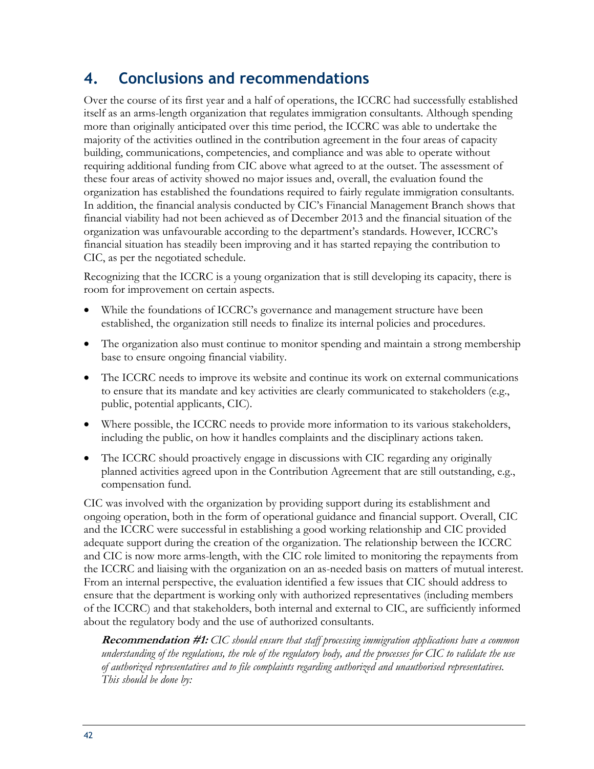# 4. Conclusions and recommendations

Over the course of its first year and a half of operations, the ICCRC had successfully established itself as an arms-length organization that regulates immigration consultants. Although spending more than originally anticipated over this time period, the ICCRC was able to undertake the majority of the activities outlined in the contribution agreement in the four areas of capacity building, communications, competencies, and compliance and was able to operate without requiring additional funding from CIC above what agreed to at the outset. The assessment of these four areas of activity showed no major issues and, overall, the evaluation found the organization has established the foundations required to fairly regulate immigration consultants. In addition, the financial analysis conducted by CIC's Financial Management Branch shows that financial viability had not been achieved as of December 2013 and the financial situation of the organization was unfavourable according to the department's standards. However, ICCRC's financial situation has steadily been improving and it has started repaying the contribution to CIC, as per the negotiated schedule.

Recognizing that the ICCRC is a young organization that is still developing its capacity, there is room for improvement on certain aspects.

- While the foundations of ICCRC's governance and management structure have been established, the organization still needs to finalize its internal policies and procedures.
- The organization also must continue to monitor spending and maintain a strong membership base to ensure ongoing financial viability.
- The ICCRC needs to improve its website and continue its work on external communications to ensure that its mandate and key activities are clearly communicated to stakeholders (e.g., public, potential applicants, CIC).
- Where possible, the ICCRC needs to provide more information to its various stakeholders, including the public, on how it handles complaints and the disciplinary actions taken.
- The ICCRC should proactively engage in discussions with CIC regarding any originally planned activities agreed upon in the Contribution Agreement that are still outstanding, e.g., compensation fund.

CIC was involved with the organization by providing support during its establishment and ongoing operation, both in the form of operational guidance and financial support. Overall, CIC and the ICCRC were successful in establishing a good working relationship and CIC provided adequate support during the creation of the organization. The relationship between the ICCRC and CIC is now more arms-length, with the CIC role limited to monitoring the repayments from the ICCRC and liaising with the organization on an as-needed basis on matters of mutual interest. From an internal perspective, the evaluation identified a few issues that CIC should address to ensure that the department is working only with authorized representatives (including members of the ICCRC) and that stakeholders, both internal and external to CIC, are sufficiently informed about the regulatory body and the use of authorized consultants.

> ***Recommendation #1:*** *CIC should ensure that staff processing immigration applications have a common understanding of the regulations, the role of the regulatory body, and the processes for CIC to validate the use of authorized representatives and to file complaints regarding authorized and unauthorised representatives. This should be done by:*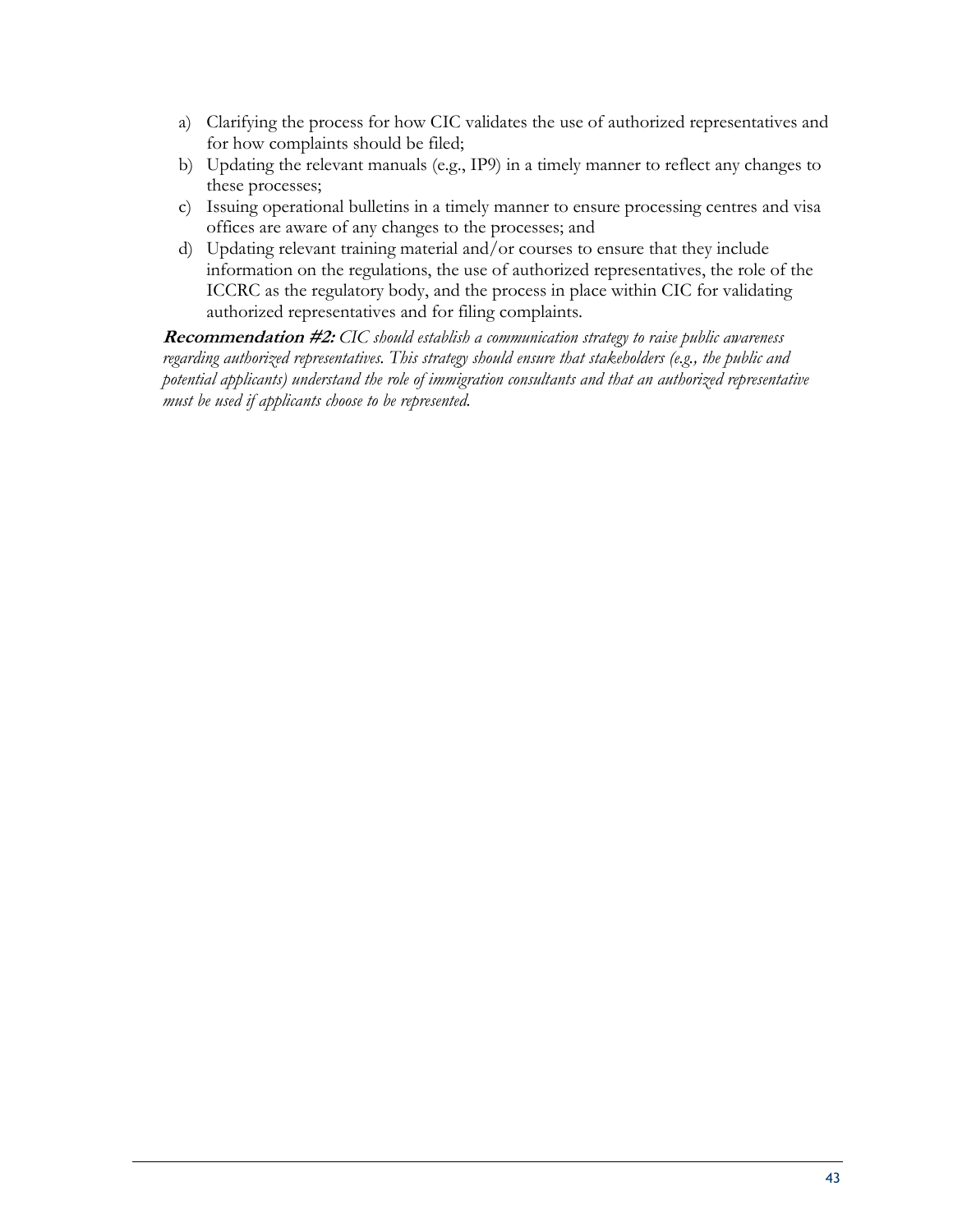a) Clarifying the process for how CIC validates the use of authorized representatives and for how complaints should be filed;
b) Updating the relevant manuals (e.g., IP9) in a timely manner to reflect any changes to these processes;
c) Issuing operational bulletins in a timely manner to ensure processing centres and visa offices are aware of any changes to the processes; and
d) Updating relevant training material and/or courses to ensure that they include information on the regulations, the use of authorized representatives, the role of the ICCRC as the regulatory body, and the process in place within CIC for validating authorized representatives and for filing complaints.

***Recommendation #2:*** *CIC should establish a communication strategy to raise public awareness regarding authorized representatives. This strategy should ensure that stakeholders (e.g., the public and potential applicants) understand the role of immigration consultants and that an authorized representative must be used if applicants choose to be represented.*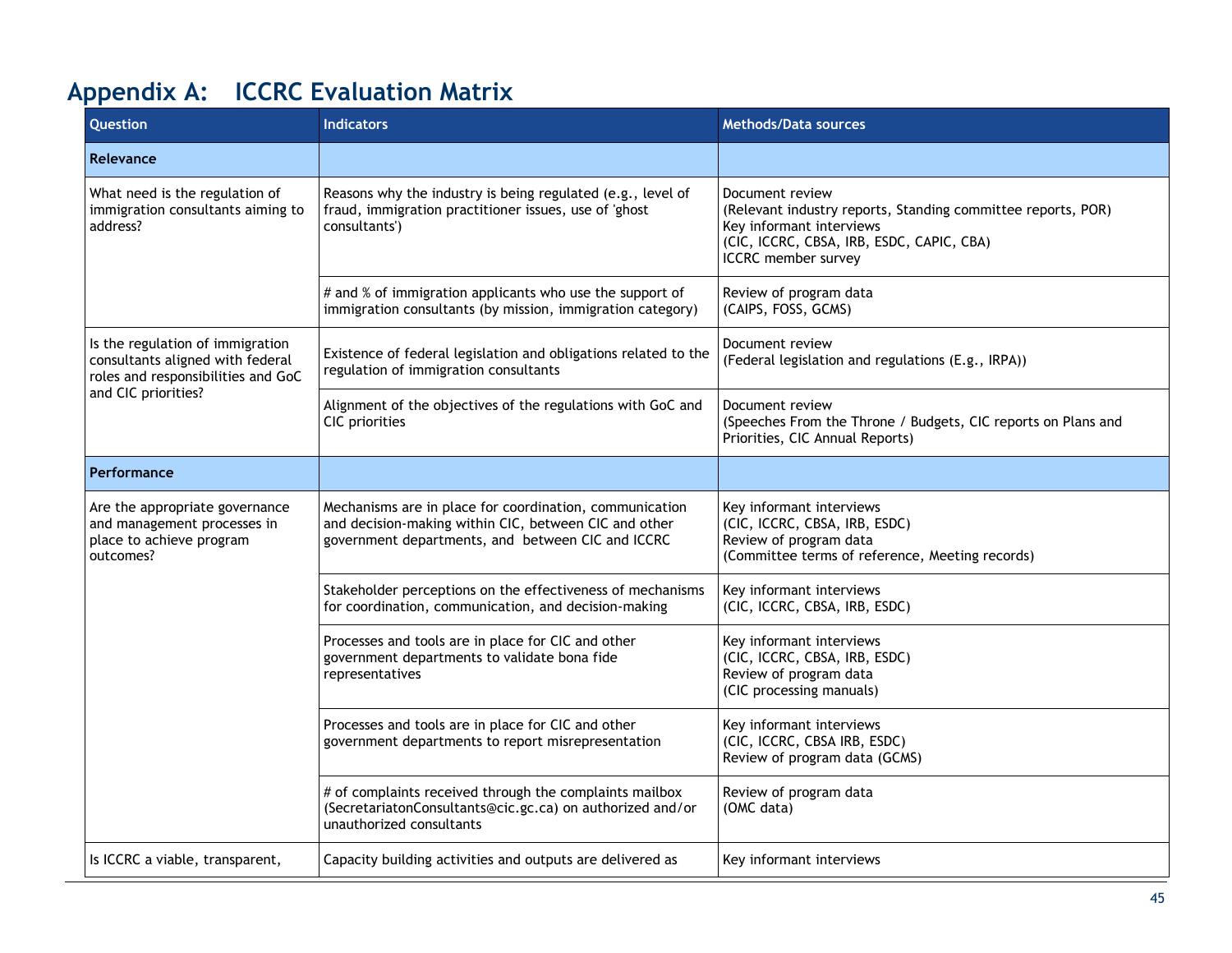## Appendix A: ICCRC Evaluation Matrix

| Question | Indicators | Methods/Data sources |
|---|---|---|
| **Relevance** | | |
| What need is the regulation of immigration consultants aiming to address? | Reasons why the industry is being regulated (e.g., level of fraud, immigration practitioner issues, use of 'ghost consultants') | Document review<br>(Relevant industry reports, Standing committee reports, POR)<br>Key informant interviews<br>(CIC, ICCRC, CBSA, IRB, ESDC, CAPIC, CBA)<br>ICCRC member survey |
| | # and % of immigration applicants who use the support of immigration consultants (by mission, immigration category) | Review of program data<br>(CAIPS, FOSS, GCMS) |
| Is the regulation of immigration consultants aligned with federal roles and responsibilities and GoC and CIC priorities? | Existence of federal legislation and obligations related to the regulation of immigration consultants | Document review<br>(Federal legislation and regulations (E.g., IRPA)) |
| | Alignment of the objectives of the regulations with GoC and CIC priorities | Document review<br>(Speeches From the Throne / Budgets, CIC reports on Plans and Priorities, CIC Annual Reports) |
| **Performance** | | |
| Are the appropriate governance and management processes in place to achieve program outcomes? | Mechanisms are in place for coordination, communication and decision-making within CIC, between CIC and other government departments, and between CIC and ICCRC | Key informant interviews<br>(CIC, ICCRC, CBSA, IRB, ESDC)<br>Review of program data<br>(Committee terms of reference, Meeting records) |
| | Stakeholder perceptions on the effectiveness of mechanisms for coordination, communication, and decision-making | Key informant interviews<br>(CIC, ICCRC, CBSA, IRB, ESDC) |
| | Processes and tools are in place for CIC and other government departments to validate bona fide representatives | Key informant interviews<br>(CIC, ICCRC, CBSA, IRB, ESDC)<br>Review of program data<br>(CIC processing manuals) |
| | Processes and tools are in place for CIC and other government departments to report misrepresentation | Key informant interviews<br>(CIC, ICCRC, CBSA IRB, ESDC)<br>Review of program data (GCMS) |
| | # of complaints received through the complaints mailbox (SecretariatonConsultants@cic.gc.ca) on authorized and/or unauthorized consultants | Review of program data<br>(OMC data) |
| Is ICCRC a viable, transparent, | Capacity building activities and outputs are delivered as | Key informant interviews |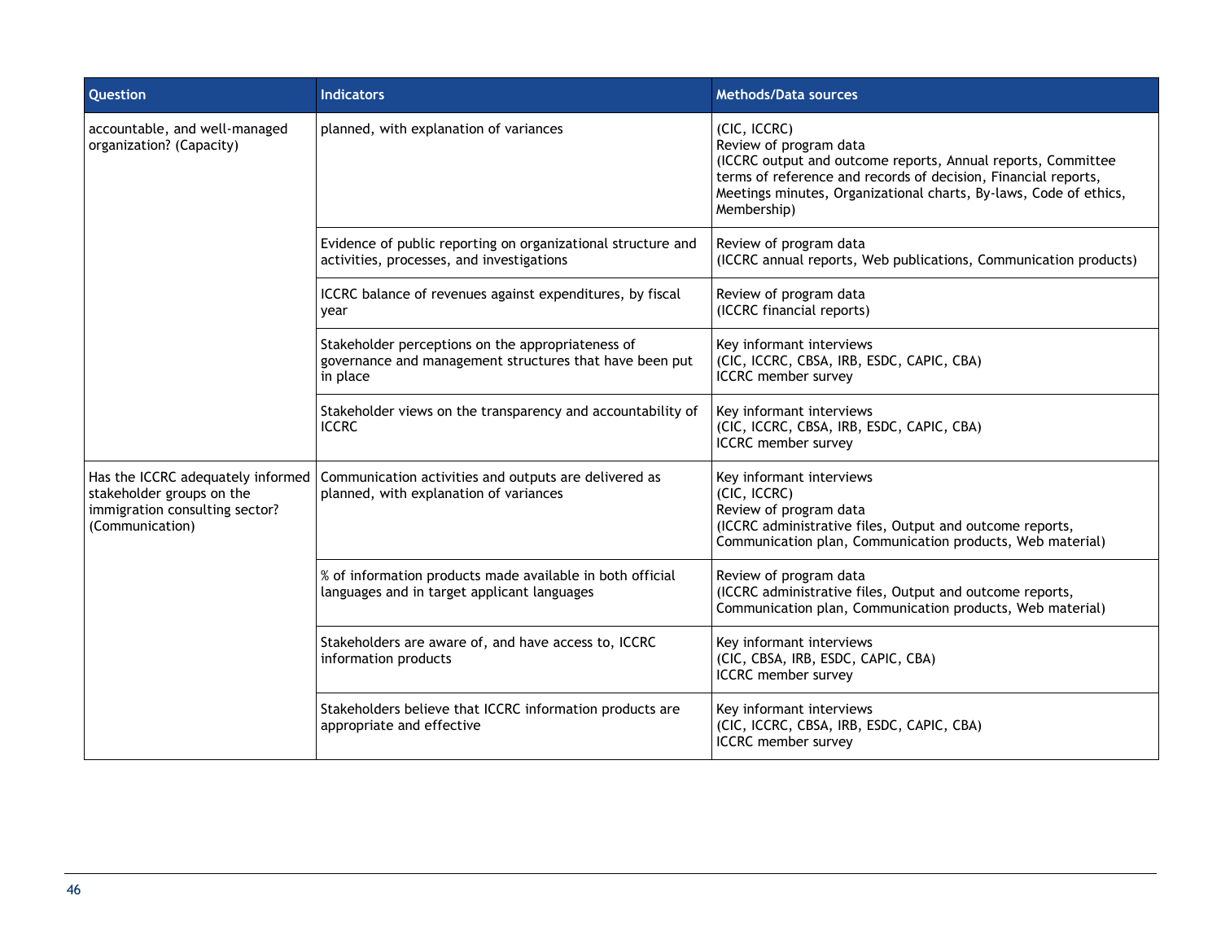| Question | Indicators | Methods/Data sources |
| --- | --- | --- |
| accountable, and well-managed organization? (Capacity) | planned, with explanation of variances | (CIC, ICCRC)<br>Review of program data<br>(ICCRC output and outcome reports, Annual reports, Committee terms of reference and records of decision, Financial reports, Meetings minutes, Organizational charts, By-laws, Code of ethics, Membership) |
| | Evidence of public reporting on organizational structure and activities, processes, and investigations | Review of program data<br>(ICCRC annual reports, Web publications, Communication products) |
| | ICCRC balance of revenues against expenditures, by fiscal year | Review of program data<br>(ICCRC financial reports) |
| | Stakeholder perceptions on the appropriateness of governance and management structures that have been put in place | Key informant interviews<br>(CIC, ICCRC, CBSA, IRB, ESDC, CAPIC, CBA)<br>ICCRC member survey |
| | Stakeholder views on the transparency and accountability of ICCRC | Key informant interviews<br>(CIC, ICCRC, CBSA, IRB, ESDC, CAPIC, CBA)<br>ICCRC member survey |
| Has the ICCRC adequately informed stakeholder groups on the immigration consulting sector? (Communication) | Communication activities and outputs are delivered as planned, with explanation of variances | Key informant interviews<br>(CIC, ICCRC)<br>Review of program data<br>(ICCRC administrative files, Output and outcome reports, Communication plan, Communication products, Web material) |
| | % of information products made available in both official languages and in target applicant languages | Review of program data<br>(ICCRC administrative files, Output and outcome reports, Communication plan, Communication products, Web material) |
| | Stakeholders are aware of, and have access to, ICCRC information products | Key informant interviews<br>(CIC, CBSA, IRB, ESDC, CAPIC, CBA)<br>ICCRC member survey |
| | Stakeholders believe that ICCRC information products are appropriate and effective | Key informant interviews<br>(CIC, ICCRC, CBSA, IRB, ESDC, CAPIC, CBA)<br>ICCRC member survey |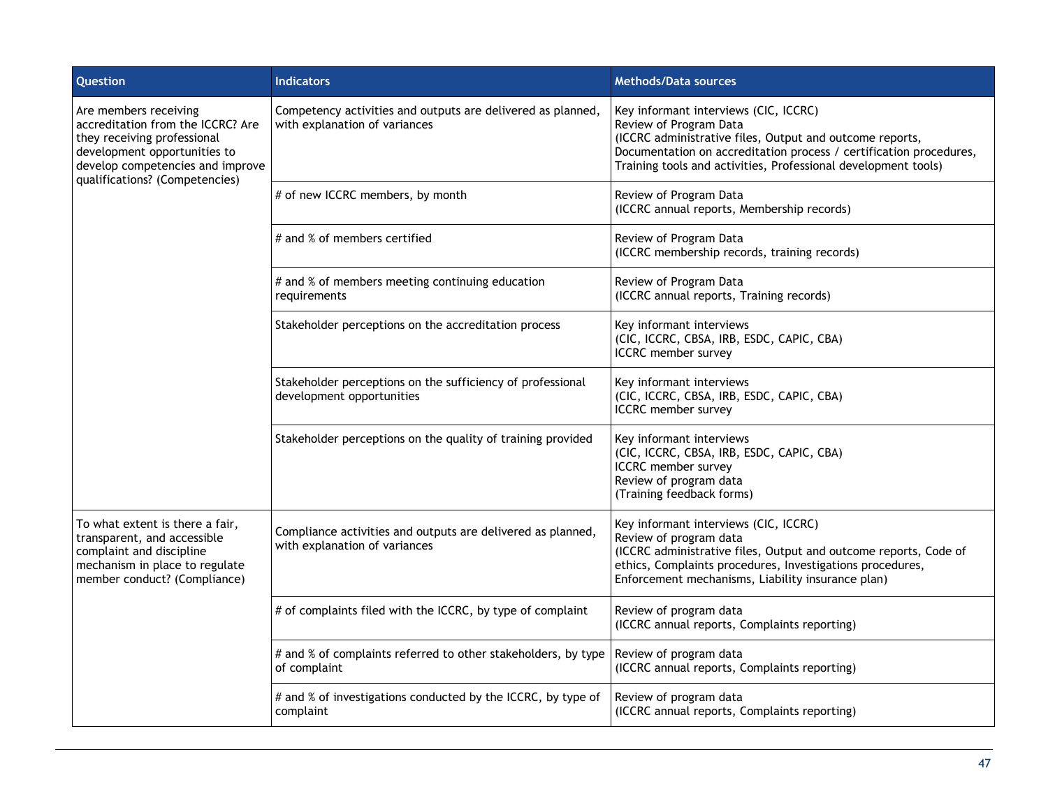| Question | Indicators | Methods/Data sources |
|---|---|---|
| Are members receiving accreditation from the ICCRC? Are they receiving professional development opportunities to develop competencies and improve qualifications? (Competencies) | Competency activities and outputs are delivered as planned, with explanation of variances | Key informant interviews (CIC, ICCRC)<br>Review of Program Data<br>(ICCRC administrative files, Output and outcome reports, Documentation on accreditation process / certification procedures, Training tools and activities, Professional development tools) |
| | # of new ICCRC members, by month | Review of Program Data<br>(ICCRC annual reports, Membership records) |
| | # and % of members certified | Review of Program Data<br>(ICCRC membership records, training records) |
| | # and % of members meeting continuing education requirements | Review of Program Data<br>(ICCRC annual reports, Training records) |
| | Stakeholder perceptions on the accreditation process | Key informant interviews<br>(CIC, ICCRC, CBSA, IRB, ESDC, CAPIC, CBA)<br>ICCRC member survey |
| | Stakeholder perceptions on the sufficiency of professional development opportunities | Key informant interviews<br>(CIC, ICCRC, CBSA, IRB, ESDC, CAPIC, CBA)<br>ICCRC member survey |
| | Stakeholder perceptions on the quality of training provided | Key informant interviews<br>(CIC, ICCRC, CBSA, IRB, ESDC, CAPIC, CBA)<br>ICCRC member survey<br>Review of program data<br>(Training feedback forms) |
| To what extent is there a fair, transparent, and accessible complaint and discipline mechanism in place to regulate member conduct? (Compliance) | Compliance activities and outputs are delivered as planned, with explanation of variances | Key informant interviews (CIC, ICCRC)<br>Review of program data<br>(ICCRC administrative files, Output and outcome reports, Code of ethics, Complaints procedures, Investigations procedures, Enforcement mechanisms, Liability insurance plan) |
| | # of complaints filed with the ICCRC, by type of complaint | Review of program data<br>(ICCRC annual reports, Complaints reporting) |
| | # and % of complaints referred to other stakeholders, by type of complaint | Review of program data<br>(ICCRC annual reports, Complaints reporting) |
| | # and % of investigations conducted by the ICCRC, by type of complaint | Review of program data<br>(ICCRC annual reports, Complaints reporting) |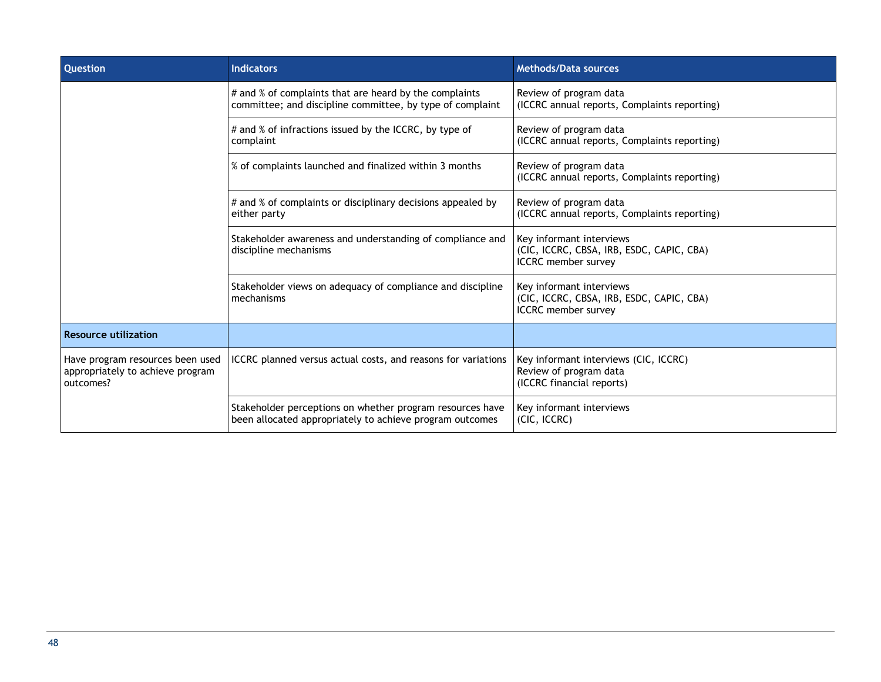| Question | Indicators | Methods/Data sources |
|---|---|---|
| | # and % of complaints that are heard by the complaints committee; and discipline committee, by type of complaint | Review of program data<br>(ICCRC annual reports, Complaints reporting) |
| | # and % of infractions issued by the ICCRC, by type of complaint | Review of program data<br>(ICCRC annual reports, Complaints reporting) |
| | % of complaints launched and finalized within 3 months | Review of program data<br>(ICCRC annual reports, Complaints reporting) |
| | # and % of complaints or disciplinary decisions appealed by either party | Review of program data<br>(ICCRC annual reports, Complaints reporting) |
| | Stakeholder awareness and understanding of compliance and discipline mechanisms | Key informant interviews<br>(CIC, ICCRC, CBSA, IRB, ESDC, CAPIC, CBA)<br>ICCRC member survey |
| | Stakeholder views on adequacy of compliance and discipline mechanisms | Key informant interviews<br>(CIC, ICCRC, CBSA, IRB, ESDC, CAPIC, CBA)<br>ICCRC member survey |
| **Resource utilization** | | |
| Have program resources been used appropriately to achieve program outcomes? | ICCRC planned versus actual costs, and reasons for variations | Key informant interviews (CIC, ICCRC)<br>Review of program data<br>(ICCRC financial reports) |
| | Stakeholder perceptions on whether program resources have been allocated appropriately to achieve program outcomes | Key informant interviews<br>(CIC, ICCRC) |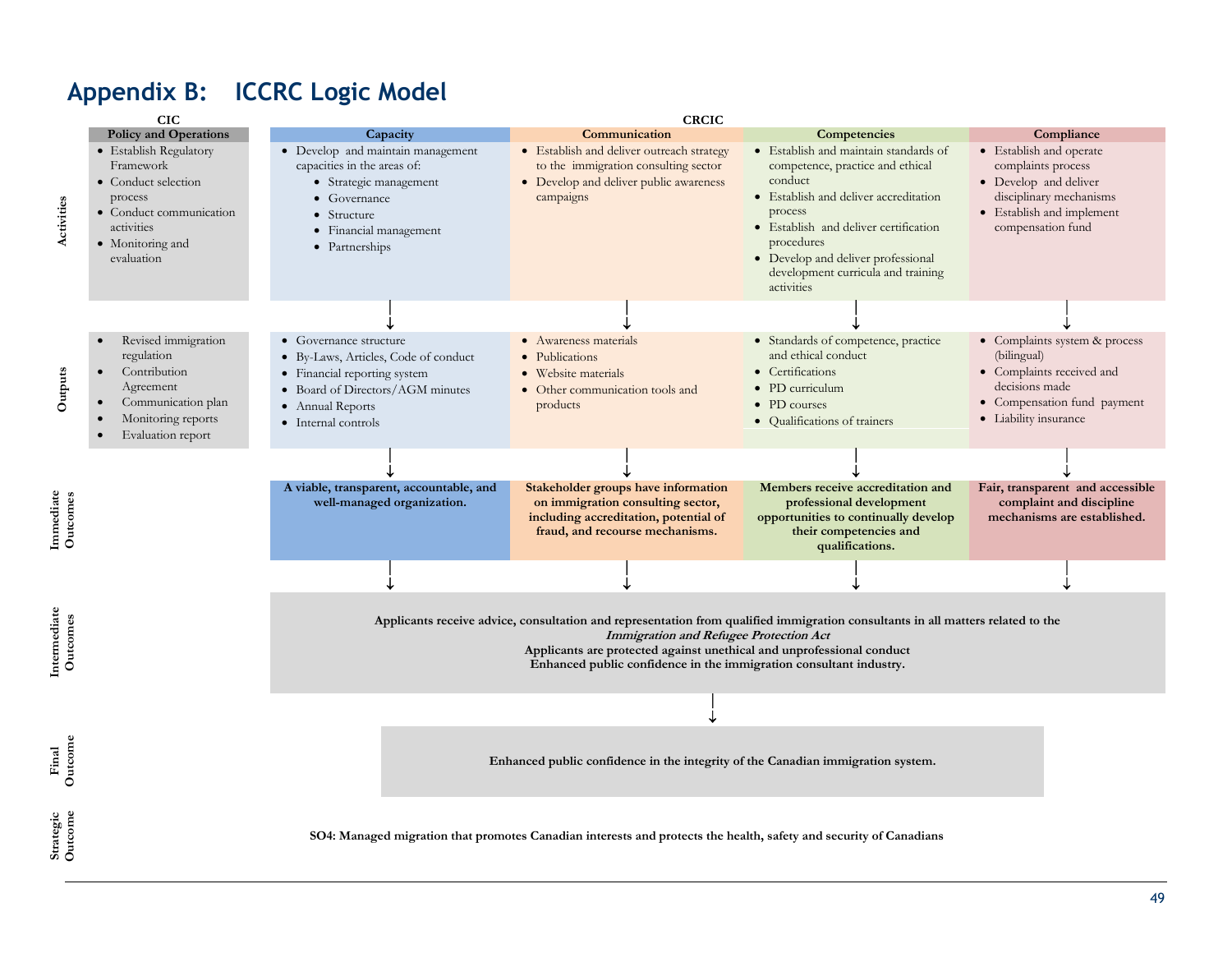## Appendix B: ICCRC Logic Model

| | CIC | CRCIC | | | |
|---|---|---|---|---|---|
| | **Policy and Operations** | **Capacity** | **Communication** | **Competencies** | **Compliance** |
| **Activities** | • Establish Regulatory Framework<br>• Conduct selection process<br>• Conduct communication activities<br>• Monitoring and evaluation | • Develop and maintain management capacities in the areas of:<br>  ◦ Strategic management<br>  ◦ Governance<br>  ◦ Structure<br>  ◦ Financial management<br>  ◦ Partnerships | • Establish and deliver outreach strategy to the immigration consulting sector<br>• Develop and deliver public awareness campaigns | • Establish and maintain standards of competence, practice and ethical conduct<br>• Establish and deliver accreditation process<br>• Establish and deliver certification procedures<br>• Develop and deliver professional development curricula and training activities | • Establish and operate complaints process<br>• Develop and deliver disciplinary mechanisms<br>• Establish and implement compensation fund |
| **Outputs** | • Revised immigration regulation<br>• Contribution Agreement<br>• Communication plan<br>• Monitoring reports<br>• Evaluation report | • Governance structure<br>• By-Laws, Articles, Code of conduct<br>• Financial reporting system<br>• Board of Directors/AGM minutes<br>• Annual Reports<br>• Internal controls | • Awareness materials<br>• Publications<br>• Website materials<br>• Other communication tools and products | • Standards of competence, practice and ethical conduct<br>• Certifications<br>• PD curriculum<br>• PD courses<br>• Qualifications of trainers | • Complaints system & process (bilingual)<br>• Complaints received and decisions made<br>• Compensation fund payment<br>• Liability insurance |
| **Immediate Outcomes** | | **A viable, transparent, accountable, and well-managed organization.** | **Stakeholder groups have information on immigration consulting sector, including accreditation, potential of fraud, and recourse mechanisms.** | **Members receive accreditation and professional development opportunities to continually develop their competencies and qualifications.** | **Fair, transparent and accessible complaint and discipline mechanisms are established.** |
| **Intermediate Outcomes** | | **Applicants receive advice, consultation and representation from qualified immigration consultants in all matters related to the *Immigration and Refugee Protection Act*<br>Applicants are protected against unethical and unprofessional conduct<br>Enhanced public confidence in the immigration consultant industry.** | | | |
| **Final Outcome** | | **Enhanced public confidence in the integrity of the Canadian immigration system.** | | | |
| **Strategic Outcome** | | **SO4: Managed migration that promotes Canadian interests and protects the health, safety and security of Canadians** | | | |